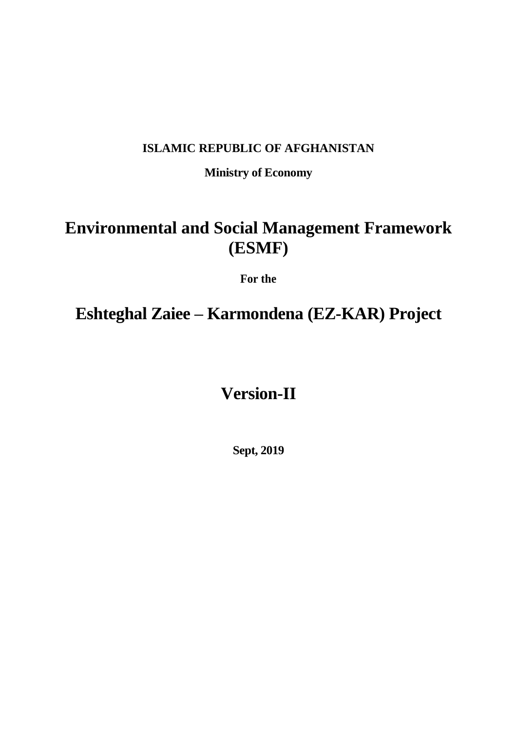**ISLAMIC REPUBLIC OF AFGHANISTAN**

**Ministry of Economy**

# Environmental and Social Management Framework (ESMF)

**For the**

# Eshteghal Zaiee – Karmondena (EZ-KAR) Project

## Version-II

**Sept, 2019**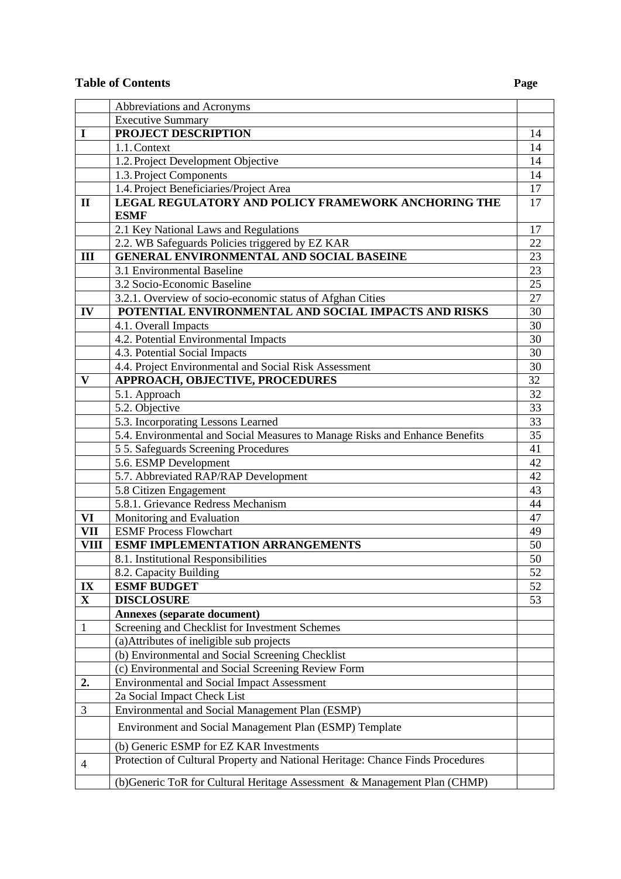**Table of Contents** **Page**

| | | |
|---|---|---|
| | Abbreviations and Acronyms | |
| | Executive Summary | |
| **I** | **PROJECT DESCRIPTION** | 14 |
| | 1.1. Context | 14 |
| | 1.2. Project Development Objective | 14 |
| | 1.3. Project Components | 14 |
| | 1.4. Project Beneficiaries/Project Area | 17 |
| **II** | **LEGAL REGULATORY AND POLICY FRAMEWORK ANCHORING THE ESMF** | 17 |
| | 2.1 Key National Laws and Regulations | 17 |
| | 2.2. WB Safeguards Policies triggered by EZ KAR | 22 |
| **III** | **GENERAL ENVIRONMENTAL AND SOCIAL BASEINE** | 23 |
| | 3.1 Environmental Baseline | 23 |
| | 3.2 Socio-Economic Baseline | 25 |
| | 3.2.1. Overview of socio-economic status of Afghan Cities | 27 |
| **IV** | **POTENTIAL ENVIRONMENTAL AND SOCIAL IMPACTS AND RISKS** | 30 |
| | 4.1. Overall Impacts | 30 |
| | 4.2. Potential Environmental Impacts | 30 |
| | 4.3. Potential Social Impacts | 30 |
| | 4.4. Project Environmental and Social Risk Assessment | 30 |
| **V** | **APPROACH, OBJECTIVE, PROCEDURES** | 32 |
| | 5.1. Approach | 32 |
| | 5.2. Objective | 33 |
| | 5.3. Incorporating Lessons Learned | 33 |
| | 5.4. Environmental and Social Measures to Manage Risks and Enhance Benefits | 35 |
| | 5 5. Safeguards Screening Procedures | 41 |
| | 5.6. ESMP Development | 42 |
| | 5.7. Abbreviated RAP/RAP Development | 42 |
| | 5.8 Citizen Engagement | 43 |
| | 5.8.1. Grievance Redress Mechanism | 44 |
| **VI** | Monitoring and Evaluation | 47 |
| **VII** | ESMF Process Flowchart | 49 |
| **VIII** | **ESMF IMPLEMENTATION ARRANGEMENTS** | 50 |
| | 8.1. Institutional Responsibilities | 50 |
| | 8.2. Capacity Building | 52 |
| **IX** | **ESMF BUDGET** | 52 |
| **X** | **DISCLOSURE** | 53 |
| | **Annexes (separate document)** | |
| 1 | Screening and Checklist for Investment Schemes | |
| | (a)Attributes of ineligible sub projects | |
| | (b) Environmental and Social Screening Checklist | |
| | (c) Environmental and Social Screening Review Form | |
| **2.** | Environmental and Social Impact Assessment | |
| | 2a Social Impact Check List | |
| 3 | Environmental and Social Management Plan (ESMP) | |
| | Environment and Social Management Plan (ESMP) Template | |
| | (b) Generic ESMP for EZ KAR Investments | |
| 4 | Protection of Cultural Property and National Heritage: Chance Finds Procedures | |
| | (b)Generic ToR for Cultural Heritage Assessment & Management Plan (CHMP) | |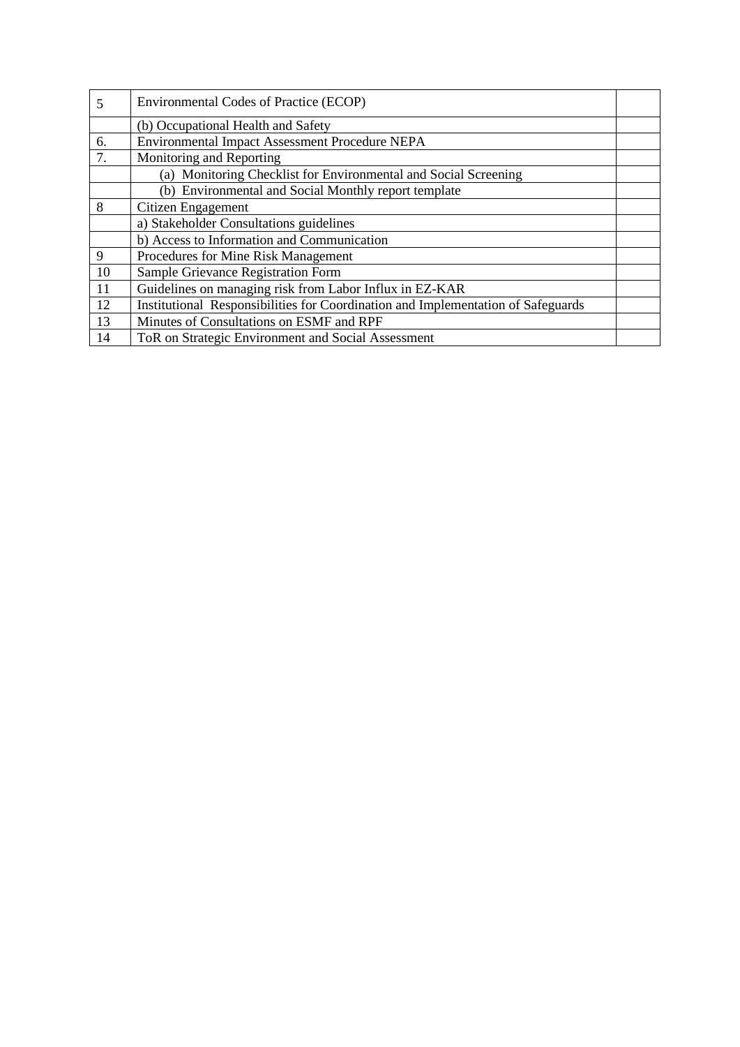| 5 | Environmental Codes of Practice (ECOP) | |
|---|---|---|
| | (b) Occupational Health and Safety | |
| 6. | Environmental Impact Assessment Procedure NEPA | |
| 7. | Monitoring and Reporting | |
| | (a) Monitoring Checklist for Environmental and Social Screening | |
| | (b) Environmental and Social Monthly report template | |
| 8 | Citizen Engagement | |
| | a) Stakeholder Consultations guidelines | |
| | b) Access to Information and Communication | |
| 9 | Procedures for Mine Risk Management | |
| 10 | Sample Grievance Registration Form | |
| 11 | Guidelines on managing risk from Labor Influx in EZ-KAR | |
| 12 | Institutional Responsibilities for Coordination and Implementation of Safeguards | |
| 13 | Minutes of Consultations on ESMF and RPF | |
| 14 | ToR on Strategic Environment and Social Assessment | |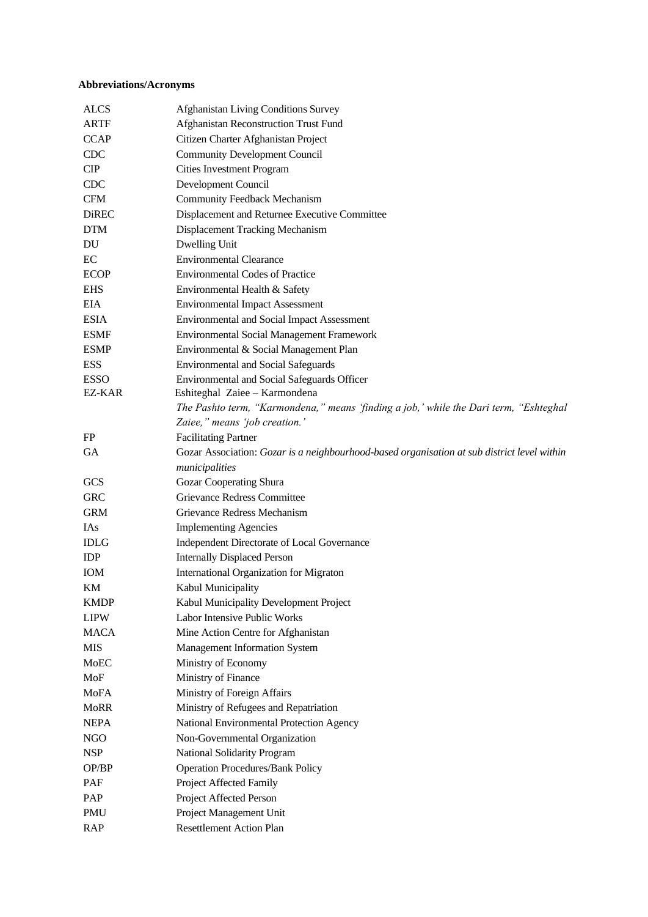**Abbreviations/Acronyms**

| | |
|---|---|
| ALCS | Afghanistan Living Conditions Survey |
| ARTF | Afghanistan Reconstruction Trust Fund |
| CCAP | Citizen Charter Afghanistan Project |
| CDC | Community Development Council |
| CIP | Cities Investment Program |
| CDC | Development Council |
| CFM | Community Feedback Mechanism |
| DiREC | Displacement and Returnee Executive Committee |
| DTM | Displacement Tracking Mechanism |
| DU | Dwelling Unit |
| EC | Environmental Clearance |
| ECOP | Environmental Codes of Practice |
| EHS | Environmental Health & Safety |
| EIA | Environmental Impact Assessment |
| ESIA | Environmental and Social Impact Assessment |
| ESMF | Environmental Social Management Framework |
| ESMP | Environmental & Social Management Plan |
| ESS | Environmental and Social Safeguards |
| ESSO | Environmental and Social Safeguards Officer |
| EZ-KAR | Eshiteghal Zaiee – Karmondena *The Pashto term, "Karmondena," means 'finding a job,' while the Dari term, "Eshteghal Zaiee," means 'job creation.'* |
| FP | Facilitating Partner |
| GA | Gozar Association: *Gozar is a neighbourhood-based organisation at sub district level within municipalities* |
| GCS | Gozar Cooperating Shura |
| GRC | Grievance Redress Committee |
| GRM | Grievance Redress Mechanism |
| IAs | Implementing Agencies |
| IDLG | Independent Directorate of Local Governance |
| IDP | Internally Displaced Person |
| IOM | International Organization for Migraton |
| KM | Kabul Municipality |
| KMDP | Kabul Municipality Development Project |
| LIPW | Labor Intensive Public Works |
| MACA | Mine Action Centre for Afghanistan |
| MIS | Management Information System |
| MoEC | Ministry of Economy |
| MoF | Ministry of Finance |
| MoFA | Ministry of Foreign Affairs |
| MoRR | Ministry of Refugees and Repatriation |
| NEPA | National Environmental Protection Agency |
| NGO | Non-Governmental Organization |
| NSP | National Solidarity Program |
| OP/BP | Operation Procedures/Bank Policy |
| PAF | Project Affected Family |
| PAP | Project Affected Person |
| PMU | Project Management Unit |
| RAP | Resettlement Action Plan |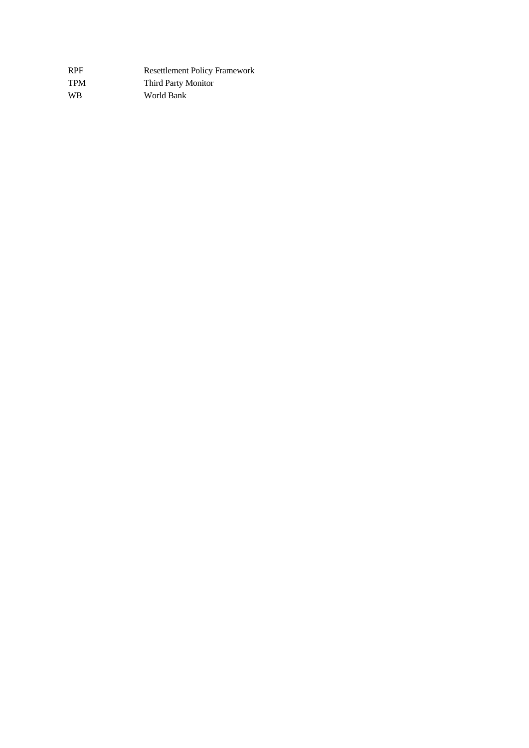| | |
|---|---|
| RPF | Resettlement Policy Framework |
| TPM | Third Party Monitor |
| WB | World Bank |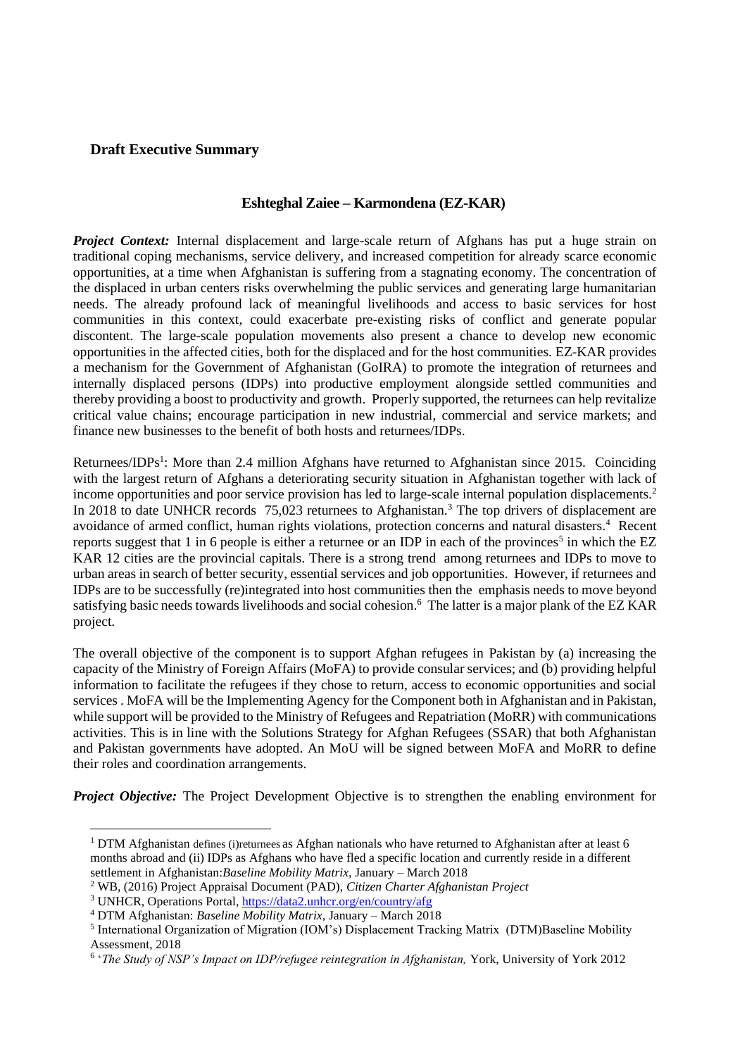## Draft Executive Summary

### Eshteghal Zaiee – Karmondena (EZ-KAR)

***Project Context:*** Internal displacement and large-scale return of Afghans has put a huge strain on traditional coping mechanisms, service delivery, and increased competition for already scarce economic opportunities, at a time when Afghanistan is suffering from a stagnating economy. The concentration of the displaced in urban centers risks overwhelming the public services and generating large humanitarian needs. The already profound lack of meaningful livelihoods and access to basic services for host communities in this context, could exacerbate pre-existing risks of conflict and generate popular discontent. The large-scale population movements also present a chance to develop new economic opportunities in the affected cities, both for the displaced and for the host communities. EZ-KAR provides a mechanism for the Government of Afghanistan (GoIRA) to promote the integration of returnees and internally displaced persons (IDPs) into productive employment alongside settled communities and thereby providing a boost to productivity and growth. Properly supported, the returnees can help revitalize critical value chains; encourage participation in new industrial, commercial and service markets; and finance new businesses to the benefit of both hosts and returnees/IDPs.

Returnees/IDPs[1]: More than 2.4 million Afghans have returned to Afghanistan since 2015. Coinciding with the largest return of Afghans a deteriorating security situation in Afghanistan together with lack of income opportunities and poor service provision has led to large-scale internal population displacements.[2] In 2018 to date UNHCR records 75,023 returnees to Afghanistan.[3] The top drivers of displacement are avoidance of armed conflict, human rights violations, protection concerns and natural disasters.[4] Recent reports suggest that 1 in 6 people is either a returnee or an IDP in each of the provinces[5] in which the EZ KAR 12 cities are the provincial capitals. There is a strong trend among returnees and IDPs to move to urban areas in search of better security, essential services and job opportunities. However, if returnees and IDPs are to be successfully (re)integrated into host communities then the emphasis needs to move beyond satisfying basic needs towards livelihoods and social cohesion.[6] The latter is a major plank of the EZ KAR project.

The overall objective of the component is to support Afghan refugees in Pakistan by (a) increasing the capacity of the Ministry of Foreign Affairs (MoFA) to provide consular services; and (b) providing helpful information to facilitate the refugees if they chose to return, access to economic opportunities and social services . MoFA will be the Implementing Agency for the Component both in Afghanistan and in Pakistan, while support will be provided to the Ministry of Refugees and Repatriation (MoRR) with communications activities. This is in line with the Solutions Strategy for Afghan Refugees (SSAR) that both Afghanistan and Pakistan governments have adopted. An MoU will be signed between MoFA and MoRR to define their roles and coordination arrangements.

***Project Objective:*** The Project Development Objective is to strengthen the enabling environment for

---

[1] DTM Afghanistan defines (i)returnees as Afghan nationals who have returned to Afghanistan after at least 6 months abroad and (ii) IDPs as Afghans who have fled a specific location and currently reside in a different settlement in Afghanistan:*Baseline Mobility Matrix*, January – March 2018

[2] WB, (2016) Project Appraisal Document (PAD), *Citizen Charter Afghanistan Project*

[3] UNHCR, Operations Portal, https://data2.unhcr.org/en/country/afg

[4] DTM Afghanistan: *Baseline Mobility Matrix*, January – March 2018

[5] International Organization of Migration (IOM's) Displacement Tracking Matrix (DTM)Baseline Mobility Assessment, 2018

[6] '*The Study of NSP's Impact on IDP/refugee reintegration in Afghanistan,* York, University of York 2012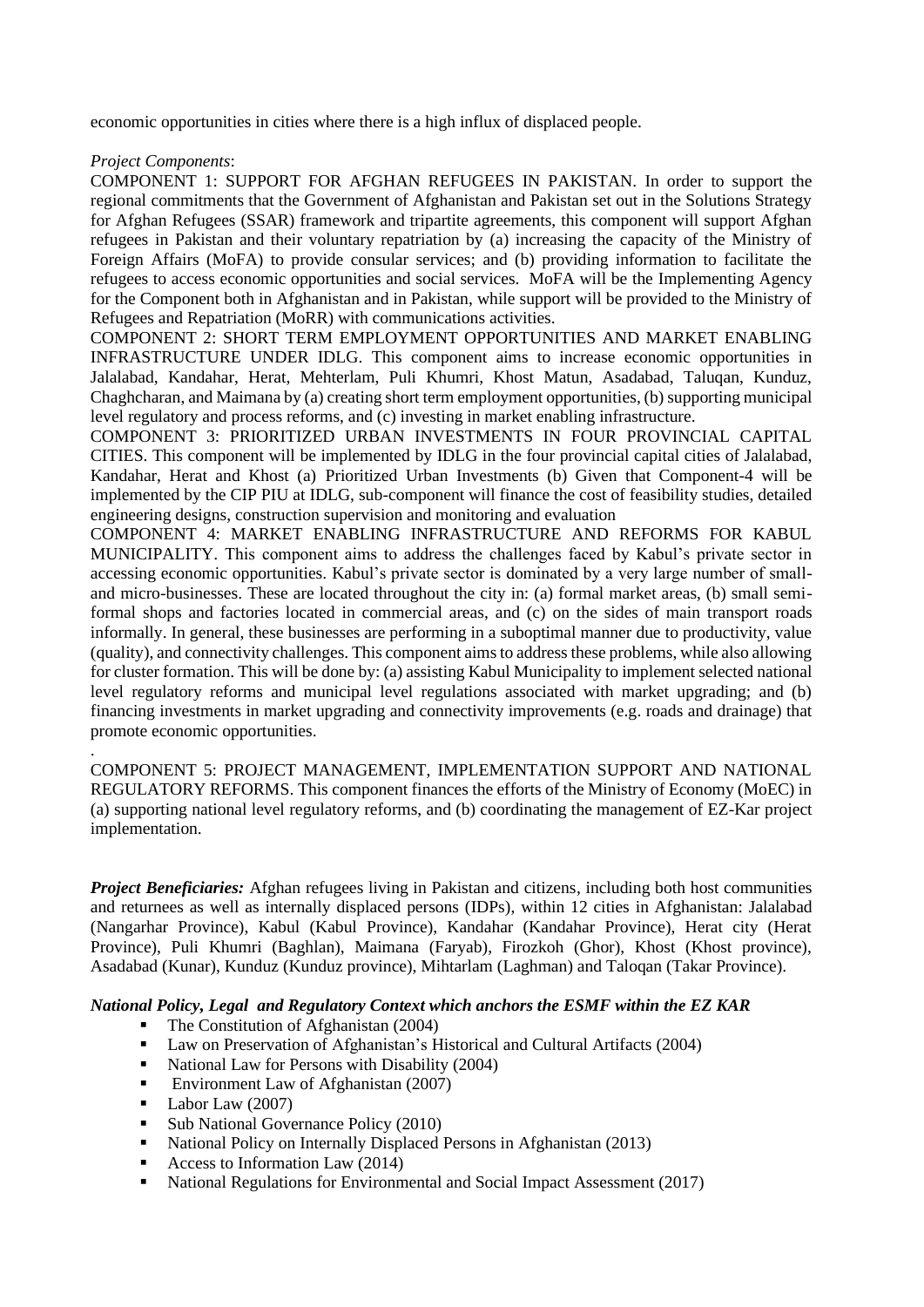economic opportunities in cities where there is a high influx of displaced people.

*Project Components*:

COMPONENT 1: SUPPORT FOR AFGHAN REFUGEES IN PAKISTAN. In order to support the regional commitments that the Government of Afghanistan and Pakistan set out in the Solutions Strategy for Afghan Refugees (SSAR) framework and tripartite agreements, this component will support Afghan refugees in Pakistan and their voluntary repatriation by (a) increasing the capacity of the Ministry of Foreign Affairs (MoFA) to provide consular services; and (b) providing information to facilitate the refugees to access economic opportunities and social services. MoFA will be the Implementing Agency for the Component both in Afghanistan and in Pakistan, while support will be provided to the Ministry of Refugees and Repatriation (MoRR) with communications activities.

COMPONENT 2: SHORT TERM EMPLOYMENT OPPORTUNITIES AND MARKET ENABLING INFRASTRUCTURE UNDER IDLG. This component aims to increase economic opportunities in Jalalabad, Kandahar, Herat, Mehterlam, Puli Khumri, Khost Matun, Asadabad, Taluqan, Kunduz, Chaghcharan, and Maimana by (a) creating short term employment opportunities, (b) supporting municipal level regulatory and process reforms, and (c) investing in market enabling infrastructure.

COMPONENT 3: PRIORITIZED URBAN INVESTMENTS IN FOUR PROVINCIAL CAPITAL CITIES. This component will be implemented by IDLG in the four provincial capital cities of Jalalabad, Kandahar, Herat and Khost (a) Prioritized Urban Investments (b) Given that Component-4 will be implemented by the CIP PIU at IDLG, sub-component will finance the cost of feasibility studies, detailed engineering designs, construction supervision and monitoring and evaluation

COMPONENT 4: MARKET ENABLING INFRASTRUCTURE AND REFORMS FOR KABUL MUNICIPALITY. This component aims to address the challenges faced by Kabul's private sector in accessing economic opportunities. Kabul's private sector is dominated by a very large number of small- and micro-businesses. These are located throughout the city in: (a) formal market areas, (b) small semi-formal shops and factories located in commercial areas, and (c) on the sides of main transport roads informally. In general, these businesses are performing in a suboptimal manner due to productivity, value (quality), and connectivity challenges. This component aims to address these problems, while also allowing for cluster formation. This will be done by: (a) assisting Kabul Municipality to implement selected national level regulatory reforms and municipal level regulations associated with market upgrading; and (b) financing investments in market upgrading and connectivity improvements (e.g. roads and drainage) that promote economic opportunities.

.

COMPONENT 5: PROJECT MANAGEMENT, IMPLEMENTATION SUPPORT AND NATIONAL REGULATORY REFORMS. This component finances the efforts of the Ministry of Economy (MoEC) in (a) supporting national level regulatory reforms, and (b) coordinating the management of EZ-Kar project implementation.

***Project Beneficiaries:*** Afghan refugees living in Pakistan and citizens, including both host communities and returnees as well as internally displaced persons (IDPs), within 12 cities in Afghanistan: Jalalabad (Nangarhar Province), Kabul (Kabul Province), Kandahar (Kandahar Province), Herat city (Herat Province), Puli Khumri (Baghlan), Maimana (Faryab), Firozkoh (Ghor), Khost (Khost province), Asadabad (Kunar), Kunduz (Kunduz province), Mihtarlam (Laghman) and Taloqan (Takar Province).

***National Policy, Legal and Regulatory Context which anchors the ESMF within the EZ KAR***

- The Constitution of Afghanistan (2004)
- Law on Preservation of Afghanistan's Historical and Cultural Artifacts (2004)
- National Law for Persons with Disability (2004)
- Environment Law of Afghanistan (2007)
- Labor Law (2007)
- Sub National Governance Policy (2010)
- National Policy on Internally Displaced Persons in Afghanistan (2013)
- Access to Information Law (2014)
- National Regulations for Environmental and Social Impact Assessment (2017)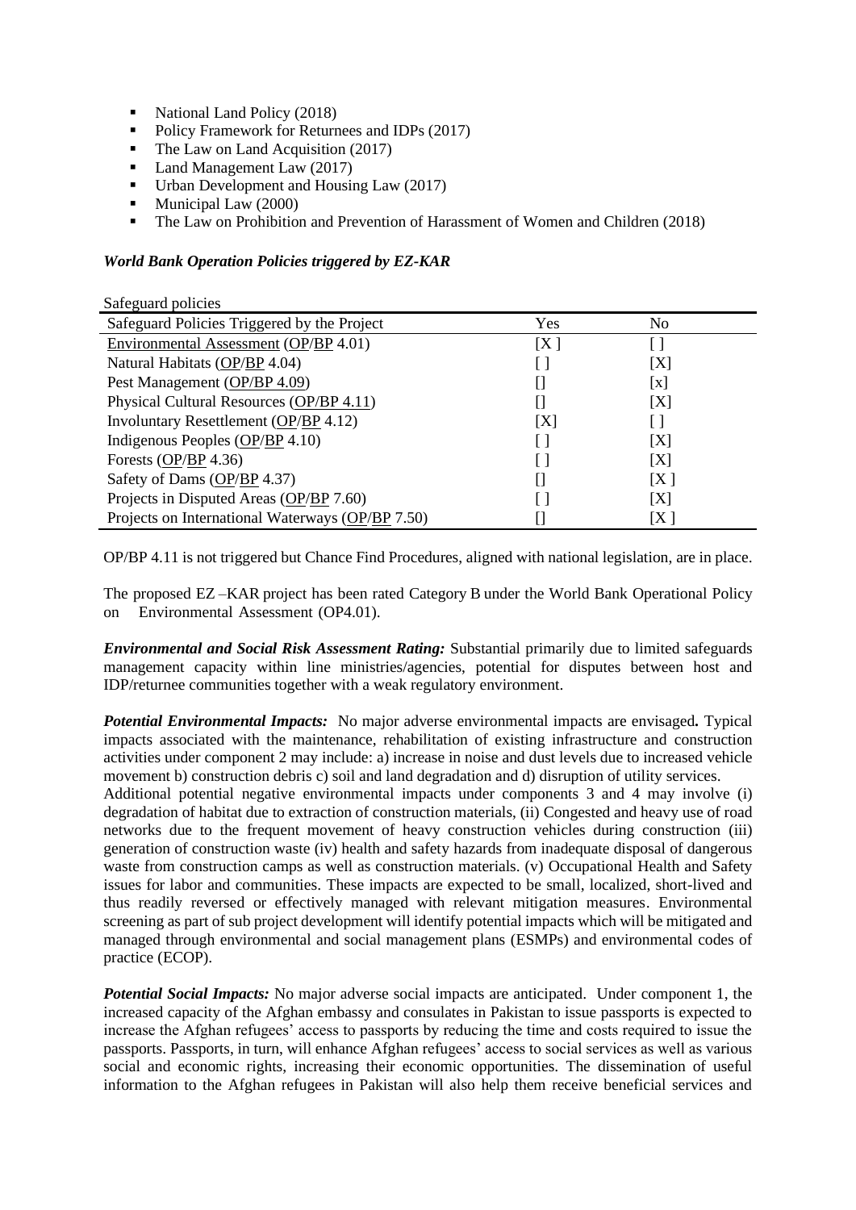- National Land Policy (2018)
- Policy Framework for Returnees and IDPs (2017)
- The Law on Land Acquisition (2017)
- Land Management Law (2017)
- Urban Development and Housing Law (2017)
- Municipal Law (2000)
- The Law on Prohibition and Prevention of Harassment of Women and Children (2018)

***World Bank Operation Policies triggered by EZ-KAR***

Safeguard policies

| Safeguard Policies Triggered by the Project | Yes | No |
|---|---|---|
| Environmental Assessment (OP/BP 4.01) | [X ] | [ ] |
| Natural Habitats (OP/BP 4.04) | [ ] | [X] |
| Pest Management (OP/BP 4.09) | [] | [x] |
| Physical Cultural Resources (OP/BP 4.11) | [] | [X] |
| Involuntary Resettlement (OP/BP 4.12) | [X] | [ ] |
| Indigenous Peoples (OP/BP 4.10) | [ ] | [X] |
| Forests (OP/BP 4.36) | [ ] | [X] |
| Safety of Dams (OP/BP 4.37) | [] | [X ] |
| Projects in Disputed Areas (OP/BP 7.60) | [ ] | [X] |
| Projects on International Waterways (OP/BP 7.50) | [] | [X ] |

OP/BP 4.11 is not triggered but Chance Find Procedures, aligned with national legislation, are in place.

The proposed EZ –KAR project has been rated Category B under the World Bank Operational Policy on Environmental Assessment (OP4.01).

***Environmental and Social Risk Assessment Rating:*** Substantial primarily due to limited safeguards management capacity within line ministries/agencies, potential for disputes between host and IDP/returnee communities together with a weak regulatory environment.

***Potential Environmental Impacts:*** No major adverse environmental impacts are envisaged**.** Typical impacts associated with the maintenance, rehabilitation of existing infrastructure and construction activities under component 2 may include: a) increase in noise and dust levels due to increased vehicle movement b) construction debris c) soil and land degradation and d) disruption of utility services.
Additional potential negative environmental impacts under components 3 and 4 may involve (i) degradation of habitat due to extraction of construction materials, (ii) Congested and heavy use of road networks due to the frequent movement of heavy construction vehicles during construction (iii) generation of construction waste (iv) health and safety hazards from inadequate disposal of dangerous waste from construction camps as well as construction materials. (v) Occupational Health and Safety issues for labor and communities. These impacts are expected to be small, localized, short-lived and thus readily reversed or effectively managed with relevant mitigation measures. Environmental screening as part of sub project development will identify potential impacts which will be mitigated and managed through environmental and social management plans (ESMPs) and environmental codes of practice (ECOP).

***Potential Social Impacts:*** No major adverse social impacts are anticipated. Under component 1, the increased capacity of the Afghan embassy and consulates in Pakistan to issue passports is expected to increase the Afghan refugees' access to passports by reducing the time and costs required to issue the passports. Passports, in turn, will enhance Afghan refugees' access to social services as well as various social and economic rights, increasing their economic opportunities. The dissemination of useful information to the Afghan refugees in Pakistan will also help them receive beneficial services and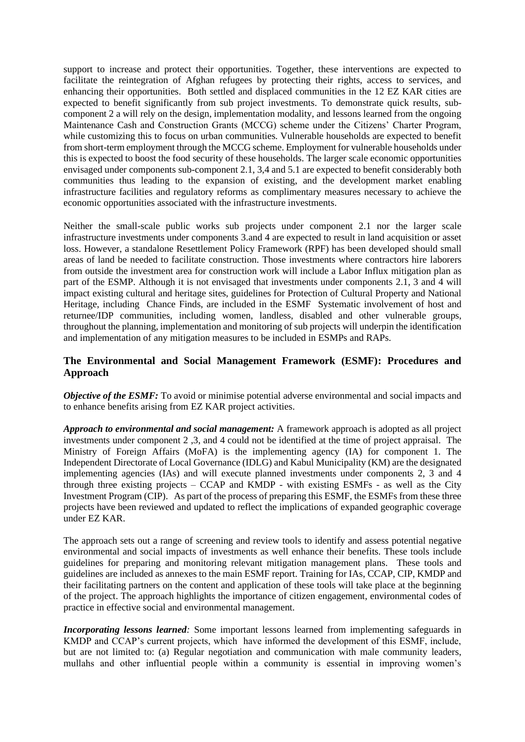support to increase and protect their opportunities. Together, these interventions are expected to facilitate the reintegration of Afghan refugees by protecting their rights, access to services, and enhancing their opportunities. Both settled and displaced communities in the 12 EZ KAR cities are expected to benefit significantly from sub project investments. To demonstrate quick results, sub-component 2 a will rely on the design, implementation modality, and lessons learned from the ongoing Maintenance Cash and Construction Grants (MCCG) scheme under the Citizens' Charter Program, while customizing this to focus on urban communities. Vulnerable households are expected to benefit from short-term employment through the MCCG scheme. Employment for vulnerable households under this is expected to boost the food security of these households. The larger scale economic opportunities envisaged under components sub-component 2.1, 3,4 and 5.1 are expected to benefit considerably both communities thus leading to the expansion of existing, and the development market enabling infrastructure facilities and regulatory reforms as complimentary measures necessary to achieve the economic opportunities associated with the infrastructure investments.

Neither the small-scale public works sub projects under component 2.1 nor the larger scale infrastructure investments under components 3.and 4 are expected to result in land acquisition or asset loss. However, a standalone Resettlement Policy Framework (RPF) has been developed should small areas of land be needed to facilitate construction. Those investments where contractors hire laborers from outside the investment area for construction work will include a Labor Influx mitigation plan as part of the ESMP. Although it is not envisaged that investments under components 2.1, 3 and 4 will impact existing cultural and heritage sites, guidelines for Protection of Cultural Property and National Heritage, including Chance Finds, are included in the ESMF Systematic involvement of host and returnee/IDP communities, including women, landless, disabled and other vulnerable groups, throughout the planning, implementation and monitoring of sub projects will underpin the identification and implementation of any mitigation measures to be included in ESMPs and RAPs.

## The Environmental and Social Management Framework (ESMF): Procedures and Approach

***Objective of the ESMF:*** To avoid or minimise potential adverse environmental and social impacts and to enhance benefits arising from EZ KAR project activities.

***Approach to environmental and social management:*** A framework approach is adopted as all project investments under component 2 ,3, and 4 could not be identified at the time of project appraisal. The Ministry of Foreign Affairs (MoFA) is the implementing agency (IA) for component 1. The Independent Directorate of Local Governance (IDLG) and Kabul Municipality (KM) are the designated implementing agencies (IAs) and will execute planned investments under components 2, 3 and 4 through three existing projects – CCAP and KMDP - with existing ESMFs - as well as the City Investment Program (CIP). As part of the process of preparing this ESMF, the ESMFs from these three projects have been reviewed and updated to reflect the implications of expanded geographic coverage under EZ KAR.

The approach sets out a range of screening and review tools to identify and assess potential negative environmental and social impacts of investments as well enhance their benefits. These tools include guidelines for preparing and monitoring relevant mitigation management plans. These tools and guidelines are included as annexes to the main ESMF report. Training for IAs, CCAP, CIP, KMDP and their facilitating partners on the content and application of these tools will take place at the beginning of the project. The approach highlights the importance of citizen engagement, environmental codes of practice in effective social and environmental management.

***Incorporating lessons learned****:* Some important lessons learned from implementing safeguards in KMDP and CCAP's current projects, which have informed the development of this ESMF, include, but are not limited to: (a) Regular negotiation and communication with male community leaders, mullahs and other influential people within a community is essential in improving women's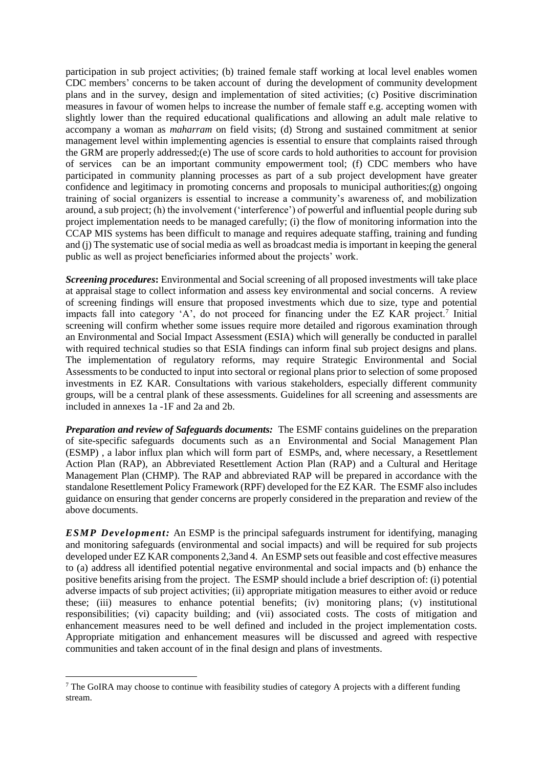participation in sub project activities; (b) trained female staff working at local level enables women CDC members' concerns to be taken account of during the development of community development plans and in the survey, design and implementation of sited activities; (c) Positive discrimination measures in favour of women helps to increase the number of female staff e.g. accepting women with slightly lower than the required educational qualifications and allowing an adult male relative to accompany a woman as *maharram* on field visits; (d) Strong and sustained commitment at senior management level within implementing agencies is essential to ensure that complaints raised through the GRM are properly addressed;(e) The use of score cards to hold authorities to account for provision of services can be an important community empowerment tool; (f) CDC members who have participated in community planning processes as part of a sub project development have greater confidence and legitimacy in promoting concerns and proposals to municipal authorities;(g) ongoing training of social organizers is essential to increase a community's awareness of, and mobilization around, a sub project; (h) the involvement ('interference') of powerful and influential people during sub project implementation needs to be managed carefully; (i) the flow of monitoring information into the CCAP MIS systems has been difficult to manage and requires adequate staffing, training and funding and (j) The systematic use of social media as well as broadcast media is important in keeping the general public as well as project beneficiaries informed about the projects' work.

***Screening procedures*:** Environmental and Social screening of all proposed investments will take place at appraisal stage to collect information and assess key environmental and social concerns. A review of screening findings will ensure that proposed investments which due to size, type and potential impacts fall into category 'A', do not proceed for financing under the EZ KAR project.[7] Initial screening will confirm whether some issues require more detailed and rigorous examination through an Environmental and Social Impact Assessment (ESIA) which will generally be conducted in parallel with required technical studies so that ESIA findings can inform final sub project designs and plans. The implementation of regulatory reforms, may require Strategic Environmental and Social Assessments to be conducted to input into sectoral or regional plans prior to selection of some proposed investments in EZ KAR. Consultations with various stakeholders, especially different community groups, will be a central plank of these assessments. Guidelines for all screening and assessments are included in annexes 1a -1F and 2a and 2b.

***Preparation and review of Safeguards documents:*** The ESMF contains guidelines on the preparation of site-specific safeguards documents such as an Environmental and Social Management Plan (ESMP) , a labor influx plan which will form part of ESMPs, and, where necessary, a Resettlement Action Plan (RAP), an Abbreviated Resettlement Action Plan (RAP) and a Cultural and Heritage Management Plan (CHMP). The RAP and abbreviated RAP will be prepared in accordance with the standalone Resettlement Policy Framework (RPF) developed for the EZ KAR. The ESMF also includes guidance on ensuring that gender concerns are properly considered in the preparation and review of the above documents.

***ESMP Development:*** An ESMP is the principal safeguards instrument for identifying, managing and monitoring safeguards (environmental and social impacts) and will be required for sub projects developed under EZ KAR components 2,3and 4. An ESMP sets out feasible and cost effective measures to (a) address all identified potential negative environmental and social impacts and (b) enhance the positive benefits arising from the project. The ESMP should include a brief description of: (i) potential adverse impacts of sub project activities; (ii) appropriate mitigation measures to either avoid or reduce these; (iii) measures to enhance potential benefits; (iv) monitoring plans; (v) institutional responsibilities; (vi) capacity building; and (vii) associated costs. The costs of mitigation and enhancement measures need to be well defined and included in the project implementation costs. Appropriate mitigation and enhancement measures will be discussed and agreed with respective communities and taken account of in the final design and plans of investments.

---

[7] The GoIRA may choose to continue with feasibility studies of category A projects with a different funding stream.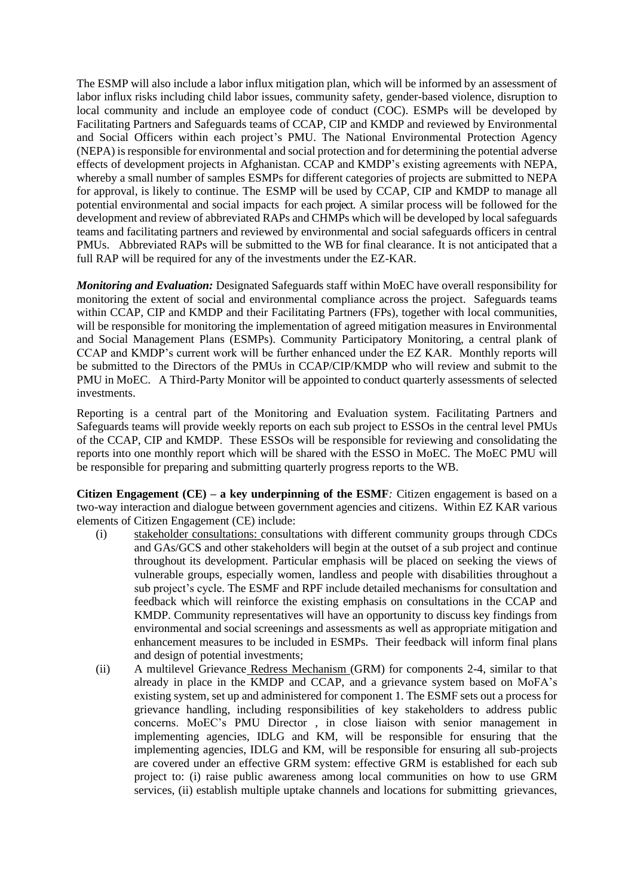The ESMP will also include a labor influx mitigation plan, which will be informed by an assessment of labor influx risks including child labor issues, community safety, gender-based violence, disruption to local community and include an employee code of conduct (COC). ESMPs will be developed by Facilitating Partners and Safeguards teams of CCAP, CIP and KMDP and reviewed by Environmental and Social Officers within each project's PMU. The National Environmental Protection Agency (NEPA) is responsible for environmental and social protection and for determining the potential adverse effects of development projects in Afghanistan. CCAP and KMDP's existing agreements with NEPA, whereby a small number of samples ESMPs for different categories of projects are submitted to NEPA for approval, is likely to continue. The ESMP will be used by CCAP, CIP and KMDP to manage all potential environmental and social impacts for each project. A similar process will be followed for the development and review of abbreviated RAPs and CHMPs which will be developed by local safeguards teams and facilitating partners and reviewed by environmental and social safeguards officers in central PMUs. Abbreviated RAPs will be submitted to the WB for final clearance. It is not anticipated that a full RAP will be required for any of the investments under the EZ-KAR.

***Monitoring and Evaluation:*** Designated Safeguards staff within MoEC have overall responsibility for monitoring the extent of social and environmental compliance across the project. Safeguards teams within CCAP, CIP and KMDP and their Facilitating Partners (FPs), together with local communities, will be responsible for monitoring the implementation of agreed mitigation measures in Environmental and Social Management Plans (ESMPs). Community Participatory Monitoring, a central plank of CCAP and KMDP's current work will be further enhanced under the EZ KAR. Monthly reports will be submitted to the Directors of the PMUs in CCAP/CIP/KMDP who will review and submit to the PMU in MoEC. A Third-Party Monitor will be appointed to conduct quarterly assessments of selected investments.

Reporting is a central part of the Monitoring and Evaluation system. Facilitating Partners and Safeguards teams will provide weekly reports on each sub project to ESSOs in the central level PMUs of the CCAP, CIP and KMDP. These ESSOs will be responsible for reviewing and consolidating the reports into one monthly report which will be shared with the ESSO in MoEC. The MoEC PMU will be responsible for preparing and submitting quarterly progress reports to the WB.

**Citizen Engagement (CE) – a key underpinning of the ESMF***:* Citizen engagement is based on a two-way interaction and dialogue between government agencies and citizens. Within EZ KAR various elements of Citizen Engagement (CE) include:

(i) stakeholder consultations: consultations with different community groups through CDCs and GAs/GCS and other stakeholders will begin at the outset of a sub project and continue throughout its development. Particular emphasis will be placed on seeking the views of vulnerable groups, especially women, landless and people with disabilities throughout a sub project's cycle. The ESMF and RPF include detailed mechanisms for consultation and feedback which will reinforce the existing emphasis on consultations in the CCAP and KMDP. Community representatives will have an opportunity to discuss key findings from environmental and social screenings and assessments as well as appropriate mitigation and enhancement measures to be included in ESMPs. Their feedback will inform final plans and design of potential investments;

(ii) A multilevel Grievance Redress Mechanism (GRM) for components 2-4, similar to that already in place in the KMDP and CCAP, and a grievance system based on MoFA's existing system, set up and administered for component 1. The ESMF sets out a process for grievance handling, including responsibilities of key stakeholders to address public concerns. MoEC's PMU Director , in close liaison with senior management in implementing agencies, IDLG and KM, will be responsible for ensuring that the implementing agencies, IDLG and KM, will be responsible for ensuring all sub-projects are covered under an effective GRM system: effective GRM is established for each sub project to: (i) raise public awareness among local communities on how to use GRM services, (ii) establish multiple uptake channels and locations for submitting grievances,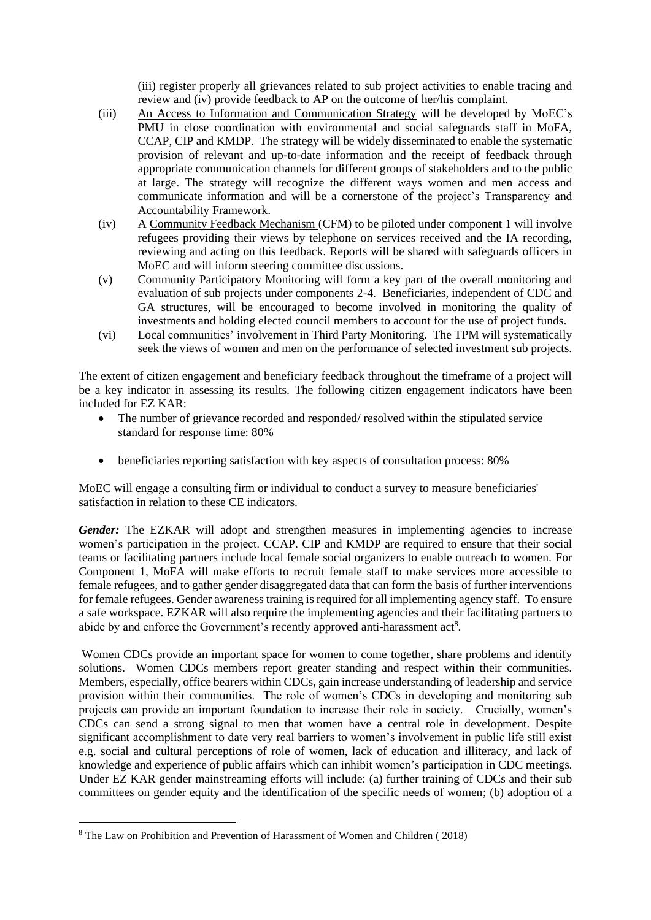(iii) register properly all grievances related to sub project activities to enable tracing and review and (iv) provide feedback to AP on the outcome of her/his complaint.

(iii) An Access to Information and Communication Strategy will be developed by MoEC's PMU in close coordination with environmental and social safeguards staff in MoFA, CCAP, CIP and KMDP. The strategy will be widely disseminated to enable the systematic provision of relevant and up-to-date information and the receipt of feedback through appropriate communication channels for different groups of stakeholders and to the public at large. The strategy will recognize the different ways women and men access and communicate information and will be a cornerstone of the project's Transparency and Accountability Framework.

(iv) A Community Feedback Mechanism (CFM) to be piloted under component 1 will involve refugees providing their views by telephone on services received and the IA recording, reviewing and acting on this feedback. Reports will be shared with safeguards officers in MoEC and will inform steering committee discussions.

(v) Community Participatory Monitoring will form a key part of the overall monitoring and evaluation of sub projects under components 2-4. Beneficiaries, independent of CDC and GA structures, will be encouraged to become involved in monitoring the quality of investments and holding elected council members to account for the use of project funds.

(vi) Local communities' involvement in Third Party Monitoring. The TPM will systematically seek the views of women and men on the performance of selected investment sub projects.

The extent of citizen engagement and beneficiary feedback throughout the timeframe of a project will be a key indicator in assessing its results. The following citizen engagement indicators have been included for EZ KAR:

- The number of grievance recorded and responded/ resolved within the stipulated service standard for response time: 80%
- beneficiaries reporting satisfaction with key aspects of consultation process: 80%

MoEC will engage a consulting firm or individual to conduct a survey to measure beneficiaries' satisfaction in relation to these CE indicators.

***Gender:*** The EZKAR will adopt and strengthen measures in implementing agencies to increase women's participation in the project. CCAP. CIP and KMDP are required to ensure that their social teams or facilitating partners include local female social organizers to enable outreach to women. For Component 1, MoFA will make efforts to recruit female staff to make services more accessible to female refugees, and to gather gender disaggregated data that can form the basis of further interventions for female refugees. Gender awareness training is required for all implementing agency staff. To ensure a safe workspace. EZKAR will also require the implementing agencies and their facilitating partners to abide by and enforce the Government's recently approved anti-harassment act[8].

Women CDCs provide an important space for women to come together, share problems and identify solutions. Women CDCs members report greater standing and respect within their communities. Members, especially, office bearers within CDCs, gain increase understanding of leadership and service provision within their communities. The role of women's CDCs in developing and monitoring sub projects can provide an important foundation to increase their role in society. Crucially, women's CDCs can send a strong signal to men that women have a central role in development. Despite significant accomplishment to date very real barriers to women's involvement in public life still exist e.g. social and cultural perceptions of role of women, lack of education and illiteracy, and lack of knowledge and experience of public affairs which can inhibit women's participation in CDC meetings. Under EZ KAR gender mainstreaming efforts will include: (a) further training of CDCs and their sub committees on gender equity and the identification of the specific needs of women; (b) adoption of a

[8] The Law on Prohibition and Prevention of Harassment of Women and Children ( 2018)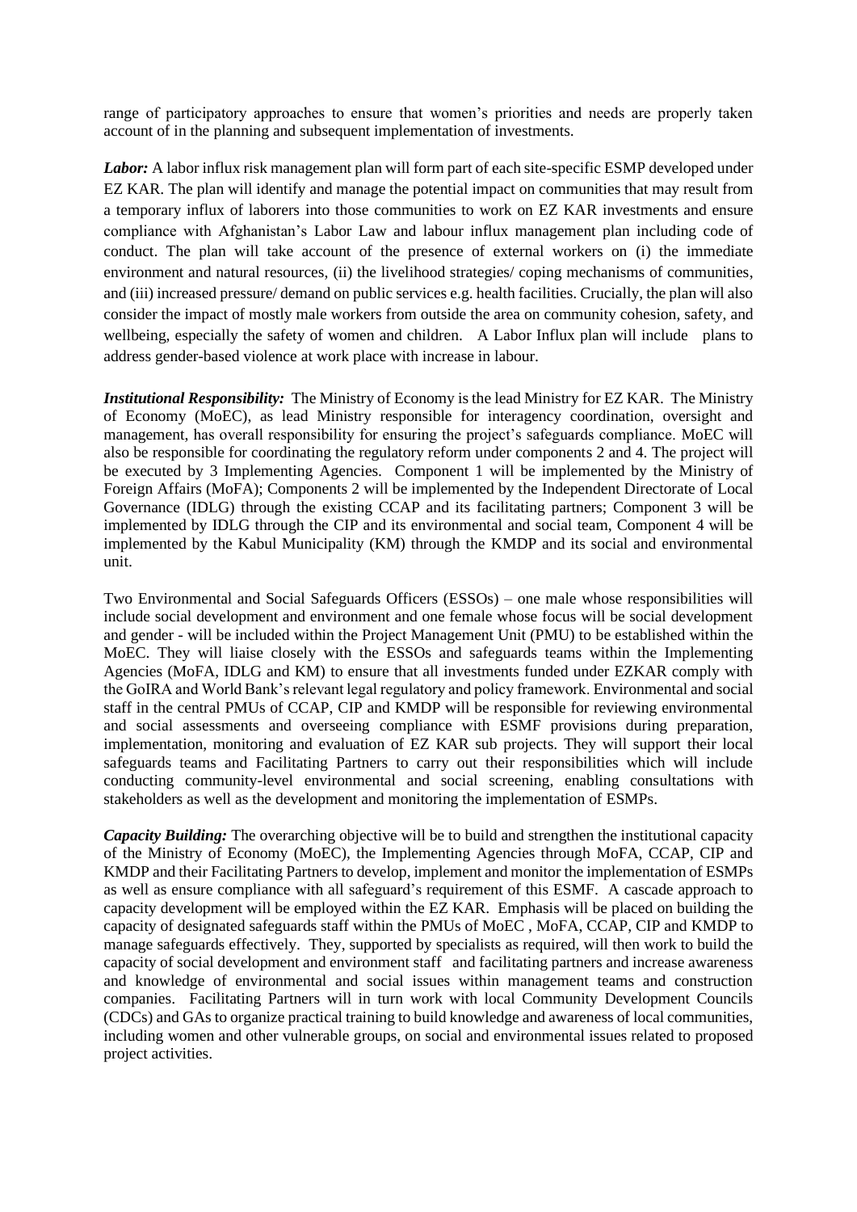range of participatory approaches to ensure that women's priorities and needs are properly taken account of in the planning and subsequent implementation of investments.

***Labor:*** A labor influx risk management plan will form part of each site-specific ESMP developed under EZ KAR. The plan will identify and manage the potential impact on communities that may result from a temporary influx of laborers into those communities to work on EZ KAR investments and ensure compliance with Afghanistan's Labor Law and labour influx management plan including code of conduct. The plan will take account of the presence of external workers on (i) the immediate environment and natural resources, (ii) the livelihood strategies/ coping mechanisms of communities, and (iii) increased pressure/ demand on public services e.g. health facilities. Crucially, the plan will also consider the impact of mostly male workers from outside the area on community cohesion, safety, and wellbeing, especially the safety of women and children. A Labor Influx plan will include plans to address gender-based violence at work place with increase in labour.

***Institutional Responsibility:*** The Ministry of Economy is the lead Ministry for EZ KAR. The Ministry of Economy (MoEC), as lead Ministry responsible for interagency coordination, oversight and management, has overall responsibility for ensuring the project's safeguards compliance. MoEC will also be responsible for coordinating the regulatory reform under components 2 and 4. The project will be executed by 3 Implementing Agencies. Component 1 will be implemented by the Ministry of Foreign Affairs (MoFA); Components 2 will be implemented by the Independent Directorate of Local Governance (IDLG) through the existing CCAP and its facilitating partners; Component 3 will be implemented by IDLG through the CIP and its environmental and social team, Component 4 will be implemented by the Kabul Municipality (KM) through the KMDP and its social and environmental unit.

Two Environmental and Social Safeguards Officers (ESSOs) – one male whose responsibilities will include social development and environment and one female whose focus will be social development and gender - will be included within the Project Management Unit (PMU) to be established within the MoEC. They will liaise closely with the ESSOs and safeguards teams within the Implementing Agencies (MoFA, IDLG and KM) to ensure that all investments funded under EZKAR comply with the GoIRA and World Bank's relevant legal regulatory and policy framework. Environmental and social staff in the central PMUs of CCAP, CIP and KMDP will be responsible for reviewing environmental and social assessments and overseeing compliance with ESMF provisions during preparation, implementation, monitoring and evaluation of EZ KAR sub projects. They will support their local safeguards teams and Facilitating Partners to carry out their responsibilities which will include conducting community-level environmental and social screening, enabling consultations with stakeholders as well as the development and monitoring the implementation of ESMPs.

***Capacity Building:*** The overarching objective will be to build and strengthen the institutional capacity of the Ministry of Economy (MoEC), the Implementing Agencies through MoFA, CCAP, CIP and KMDP and their Facilitating Partners to develop, implement and monitor the implementation of ESMPs as well as ensure compliance with all safeguard's requirement of this ESMF. A cascade approach to capacity development will be employed within the EZ KAR. Emphasis will be placed on building the capacity of designated safeguards staff within the PMUs of MoEC , MoFA, CCAP, CIP and KMDP to manage safeguards effectively. They, supported by specialists as required, will then work to build the capacity of social development and environment staff and facilitating partners and increase awareness and knowledge of environmental and social issues within management teams and construction companies. Facilitating Partners will in turn work with local Community Development Councils (CDCs) and GAs to organize practical training to build knowledge and awareness of local communities, including women and other vulnerable groups, on social and environmental issues related to proposed project activities.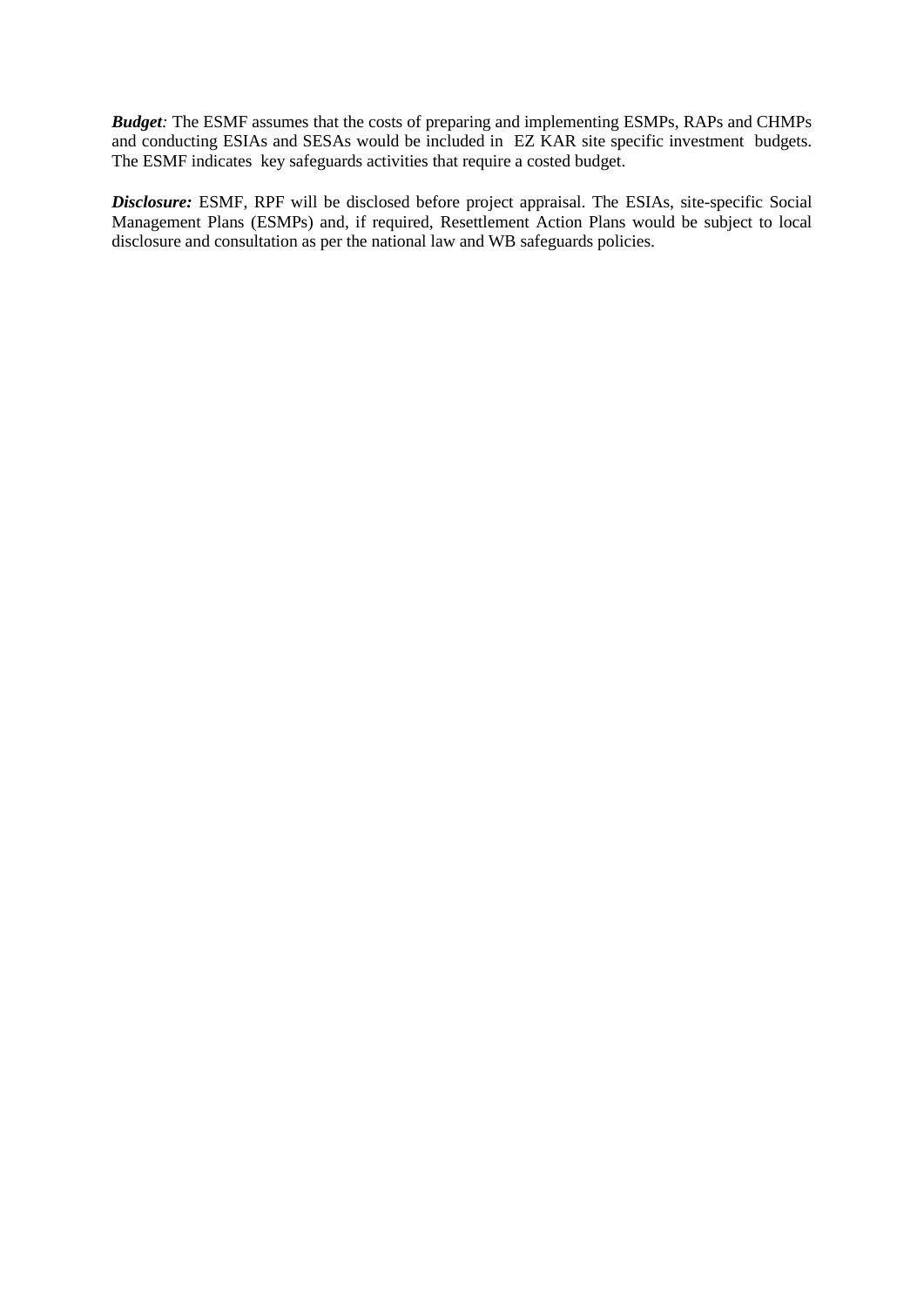***Budget**:* The ESMF assumes that the costs of preparing and implementing ESMPs, RAPs and CHMPs and conducting ESIAs and SESAs would be included in EZ KAR site specific investment budgets. The ESMF indicates key safeguards activities that require a costed budget.

***Disclosure:*** ESMF, RPF will be disclosed before project appraisal. The ESIAs, site-specific Social Management Plans (ESMPs) and, if required, Resettlement Action Plans would be subject to local disclosure and consultation as per the national law and WB safeguards policies.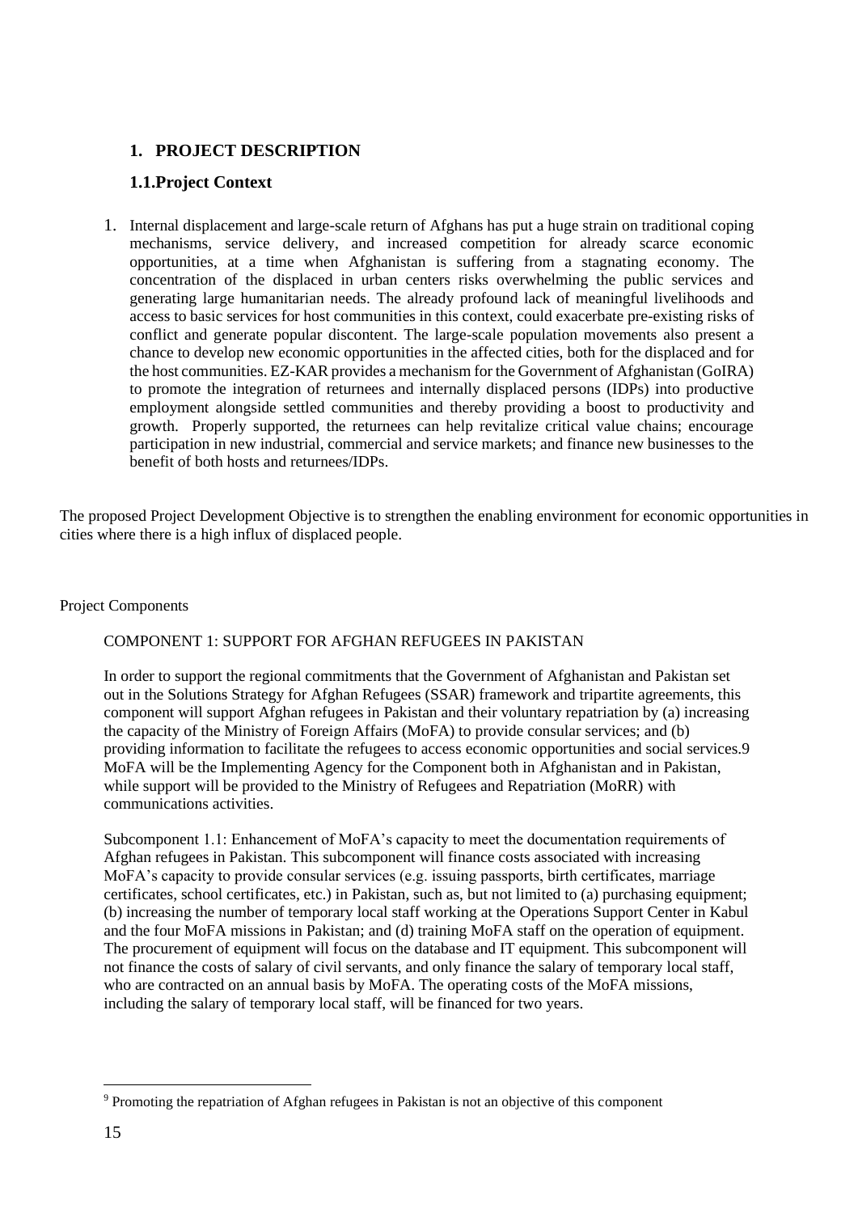## 1. PROJECT DESCRIPTION

### 1.1. Project Context

1. Internal displacement and large-scale return of Afghans has put a huge strain on traditional coping mechanisms, service delivery, and increased competition for already scarce economic opportunities, at a time when Afghanistan is suffering from a stagnating economy. The concentration of the displaced in urban centers risks overwhelming the public services and generating large humanitarian needs. The already profound lack of meaningful livelihoods and access to basic services for host communities in this context, could exacerbate pre-existing risks of conflict and generate popular discontent. The large-scale population movements also present a chance to develop new economic opportunities in the affected cities, both for the displaced and for the host communities. EZ-KAR provides a mechanism for the Government of Afghanistan (GoIRA) to promote the integration of returnees and internally displaced persons (IDPs) into productive employment alongside settled communities and thereby providing a boost to productivity and growth. Properly supported, the returnees can help revitalize critical value chains; encourage participation in new industrial, commercial and service markets; and finance new businesses to the benefit of both hosts and returnees/IDPs.

The proposed Project Development Objective is to strengthen the enabling environment for economic opportunities in cities where there is a high influx of displaced people.

Project Components

COMPONENT 1: SUPPORT FOR AFGHAN REFUGEES IN PAKISTAN

In order to support the regional commitments that the Government of Afghanistan and Pakistan set out in the Solutions Strategy for Afghan Refugees (SSAR) framework and tripartite agreements, this component will support Afghan refugees in Pakistan and their voluntary repatriation by (a) increasing the capacity of the Ministry of Foreign Affairs (MoFA) to provide consular services; and (b) providing information to facilitate the refugees to access economic opportunities and social services.[9] MoFA will be the Implementing Agency for the Component both in Afghanistan and in Pakistan, while support will be provided to the Ministry of Refugees and Repatriation (MoRR) with communications activities.

Subcomponent 1.1: Enhancement of MoFA's capacity to meet the documentation requirements of Afghan refugees in Pakistan. This subcomponent will finance costs associated with increasing MoFA's capacity to provide consular services (e.g. issuing passports, birth certificates, marriage certificates, school certificates, etc.) in Pakistan, such as, but not limited to (a) purchasing equipment; (b) increasing the number of temporary local staff working at the Operations Support Center in Kabul and the four MoFA missions in Pakistan; and (d) training MoFA staff on the operation of equipment. The procurement of equipment will focus on the database and IT equipment. This subcomponent will not finance the costs of salary of civil servants, and only finance the salary of temporary local staff, who are contracted on an annual basis by MoFA. The operating costs of the MoFA missions, including the salary of temporary local staff, will be financed for two years.

[9] Promoting the repatriation of Afghan refugees in Pakistan is not an objective of this component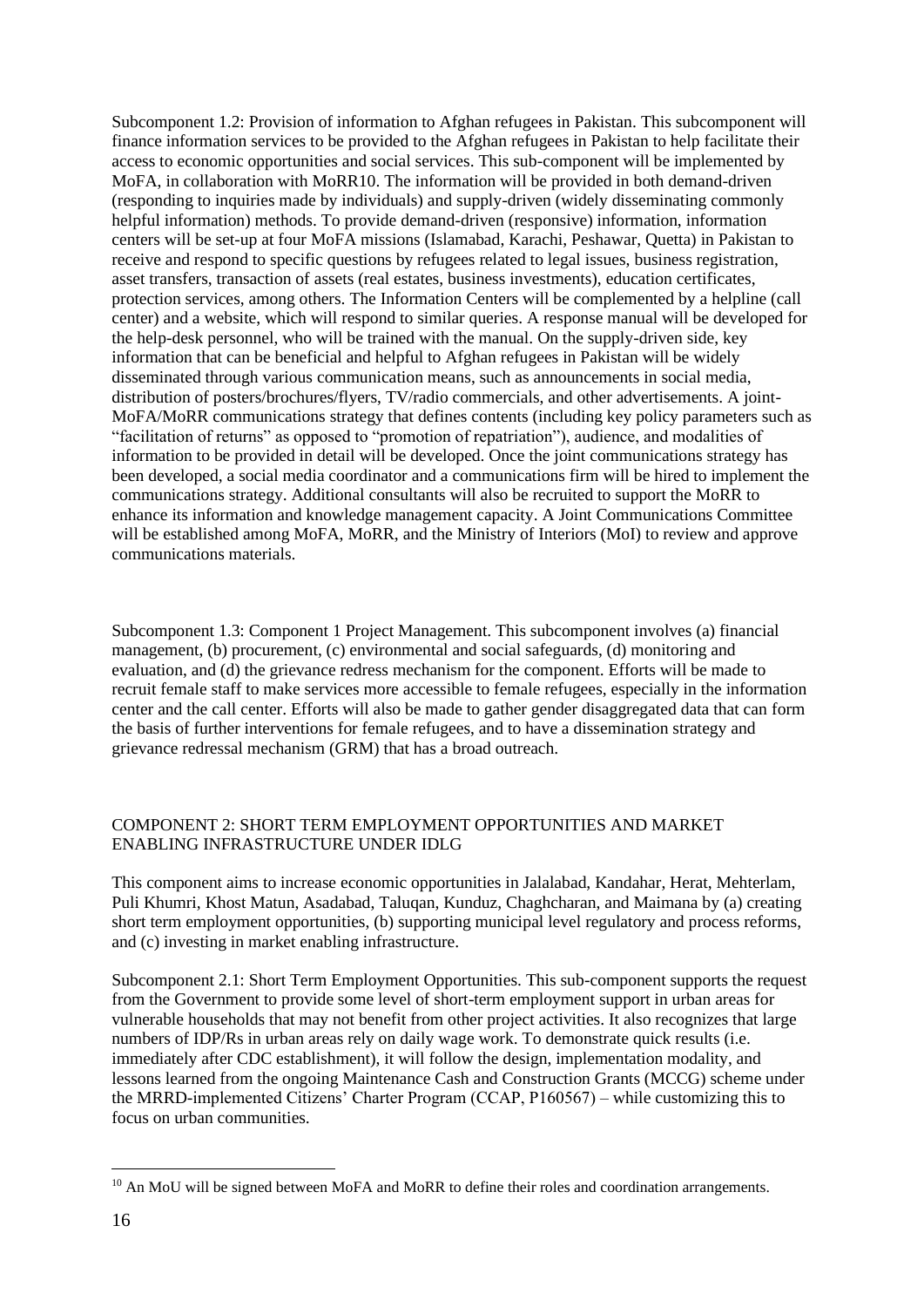Subcomponent 1.2: Provision of information to Afghan refugees in Pakistan. This subcomponent will finance information services to be provided to the Afghan refugees in Pakistan to help facilitate their access to economic opportunities and social services. This sub-component will be implemented by MoFA, in collaboration with MoRR[10]. The information will be provided in both demand-driven (responding to inquiries made by individuals) and supply-driven (widely disseminating commonly helpful information) methods. To provide demand-driven (responsive) information, information centers will be set-up at four MoFA missions (Islamabad, Karachi, Peshawar, Quetta) in Pakistan to receive and respond to specific questions by refugees related to legal issues, business registration, asset transfers, transaction of assets (real estates, business investments), education certificates, protection services, among others. The Information Centers will be complemented by a helpline (call center) and a website, which will respond to similar queries. A response manual will be developed for the help-desk personnel, who will be trained with the manual. On the supply-driven side, key information that can be beneficial and helpful to Afghan refugees in Pakistan will be widely disseminated through various communication means, such as announcements in social media, distribution of posters/brochures/flyers, TV/radio commercials, and other advertisements. A joint-MoFA/MoRR communications strategy that defines contents (including key policy parameters such as "facilitation of returns" as opposed to "promotion of repatriation"), audience, and modalities of information to be provided in detail will be developed. Once the joint communications strategy has been developed, a social media coordinator and a communications firm will be hired to implement the communications strategy. Additional consultants will also be recruited to support the MoRR to enhance its information and knowledge management capacity. A Joint Communications Committee will be established among MoFA, MoRR, and the Ministry of Interiors (MoI) to review and approve communications materials.

Subcomponent 1.3: Component 1 Project Management. This subcomponent involves (a) financial management, (b) procurement, (c) environmental and social safeguards, (d) monitoring and evaluation, and (d) the grievance redress mechanism for the component. Efforts will be made to recruit female staff to make services more accessible to female refugees, especially in the information center and the call center. Efforts will also be made to gather gender disaggregated data that can form the basis of further interventions for female refugees, and to have a dissemination strategy and grievance redressal mechanism (GRM) that has a broad outreach.

## COMPONENT 2: SHORT TERM EMPLOYMENT OPPORTUNITIES AND MARKET ENABLING INFRASTRUCTURE UNDER IDLG

This component aims to increase economic opportunities in Jalalabad, Kandahar, Herat, Mehterlam, Puli Khumri, Khost Matun, Asadabad, Taluqan, Kunduz, Chaghcharan, and Maimana by (a) creating short term employment opportunities, (b) supporting municipal level regulatory and process reforms, and (c) investing in market enabling infrastructure.

Subcomponent 2.1: Short Term Employment Opportunities. This sub-component supports the request from the Government to provide some level of short-term employment support in urban areas for vulnerable households that may not benefit from other project activities. It also recognizes that large numbers of IDP/Rs in urban areas rely on daily wage work. To demonstrate quick results (i.e. immediately after CDC establishment), it will follow the design, implementation modality, and lessons learned from the ongoing Maintenance Cash and Construction Grants (MCCG) scheme under the MRRD-implemented Citizens' Charter Program (CCAP, P160567) – while customizing this to focus on urban communities.

[10] An MoU will be signed between MoFA and MoRR to define their roles and coordination arrangements.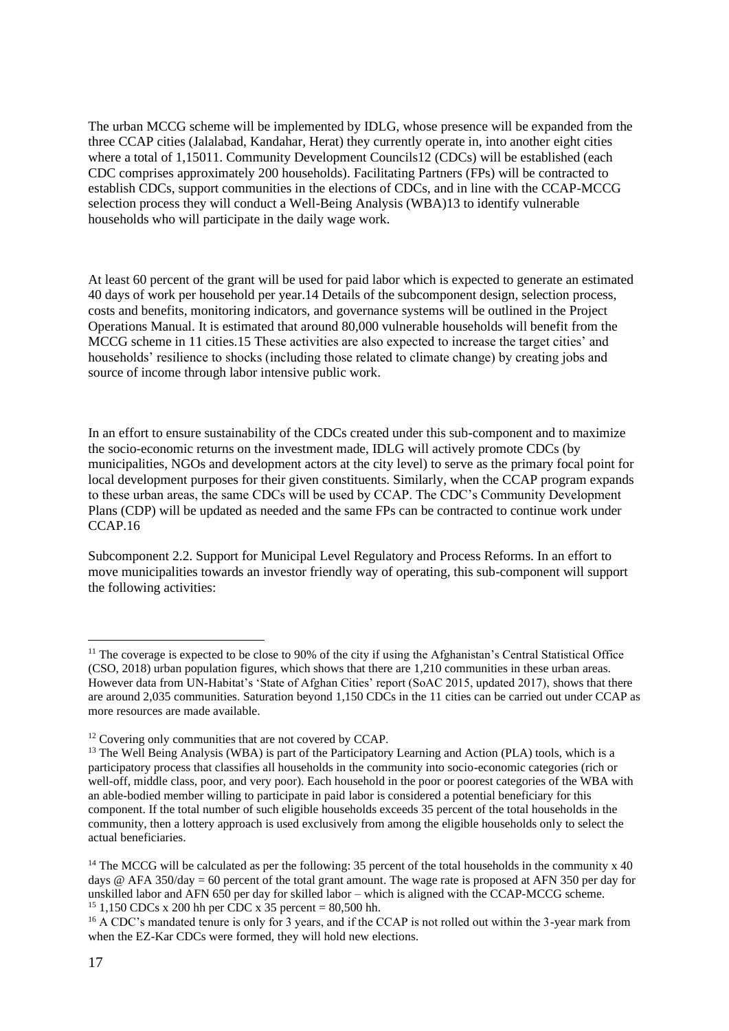The urban MCCG scheme will be implemented by IDLG, whose presence will be expanded from the three CCAP cities (Jalalabad, Kandahar, Herat) they currently operate in, into another eight cities where a total of 1,150[11]. Community Development Councils[12] (CDCs) will be established (each CDC comprises approximately 200 households). Facilitating Partners (FPs) will be contracted to establish CDCs, support communities in the elections of CDCs, and in line with the CCAP-MCCG selection process they will conduct a Well-Being Analysis (WBA)[13] to identify vulnerable households who will participate in the daily wage work.

At least 60 percent of the grant will be used for paid labor which is expected to generate an estimated 40 days of work per household per year.[14] Details of the subcomponent design, selection process, costs and benefits, monitoring indicators, and governance systems will be outlined in the Project Operations Manual. It is estimated that around 80,000 vulnerable households will benefit from the MCCG scheme in 11 cities.[15] These activities are also expected to increase the target cities' and households' resilience to shocks (including those related to climate change) by creating jobs and source of income through labor intensive public work.

In an effort to ensure sustainability of the CDCs created under this sub-component and to maximize the socio-economic returns on the investment made, IDLG will actively promote CDCs (by municipalities, NGOs and development actors at the city level) to serve as the primary focal point for local development purposes for their given constituents. Similarly, when the CCAP program expands to these urban areas, the same CDCs will be used by CCAP. The CDC's Community Development Plans (CDP) will be updated as needed and the same FPs can be contracted to continue work under CCAP.[16]

Subcomponent 2.2. Support for Municipal Level Regulatory and Process Reforms. In an effort to move municipalities towards an investor friendly way of operating, this sub-component will support the following activities:

---

[11] The coverage is expected to be close to 90% of the city if using the Afghanistan's Central Statistical Office (CSO, 2018) urban population figures, which shows that there are 1,210 communities in these urban areas. However data from UN-Habitat's 'State of Afghan Cities' report (SoAC 2015, updated 2017), shows that there are around 2,035 communities. Saturation beyond 1,150 CDCs in the 11 cities can be carried out under CCAP as more resources are made available.

[12] Covering only communities that are not covered by CCAP.

[13] The Well Being Analysis (WBA) is part of the Participatory Learning and Action (PLA) tools, which is a participatory process that classifies all households in the community into socio-economic categories (rich or well-off, middle class, poor, and very poor). Each household in the poor or poorest categories of the WBA with an able-bodied member willing to participate in paid labor is considered a potential beneficiary for this component. If the total number of such eligible households exceeds 35 percent of the total households in the community, then a lottery approach is used exclusively from among the eligible households only to select the actual beneficiaries.

[14] The MCCG will be calculated as per the following: 35 percent of the total households in the community x 40 days @ AFA 350/day = 60 percent of the total grant amount. The wage rate is proposed at AFN 350 per day for unskilled labor and AFN 650 per day for skilled labor – which is aligned with the CCAP-MCCG scheme.

[15] 1,150 CDCs x 200 hh per CDC x 35 percent = 80,500 hh.

[16] A CDC's mandated tenure is only for 3 years, and if the CCAP is not rolled out within the 3-year mark from when the EZ-Kar CDCs were formed, they will hold new elections.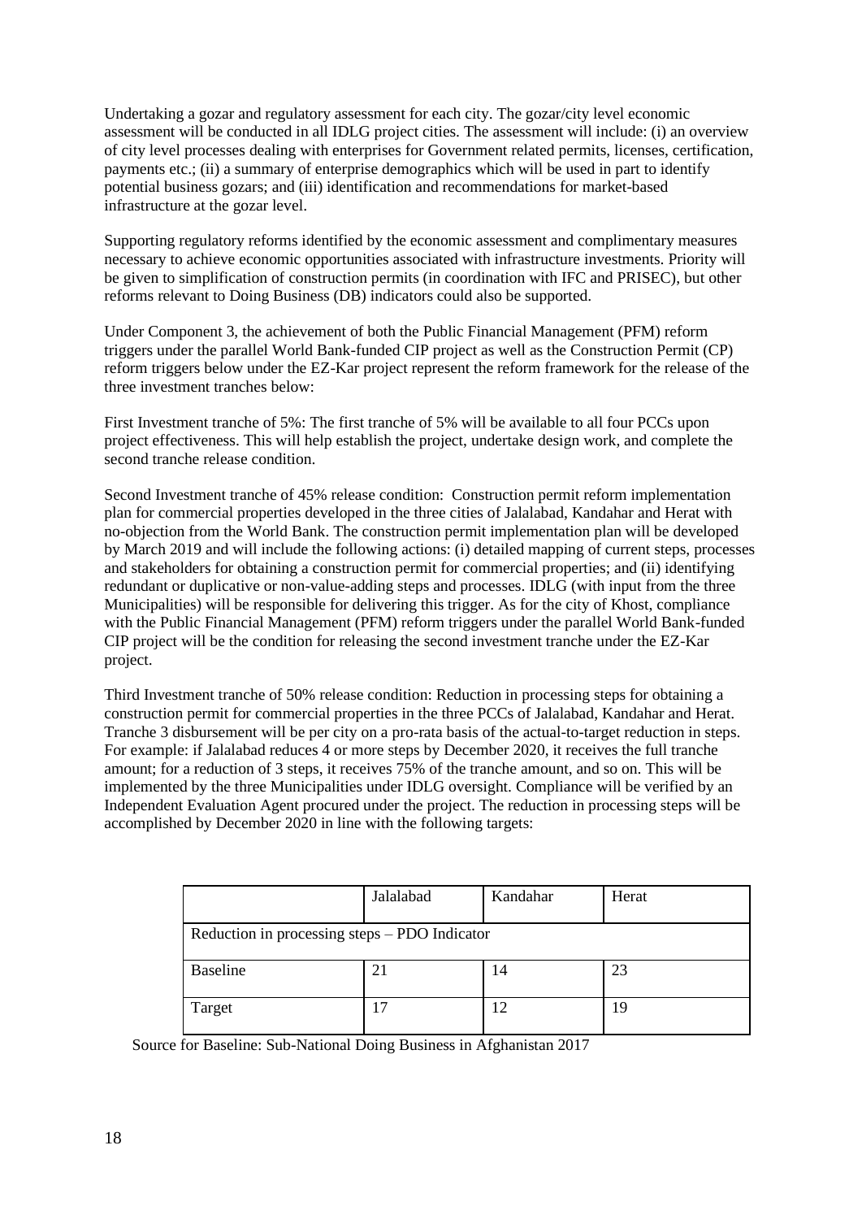Undertaking a gozar and regulatory assessment for each city. The gozar/city level economic assessment will be conducted in all IDLG project cities. The assessment will include: (i) an overview of city level processes dealing with enterprises for Government related permits, licenses, certification, payments etc.; (ii) a summary of enterprise demographics which will be used in part to identify potential business gozars; and (iii) identification and recommendations for market-based infrastructure at the gozar level.

Supporting regulatory reforms identified by the economic assessment and complimentary measures necessary to achieve economic opportunities associated with infrastructure investments. Priority will be given to simplification of construction permits (in coordination with IFC and PRISEC), but other reforms relevant to Doing Business (DB) indicators could also be supported.

Under Component 3, the achievement of both the Public Financial Management (PFM) reform triggers under the parallel World Bank-funded CIP project as well as the Construction Permit (CP) reform triggers below under the EZ-Kar project represent the reform framework for the release of the three investment tranches below:

First Investment tranche of 5%: The first tranche of 5% will be available to all four PCCs upon project effectiveness. This will help establish the project, undertake design work, and complete the second tranche release condition.

Second Investment tranche of 45% release condition: Construction permit reform implementation plan for commercial properties developed in the three cities of Jalalabad, Kandahar and Herat with no-objection from the World Bank. The construction permit implementation plan will be developed by March 2019 and will include the following actions: (i) detailed mapping of current steps, processes and stakeholders for obtaining a construction permit for commercial properties; and (ii) identifying redundant or duplicative or non-value-adding steps and processes. IDLG (with input from the three Municipalities) will be responsible for delivering this trigger. As for the city of Khost, compliance with the Public Financial Management (PFM) reform triggers under the parallel World Bank-funded CIP project will be the condition for releasing the second investment tranche under the EZ-Kar project.

Third Investment tranche of 50% release condition: Reduction in processing steps for obtaining a construction permit for commercial properties in the three PCCs of Jalalabad, Kandahar and Herat. Tranche 3 disbursement will be per city on a pro-rata basis of the actual-to-target reduction in steps. For example: if Jalalabad reduces 4 or more steps by December 2020, it receives the full tranche amount; for a reduction of 3 steps, it receives 75% of the tranche amount, and so on. This will be implemented by the three Municipalities under IDLG oversight. Compliance will be verified by an Independent Evaluation Agent procured under the project. The reduction in processing steps will be accomplished by December 2020 in line with the following targets:

| | Jalalabad | Kandahar | Herat |
|---|---|---|---|
| Reduction in processing steps – PDO Indicator | | | |
| Baseline | 21 | 14 | 23 |
| Target | 17 | 12 | 19 |

Source for Baseline: Sub-National Doing Business in Afghanistan 2017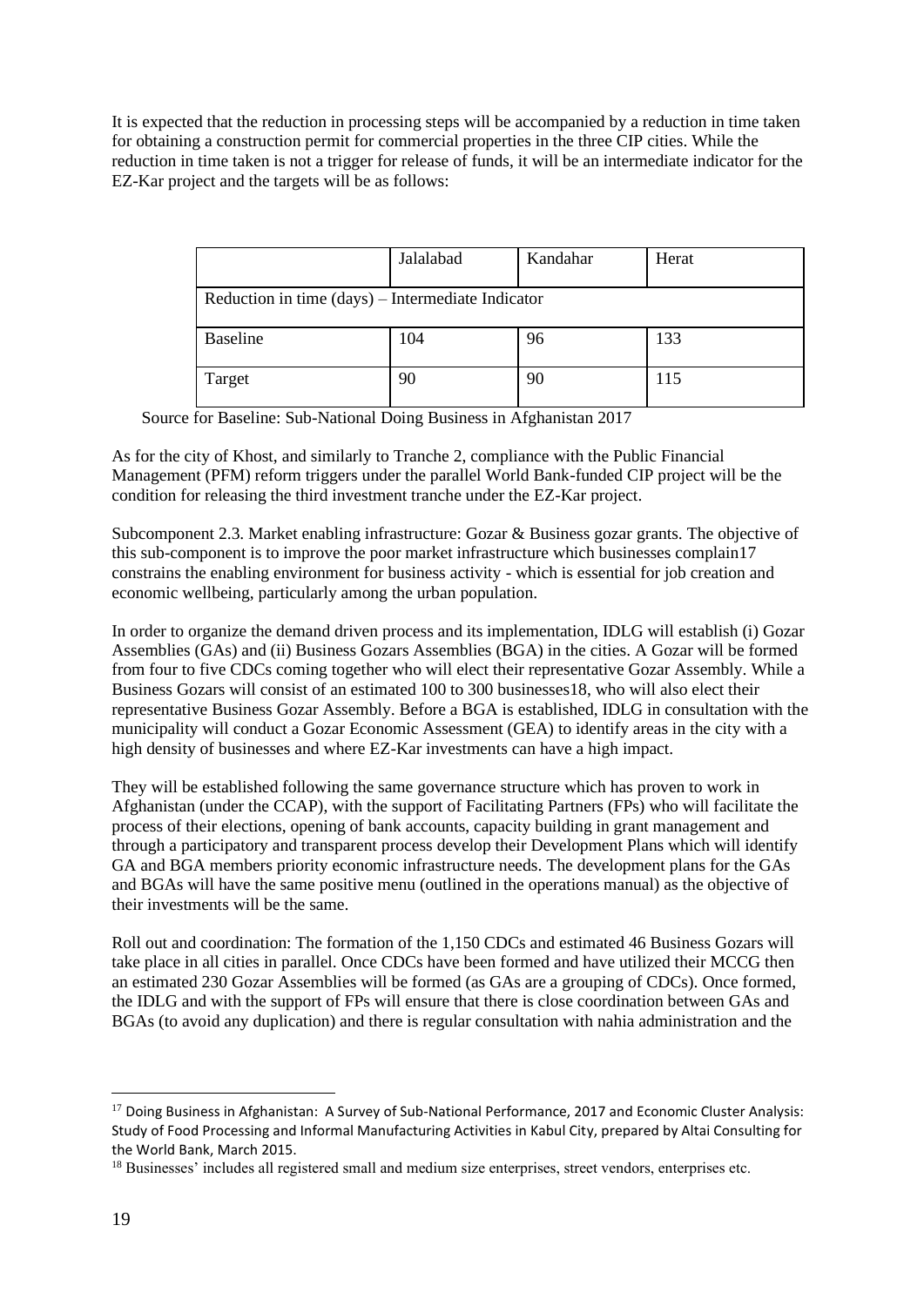It is expected that the reduction in processing steps will be accompanied by a reduction in time taken for obtaining a construction permit for commercial properties in the three CIP cities. While the reduction in time taken is not a trigger for release of funds, it will be an intermediate indicator for the EZ-Kar project and the targets will be as follows:

| | Jalalabad | Kandahar | Herat |
|---|---|---|---|
| Reduction in time (days) – Intermediate Indicator | | | |
| Baseline | 104 | 96 | 133 |
| Target | 90 | 90 | 115 |

Source for Baseline: Sub-National Doing Business in Afghanistan 2017

As for the city of Khost, and similarly to Tranche 2, compliance with the Public Financial Management (PFM) reform triggers under the parallel World Bank-funded CIP project will be the condition for releasing the third investment tranche under the EZ-Kar project.

Subcomponent 2.3. Market enabling infrastructure: Gozar & Business gozar grants. The objective of this sub-component is to improve the poor market infrastructure which businesses complain[17] constrains the enabling environment for business activity - which is essential for job creation and economic wellbeing, particularly among the urban population.

In order to organize the demand driven process and its implementation, IDLG will establish (i) Gozar Assemblies (GAs) and (ii) Business Gozars Assemblies (BGA) in the cities. A Gozar will be formed from four to five CDCs coming together who will elect their representative Gozar Assembly. While a Business Gozars will consist of an estimated 100 to 300 businesses[18], who will also elect their representative Business Gozar Assembly. Before a BGA is established, IDLG in consultation with the municipality will conduct a Gozar Economic Assessment (GEA) to identify areas in the city with a high density of businesses and where EZ-Kar investments can have a high impact.

They will be established following the same governance structure which has proven to work in Afghanistan (under the CCAP), with the support of Facilitating Partners (FPs) who will facilitate the process of their elections, opening of bank accounts, capacity building in grant management and through a participatory and transparent process develop their Development Plans which will identify GA and BGA members priority economic infrastructure needs. The development plans for the GAs and BGAs will have the same positive menu (outlined in the operations manual) as the objective of their investments will be the same.

Roll out and coordination: The formation of the 1,150 CDCs and estimated 46 Business Gozars will take place in all cities in parallel. Once CDCs have been formed and have utilized their MCCG then an estimated 230 Gozar Assemblies will be formed (as GAs are a grouping of CDCs). Once formed, the IDLG and with the support of FPs will ensure that there is close coordination between GAs and BGAs (to avoid any duplication) and there is regular consultation with nahia administration and the

---

[17] Doing Business in Afghanistan: A Survey of Sub-National Performance, 2017 and Economic Cluster Analysis: Study of Food Processing and Informal Manufacturing Activities in Kabul City, prepared by Altai Consulting for the World Bank, March 2015.

[18] Businesses' includes all registered small and medium size enterprises, street vendors, enterprises etc.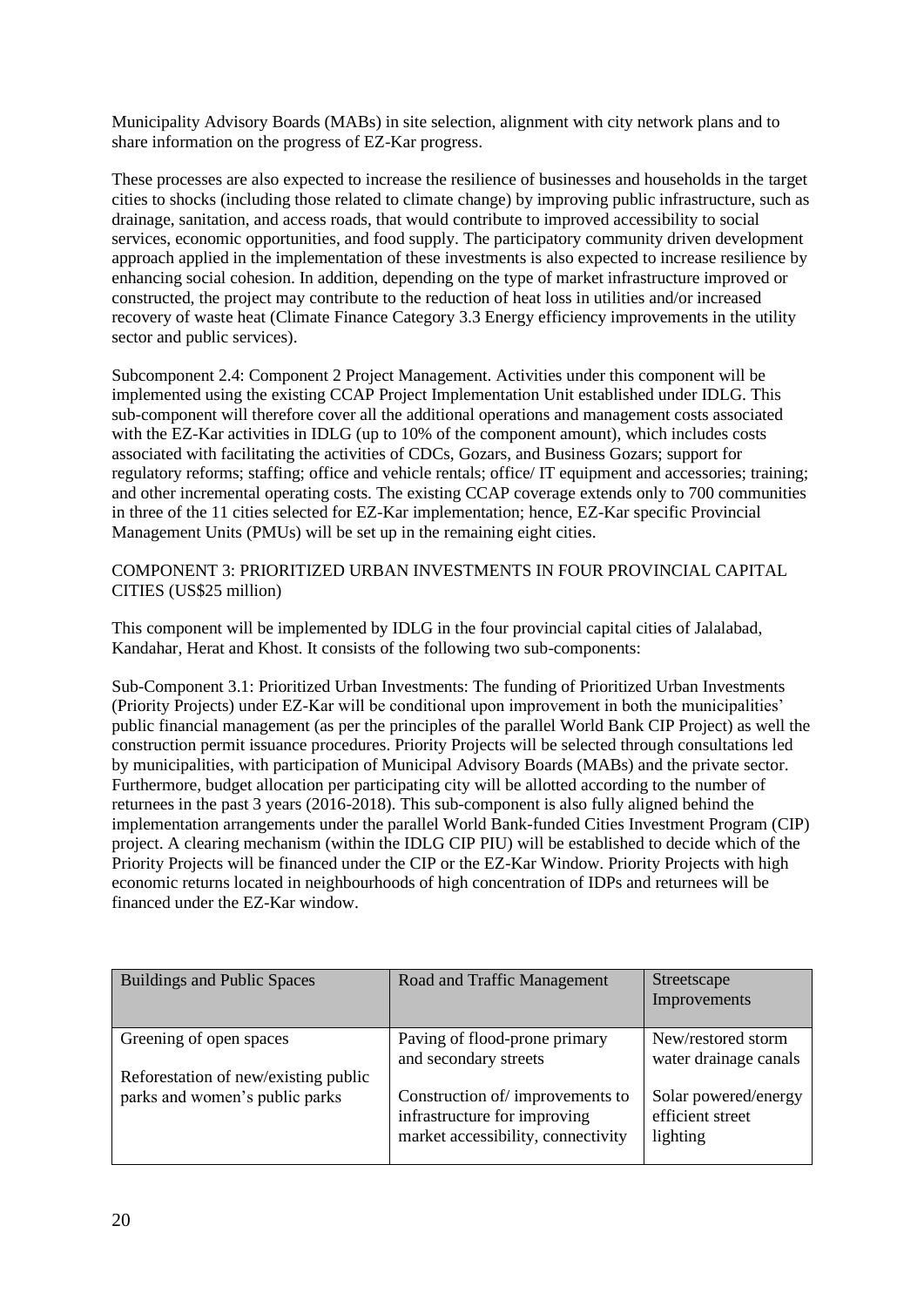Municipality Advisory Boards (MABs) in site selection, alignment with city network plans and to share information on the progress of EZ-Kar progress.

These processes are also expected to increase the resilience of businesses and households in the target cities to shocks (including those related to climate change) by improving public infrastructure, such as drainage, sanitation, and access roads, that would contribute to improved accessibility to social services, economic opportunities, and food supply. The participatory community driven development approach applied in the implementation of these investments is also expected to increase resilience by enhancing social cohesion. In addition, depending on the type of market infrastructure improved or constructed, the project may contribute to the reduction of heat loss in utilities and/or increased recovery of waste heat (Climate Finance Category 3.3 Energy efficiency improvements in the utility sector and public services).

Subcomponent 2.4: Component 2 Project Management. Activities under this component will be implemented using the existing CCAP Project Implementation Unit established under IDLG. This sub-component will therefore cover all the additional operations and management costs associated with the EZ-Kar activities in IDLG (up to 10% of the component amount), which includes costs associated with facilitating the activities of CDCs, Gozars, and Business Gozars; support for regulatory reforms; staffing; office and vehicle rentals; office/ IT equipment and accessories; training; and other incremental operating costs. The existing CCAP coverage extends only to 700 communities in three of the 11 cities selected for EZ-Kar implementation; hence, EZ-Kar specific Provincial Management Units (PMUs) will be set up in the remaining eight cities.

## COMPONENT 3: PRIORITIZED URBAN INVESTMENTS IN FOUR PROVINCIAL CAPITAL CITIES (US$25 million)

This component will be implemented by IDLG in the four provincial capital cities of Jalalabad, Kandahar, Herat and Khost. It consists of the following two sub-components:

Sub-Component 3.1: Prioritized Urban Investments: The funding of Prioritized Urban Investments (Priority Projects) under EZ-Kar will be conditional upon improvement in both the municipalities' public financial management (as per the principles of the parallel World Bank CIP Project) as well the construction permit issuance procedures. Priority Projects will be selected through consultations led by municipalities, with participation of Municipal Advisory Boards (MABs) and the private sector. Furthermore, budget allocation per participating city will be allotted according to the number of returnees in the past 3 years (2016-2018). This sub-component is also fully aligned behind the implementation arrangements under the parallel World Bank-funded Cities Investment Program (CIP) project. A clearing mechanism (within the IDLG CIP PIU) will be established to decide which of the Priority Projects will be financed under the CIP or the EZ-Kar Window. Priority Projects with high economic returns located in neighbourhoods of high concentration of IDPs and returnees will be financed under the EZ-Kar window.

| Buildings and Public Spaces | Road and Traffic Management | Streetscape Improvements |
|---|---|---|
| Greening of open spaces<br><br>Reforestation of new/existing public parks and women's public parks | Paving of flood-prone primary and secondary streets<br><br>Construction of/ improvements to infrastructure for improving market accessibility, connectivity | New/restored storm water drainage canals<br><br>Solar powered/energy efficient street lighting |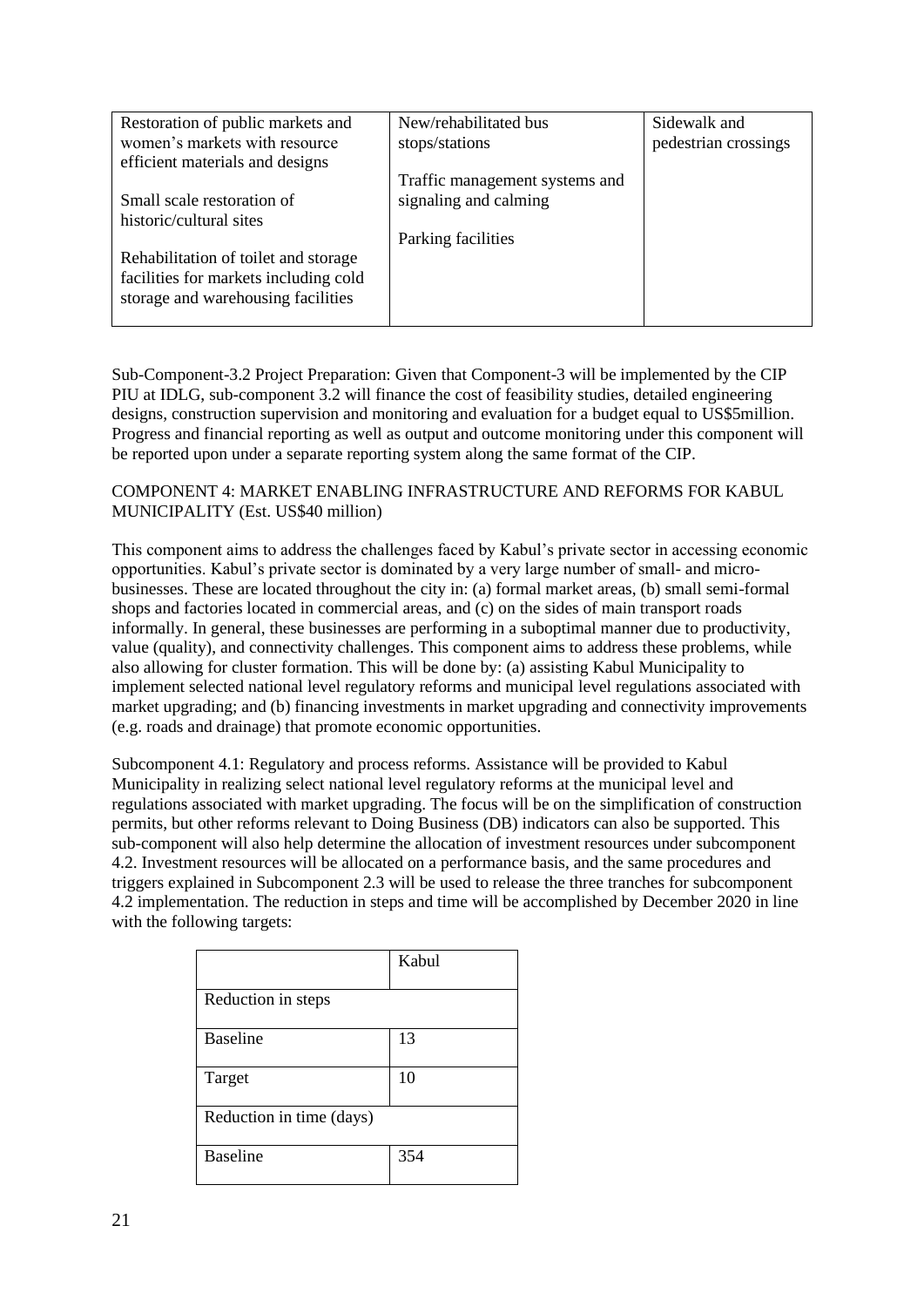| Restoration of public markets and women's markets with resource efficient materials and designs<br><br>Small scale restoration of historic/cultural sites<br><br>Rehabilitation of toilet and storage facilities for markets including cold storage and warehousing facilities | New/rehabilitated bus stops/stations<br><br>Traffic management systems and signaling and calming<br><br>Parking facilities | Sidewalk and pedestrian crossings |
|---|---|---|

Sub-Component-3.2 Project Preparation: Given that Component-3 will be implemented by the CIP PIU at IDLG, sub-component 3.2 will finance the cost of feasibility studies, detailed engineering designs, construction supervision and monitoring and evaluation for a budget equal to US$5million. Progress and financial reporting as well as output and outcome monitoring under this component will be reported upon under a separate reporting system along the same format of the CIP.

COMPONENT 4: MARKET ENABLING INFRASTRUCTURE AND REFORMS FOR KABUL MUNICIPALITY (Est. US$40 million)

This component aims to address the challenges faced by Kabul's private sector in accessing economic opportunities. Kabul's private sector is dominated by a very large number of small- and micro-businesses. These are located throughout the city in: (a) formal market areas, (b) small semi-formal shops and factories located in commercial areas, and (c) on the sides of main transport roads informally. In general, these businesses are performing in a suboptimal manner due to productivity, value (quality), and connectivity challenges. This component aims to address these problems, while also allowing for cluster formation. This will be done by: (a) assisting Kabul Municipality to implement selected national level regulatory reforms and municipal level regulations associated with market upgrading; and (b) financing investments in market upgrading and connectivity improvements (e.g. roads and drainage) that promote economic opportunities.

Subcomponent 4.1: Regulatory and process reforms. Assistance will be provided to Kabul Municipality in realizing select national level regulatory reforms at the municipal level and regulations associated with market upgrading. The focus will be on the simplification of construction permits, but other reforms relevant to Doing Business (DB) indicators can also be supported. This sub-component will also help determine the allocation of investment resources under subcomponent 4.2. Investment resources will be allocated on a performance basis, and the same procedures and triggers explained in Subcomponent 2.3 will be used to release the three tranches for subcomponent 4.2 implementation. The reduction in steps and time will be accomplished by December 2020 in line with the following targets:

| | Kabul |
|---|---|
| Reduction in steps | |
| Baseline | 13 |
| Target | 10 |
| Reduction in time (days) | |
| Baseline | 354 |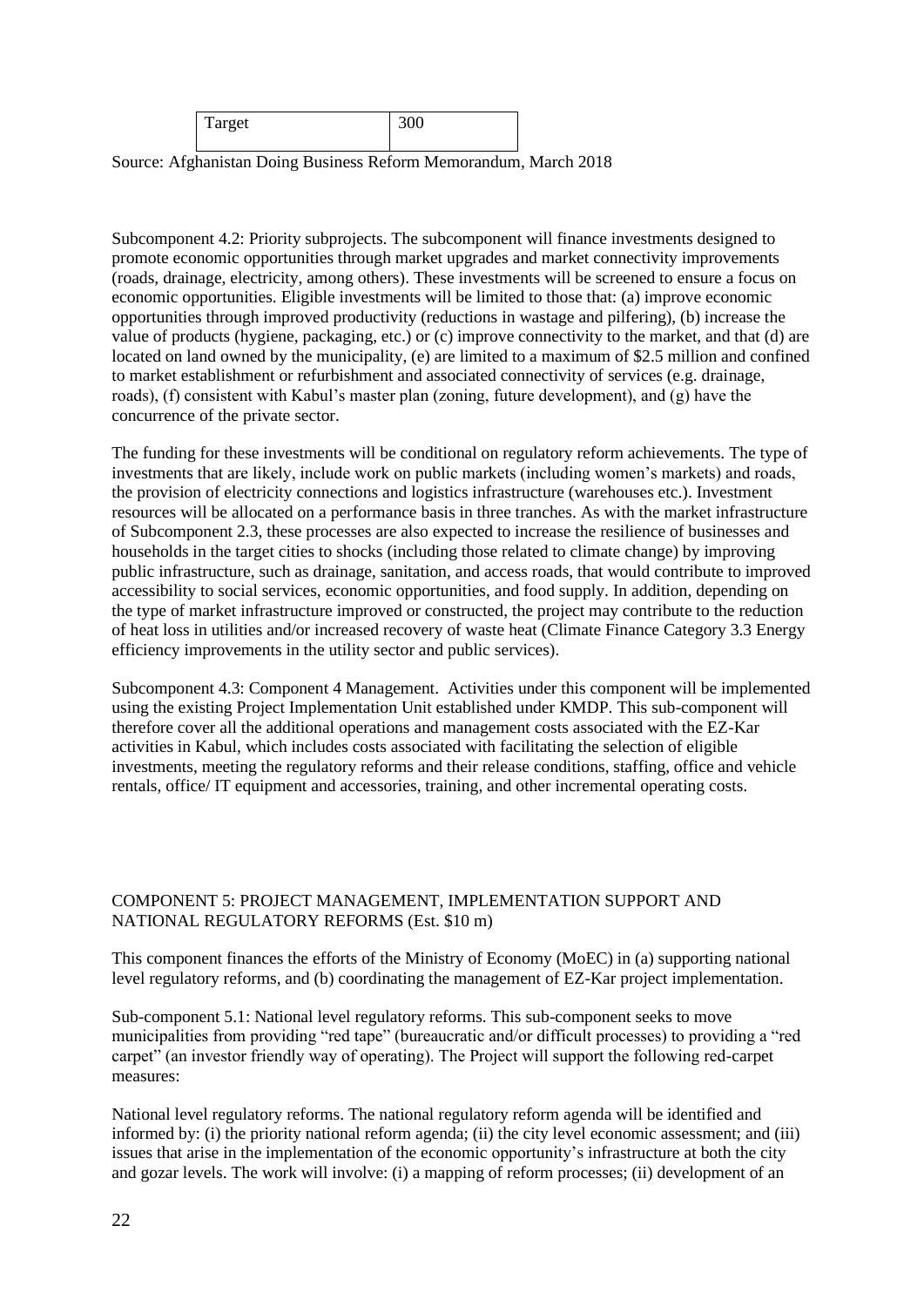| Target | 300 |
| --- | --- |

Source: Afghanistan Doing Business Reform Memorandum, March 2018

Subcomponent 4.2: Priority subprojects. The subcomponent will finance investments designed to promote economic opportunities through market upgrades and market connectivity improvements (roads, drainage, electricity, among others). These investments will be screened to ensure a focus on economic opportunities. Eligible investments will be limited to those that: (a) improve economic opportunities through improved productivity (reductions in wastage and pilfering), (b) increase the value of products (hygiene, packaging, etc.) or (c) improve connectivity to the market, and that (d) are located on land owned by the municipality, (e) are limited to a maximum of $2.5 million and confined to market establishment or refurbishment and associated connectivity of services (e.g. drainage, roads), (f) consistent with Kabul's master plan (zoning, future development), and (g) have the concurrence of the private sector.

The funding for these investments will be conditional on regulatory reform achievements. The type of investments that are likely, include work on public markets (including women's markets) and roads, the provision of electricity connections and logistics infrastructure (warehouses etc.). Investment resources will be allocated on a performance basis in three tranches. As with the market infrastructure of Subcomponent 2.3, these processes are also expected to increase the resilience of businesses and households in the target cities to shocks (including those related to climate change) by improving public infrastructure, such as drainage, sanitation, and access roads, that would contribute to improved accessibility to social services, economic opportunities, and food supply. In addition, depending on the type of market infrastructure improved or constructed, the project may contribute to the reduction of heat loss in utilities and/or increased recovery of waste heat (Climate Finance Category 3.3 Energy efficiency improvements in the utility sector and public services).

Subcomponent 4.3: Component 4 Management. Activities under this component will be implemented using the existing Project Implementation Unit established under KMDP. This sub-component will therefore cover all the additional operations and management costs associated with the EZ-Kar activities in Kabul, which includes costs associated with facilitating the selection of eligible investments, meeting the regulatory reforms and their release conditions, staffing, office and vehicle rentals, office/ IT equipment and accessories, training, and other incremental operating costs.

COMPONENT 5: PROJECT MANAGEMENT, IMPLEMENTATION SUPPORT AND NATIONAL REGULATORY REFORMS (Est. $10 m)

This component finances the efforts of the Ministry of Economy (MoEC) in (a) supporting national level regulatory reforms, and (b) coordinating the management of EZ-Kar project implementation.

Sub-component 5.1: National level regulatory reforms. This sub-component seeks to move municipalities from providing "red tape" (bureaucratic and/or difficult processes) to providing a "red carpet" (an investor friendly way of operating). The Project will support the following red-carpet measures:

National level regulatory reforms. The national regulatory reform agenda will be identified and informed by: (i) the priority national reform agenda; (ii) the city level economic assessment; and (iii) issues that arise in the implementation of the economic opportunity's infrastructure at both the city and gozar levels. The work will involve: (i) a mapping of reform processes; (ii) development of an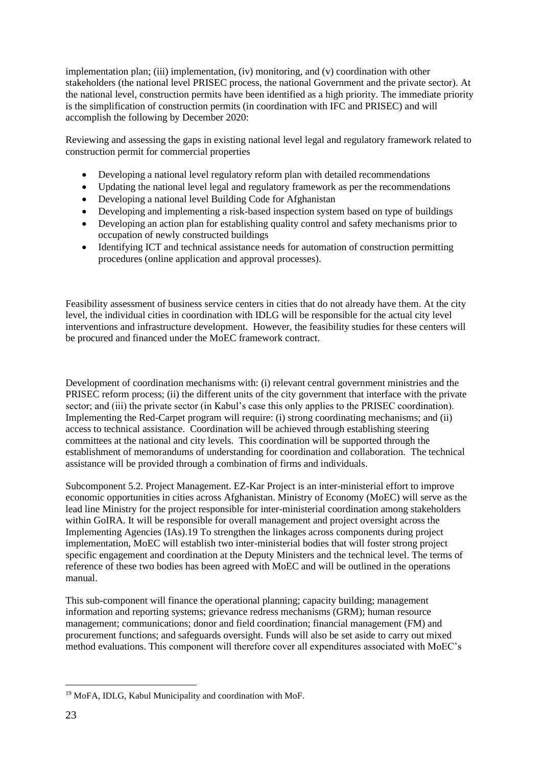implementation plan; (iii) implementation, (iv) monitoring, and (v) coordination with other stakeholders (the national level PRISEC process, the national Government and the private sector). At the national level, construction permits have been identified as a high priority. The immediate priority is the simplification of construction permits (in coordination with IFC and PRISEC) and will accomplish the following by December 2020:

Reviewing and assessing the gaps in existing national level legal and regulatory framework related to construction permit for commercial properties

- Developing a national level regulatory reform plan with detailed recommendations
- Updating the national level legal and regulatory framework as per the recommendations
- Developing a national level Building Code for Afghanistan
- Developing and implementing a risk-based inspection system based on type of buildings
- Developing an action plan for establishing quality control and safety mechanisms prior to occupation of newly constructed buildings
- Identifying ICT and technical assistance needs for automation of construction permitting procedures (online application and approval processes).

Feasibility assessment of business service centers in cities that do not already have them. At the city level, the individual cities in coordination with IDLG will be responsible for the actual city level interventions and infrastructure development. However, the feasibility studies for these centers will be procured and financed under the MoEC framework contract.

Development of coordination mechanisms with: (i) relevant central government ministries and the PRISEC reform process; (ii) the different units of the city government that interface with the private sector; and (iii) the private sector (in Kabul's case this only applies to the PRISEC coordination). Implementing the Red-Carpet program will require: (i) strong coordinating mechanisms; and (ii) access to technical assistance. Coordination will be achieved through establishing steering committees at the national and city levels. This coordination will be supported through the establishment of memorandums of understanding for coordination and collaboration. The technical assistance will be provided through a combination of firms and individuals.

Subcomponent 5.2. Project Management. EZ-Kar Project is an inter-ministerial effort to improve economic opportunities in cities across Afghanistan. Ministry of Economy (MoEC) will serve as the lead line Ministry for the project responsible for inter-ministerial coordination among stakeholders within GoIRA. It will be responsible for overall management and project oversight across the Implementing Agencies (IAs).[19] To strengthen the linkages across components during project implementation, MoEC will establish two inter-ministerial bodies that will foster strong project specific engagement and coordination at the Deputy Ministers and the technical level. The terms of reference of these two bodies has been agreed with MoEC and will be outlined in the operations manual.

This sub-component will finance the operational planning; capacity building; management information and reporting systems; grievance redress mechanisms (GRM); human resource management; communications; donor and field coordination; financial management (FM) and procurement functions; and safeguards oversight. Funds will also be set aside to carry out mixed method evaluations. This component will therefore cover all expenditures associated with MoEC's

[19] MoFA, IDLG, Kabul Municipality and coordination with MoF.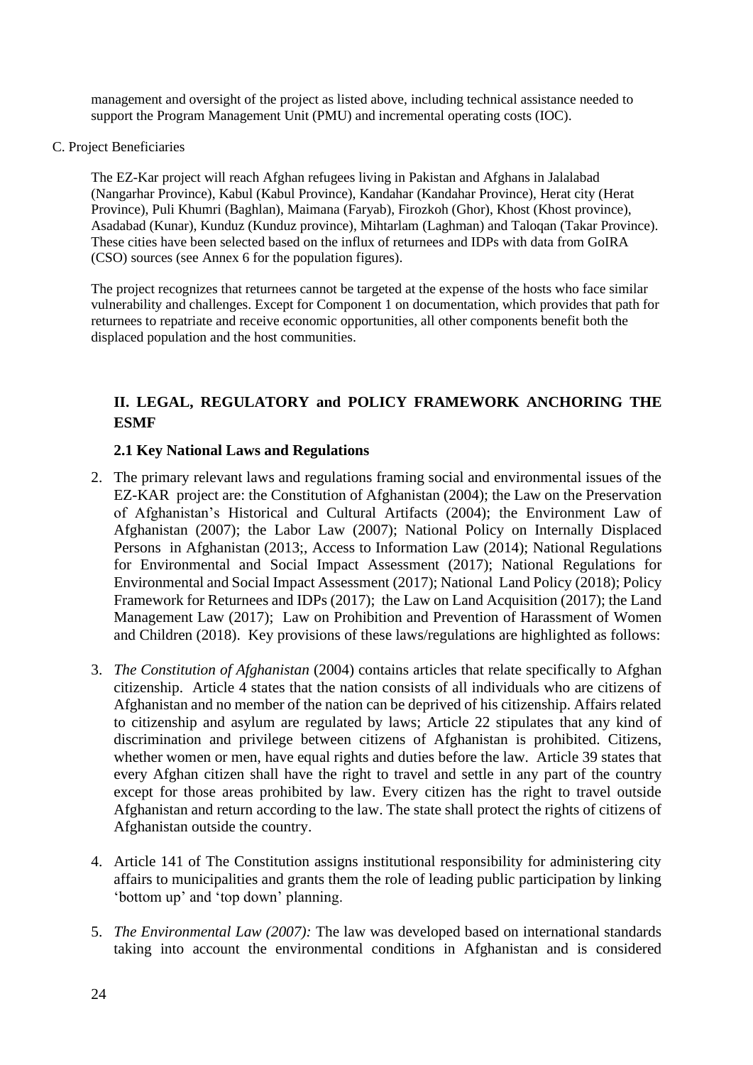management and oversight of the project as listed above, including technical assistance needed to support the Program Management Unit (PMU) and incremental operating costs (IOC).

C. Project Beneficiaries

The EZ-Kar project will reach Afghan refugees living in Pakistan and Afghans in Jalalabad (Nangarhar Province), Kabul (Kabul Province), Kandahar (Kandahar Province), Herat city (Herat Province), Puli Khumri (Baghlan), Maimana (Faryab), Firozkoh (Ghor), Khost (Khost province), Asadabad (Kunar), Kunduz (Kunduz province), Mihtarlam (Laghman) and Taloqan (Takar Province). These cities have been selected based on the influx of returnees and IDPs with data from GoIRA (CSO) sources (see Annex 6 for the population figures).

The project recognizes that returnees cannot be targeted at the expense of the hosts who face similar vulnerability and challenges. Except for Component 1 on documentation, which provides that path for returnees to repatriate and receive economic opportunities, all other components benefit both the displaced population and the host communities.

## II. LEGAL, REGULATORY and POLICY FRAMEWORK ANCHORING THE ESMF

### 2.1 Key National Laws and Regulations

2. The primary relevant laws and regulations framing social and environmental issues of the EZ-KAR project are: the Constitution of Afghanistan (2004); the Law on the Preservation of Afghanistan's Historical and Cultural Artifacts (2004); the Environment Law of Afghanistan (2007); the Labor Law (2007); National Policy on Internally Displaced Persons in Afghanistan (2013;, Access to Information Law (2014); National Regulations for Environmental and Social Impact Assessment (2017); National Regulations for Environmental and Social Impact Assessment (2017); National Land Policy (2018); Policy Framework for Returnees and IDPs (2017); the Law on Land Acquisition (2017); the Land Management Law (2017); Law on Prohibition and Prevention of Harassment of Women and Children (2018). Key provisions of these laws/regulations are highlighted as follows:

3. *The Constitution of Afghanistan* (2004) contains articles that relate specifically to Afghan citizenship. Article 4 states that the nation consists of all individuals who are citizens of Afghanistan and no member of the nation can be deprived of his citizenship. Affairs related to citizenship and asylum are regulated by laws; Article 22 stipulates that any kind of discrimination and privilege between citizens of Afghanistan is prohibited. Citizens, whether women or men, have equal rights and duties before the law. Article 39 states that every Afghan citizen shall have the right to travel and settle in any part of the country except for those areas prohibited by law. Every citizen has the right to travel outside Afghanistan and return according to the law. The state shall protect the rights of citizens of Afghanistan outside the country.

4. Article 141 of The Constitution assigns institutional responsibility for administering city affairs to municipalities and grants them the role of leading public participation by linking 'bottom up' and 'top down' planning.

5. *The Environmental Law (2007):* The law was developed based on international standards taking into account the environmental conditions in Afghanistan and is considered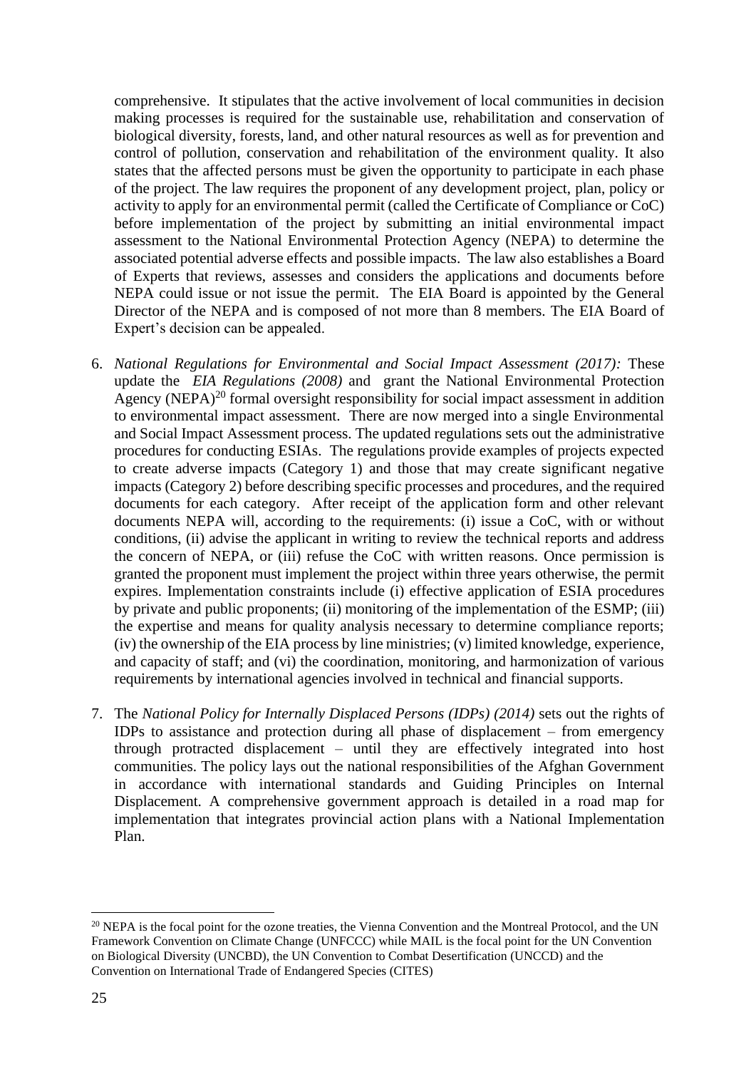comprehensive. It stipulates that the active involvement of local communities in decision making processes is required for the sustainable use, rehabilitation and conservation of biological diversity, forests, land, and other natural resources as well as for prevention and control of pollution, conservation and rehabilitation of the environment quality. It also states that the affected persons must be given the opportunity to participate in each phase of the project. The law requires the proponent of any development project, plan, policy or activity to apply for an environmental permit (called the Certificate of Compliance or CoC) before implementation of the project by submitting an initial environmental impact assessment to the National Environmental Protection Agency (NEPA) to determine the associated potential adverse effects and possible impacts. The law also establishes a Board of Experts that reviews, assesses and considers the applications and documents before NEPA could issue or not issue the permit. The EIA Board is appointed by the General Director of the NEPA and is composed of not more than 8 members. The EIA Board of Expert's decision can be appealed.

6. *National Regulations for Environmental and Social Impact Assessment (2017):* These update the *EIA Regulations (2008)* and grant the National Environmental Protection Agency (NEPA)[20] formal oversight responsibility for social impact assessment in addition to environmental impact assessment. There are now merged into a single Environmental and Social Impact Assessment process. The updated regulations sets out the administrative procedures for conducting ESIAs. The regulations provide examples of projects expected to create adverse impacts (Category 1) and those that may create significant negative impacts (Category 2) before describing specific processes and procedures, and the required documents for each category. After receipt of the application form and other relevant documents NEPA will, according to the requirements: (i) issue a CoC, with or without conditions, (ii) advise the applicant in writing to review the technical reports and address the concern of NEPA, or (iii) refuse the CoC with written reasons. Once permission is granted the proponent must implement the project within three years otherwise, the permit expires. Implementation constraints include (i) effective application of ESIA procedures by private and public proponents; (ii) monitoring of the implementation of the ESMP; (iii) the expertise and means for quality analysis necessary to determine compliance reports; (iv) the ownership of the EIA process by line ministries; (v) limited knowledge, experience, and capacity of staff; and (vi) the coordination, monitoring, and harmonization of various requirements by international agencies involved in technical and financial supports.

7. The *National Policy for Internally Displaced Persons (IDPs) (2014)* sets out the rights of IDPs to assistance and protection during all phase of displacement – from emergency through protracted displacement – until they are effectively integrated into host communities. The policy lays out the national responsibilities of the Afghan Government in accordance with international standards and Guiding Principles on Internal Displacement. A comprehensive government approach is detailed in a road map for implementation that integrates provincial action plans with a National Implementation Plan.

---

[20] NEPA is the focal point for the ozone treaties, the Vienna Convention and the Montreal Protocol, and the UN Framework Convention on Climate Change (UNFCCC) while MAIL is the focal point for the UN Convention on Biological Diversity (UNCBD), the UN Convention to Combat Desertification (UNCCD) and the Convention on International Trade of Endangered Species (CITES)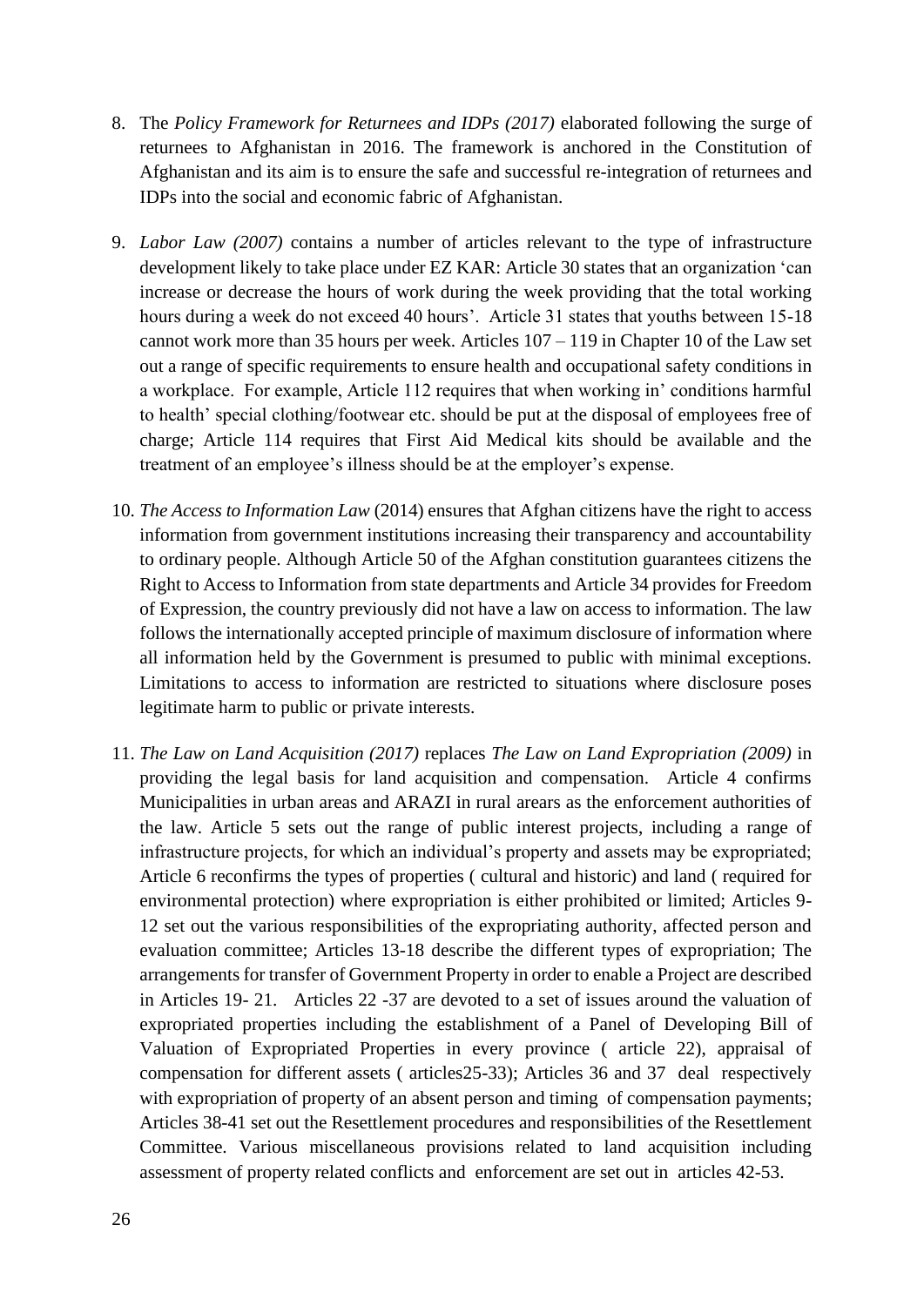8. The *Policy Framework for Returnees and IDPs (2017)* elaborated following the surge of returnees to Afghanistan in 2016. The framework is anchored in the Constitution of Afghanistan and its aim is to ensure the safe and successful re-integration of returnees and IDPs into the social and economic fabric of Afghanistan.

9. *Labor Law (2007)* contains a number of articles relevant to the type of infrastructure development likely to take place under EZ KAR: Article 30 states that an organization 'can increase or decrease the hours of work during the week providing that the total working hours during a week do not exceed 40 hours'. Article 31 states that youths between 15-18 cannot work more than 35 hours per week. Articles 107 – 119 in Chapter 10 of the Law set out a range of specific requirements to ensure health and occupational safety conditions in a workplace. For example, Article 112 requires that when working in' conditions harmful to health' special clothing/footwear etc. should be put at the disposal of employees free of charge; Article 114 requires that First Aid Medical kits should be available and the treatment of an employee's illness should be at the employer's expense.

10. *The Access to Information Law* (2014) ensures that Afghan citizens have the right to access information from government institutions increasing their transparency and accountability to ordinary people. Although Article 50 of the Afghan constitution guarantees citizens the Right to Access to Information from state departments and Article 34 provides for Freedom of Expression, the country previously did not have a law on access to information. The law follows the internationally accepted principle of maximum disclosure of information where all information held by the Government is presumed to public with minimal exceptions. Limitations to access to information are restricted to situations where disclosure poses legitimate harm to public or private interests.

11. *The Law on Land Acquisition (2017)* replaces *The Law on Land Expropriation (2009)* in providing the legal basis for land acquisition and compensation. Article 4 confirms Municipalities in urban areas and ARAZI in rural arears as the enforcement authorities of the law. Article 5 sets out the range of public interest projects, including a range of infrastructure projects, for which an individual's property and assets may be expropriated; Article 6 reconfirms the types of properties ( cultural and historic) and land ( required for environmental protection) where expropriation is either prohibited or limited; Articles 9-12 set out the various responsibilities of the expropriating authority, affected person and evaluation committee; Articles 13-18 describe the different types of expropriation; The arrangements for transfer of Government Property in order to enable a Project are described in Articles 19- 21. Articles 22 -37 are devoted to a set of issues around the valuation of expropriated properties including the establishment of a Panel of Developing Bill of Valuation of Expropriated Properties in every province ( article 22), appraisal of compensation for different assets ( articles25-33); Articles 36 and 37 deal respectively with expropriation of property of an absent person and timing of compensation payments; Articles 38-41 set out the Resettlement procedures and responsibilities of the Resettlement Committee. Various miscellaneous provisions related to land acquisition including assessment of property related conflicts and enforcement are set out in articles 42-53.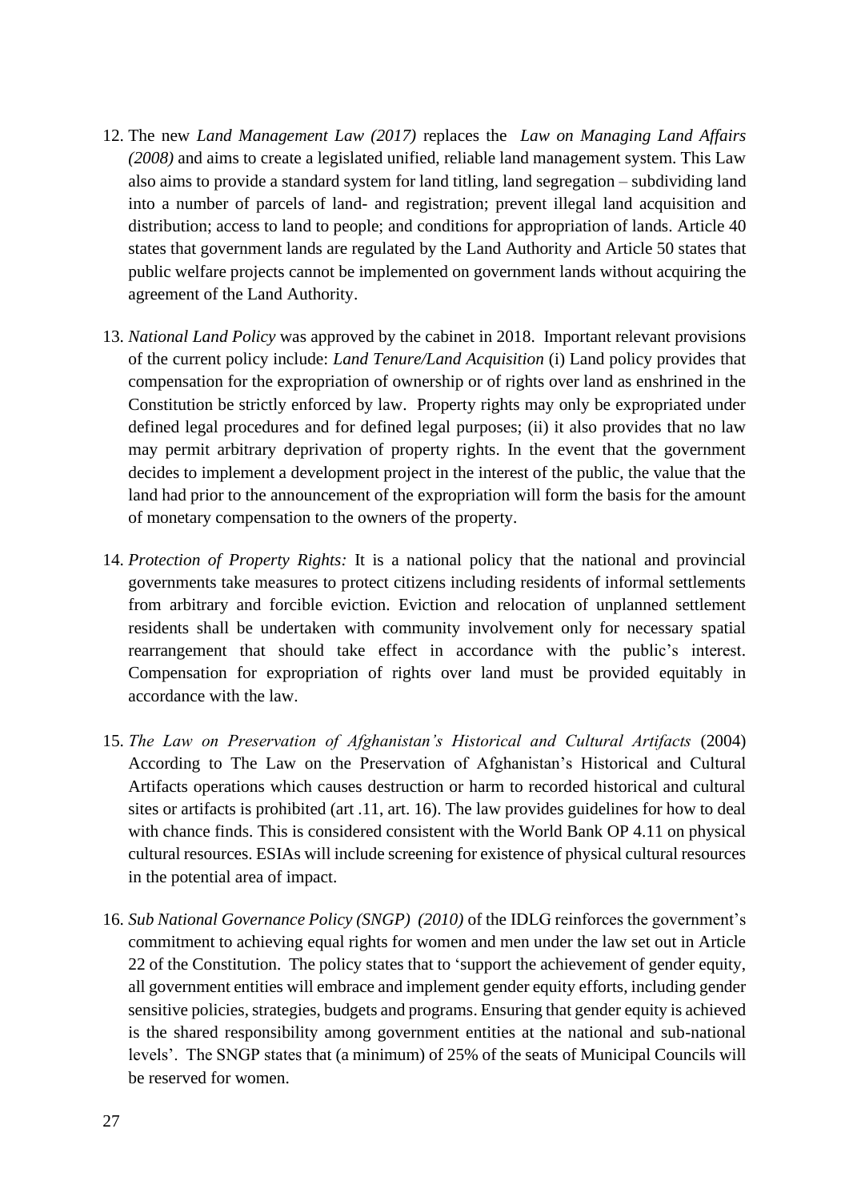12. The new *Land Management Law (2017)* replaces the *Law on Managing Land Affairs (2008)* and aims to create a legislated unified, reliable land management system. This Law also aims to provide a standard system for land titling, land segregation – subdividing land into a number of parcels of land- and registration; prevent illegal land acquisition and distribution; access to land to people; and conditions for appropriation of lands. Article 40 states that government lands are regulated by the Land Authority and Article 50 states that public welfare projects cannot be implemented on government lands without acquiring the agreement of the Land Authority.

13. *National Land Policy* was approved by the cabinet in 2018. Important relevant provisions of the current policy include: *Land Tenure/Land Acquisition* (i) Land policy provides that compensation for the expropriation of ownership or of rights over land as enshrined in the Constitution be strictly enforced by law. Property rights may only be expropriated under defined legal procedures and for defined legal purposes; (ii) it also provides that no law may permit arbitrary deprivation of property rights. In the event that the government decides to implement a development project in the interest of the public, the value that the land had prior to the announcement of the expropriation will form the basis for the amount of monetary compensation to the owners of the property.

14. *Protection of Property Rights:* It is a national policy that the national and provincial governments take measures to protect citizens including residents of informal settlements from arbitrary and forcible eviction. Eviction and relocation of unplanned settlement residents shall be undertaken with community involvement only for necessary spatial rearrangement that should take effect in accordance with the public's interest. Compensation for expropriation of rights over land must be provided equitably in accordance with the law.

15. *The Law on Preservation of Afghanistan's Historical and Cultural Artifacts* (2004) According to The Law on the Preservation of Afghanistan's Historical and Cultural Artifacts operations which causes destruction or harm to recorded historical and cultural sites or artifacts is prohibited (art .11, art. 16). The law provides guidelines for how to deal with chance finds. This is considered consistent with the World Bank OP 4.11 on physical cultural resources. ESIAs will include screening for existence of physical cultural resources in the potential area of impact.

16. *Sub National Governance Policy (SNGP) (2010)* of the IDLG reinforces the government's commitment to achieving equal rights for women and men under the law set out in Article 22 of the Constitution. The policy states that to 'support the achievement of gender equity, all government entities will embrace and implement gender equity efforts, including gender sensitive policies, strategies, budgets and programs. Ensuring that gender equity is achieved is the shared responsibility among government entities at the national and sub-national levels'. The SNGP states that (a minimum) of 25% of the seats of Municipal Councils will be reserved for women.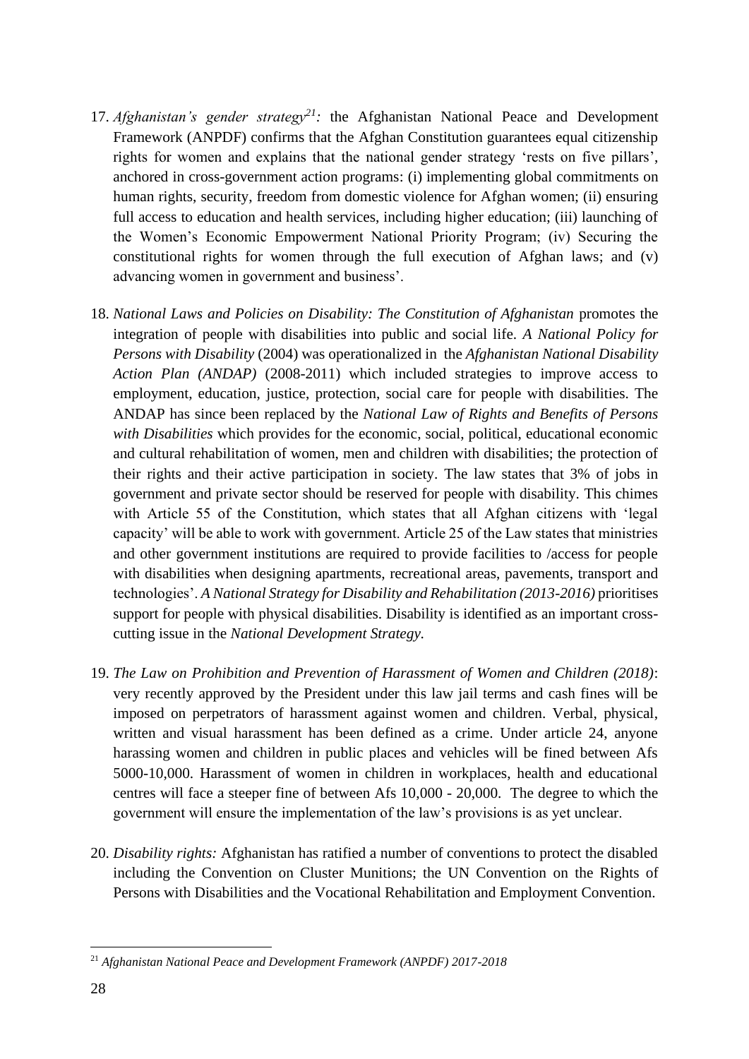17. *Afghanistan's gender strategy*[21]*:* the Afghanistan National Peace and Development Framework (ANPDF) confirms that the Afghan Constitution guarantees equal citizenship rights for women and explains that the national gender strategy 'rests on five pillars', anchored in cross-government action programs: (i) implementing global commitments on human rights, security, freedom from domestic violence for Afghan women; (ii) ensuring full access to education and health services, including higher education; (iii) launching of the Women's Economic Empowerment National Priority Program; (iv) Securing the constitutional rights for women through the full execution of Afghan laws; and (v) advancing women in government and business'.

18. *National Laws and Policies on Disability: The Constitution of Afghanistan* promotes the integration of people with disabilities into public and social life. *A National Policy for Persons with Disability* (2004) was operationalized in the *Afghanistan National Disability Action Plan (ANDAP)* (2008-2011) which included strategies to improve access to employment, education, justice, protection, social care for people with disabilities. The ANDAP has since been replaced by the *National Law of Rights and Benefits of Persons with Disabilities* which provides for the economic, social, political, educational economic and cultural rehabilitation of women, men and children with disabilities; the protection of their rights and their active participation in society. The law states that 3% of jobs in government and private sector should be reserved for people with disability. This chimes with Article 55 of the Constitution, which states that all Afghan citizens with 'legal capacity' will be able to work with government. Article 25 of the Law states that ministries and other government institutions are required to provide facilities to /access for people with disabilities when designing apartments, recreational areas, pavements, transport and technologies'. *A National Strategy for Disability and Rehabilitation (2013-2016)* prioritises support for people with physical disabilities. Disability is identified as an important cross-cutting issue in the *National Development Strategy.*

19. *The Law on Prohibition and Prevention of Harassment of Women and Children (2018)*: very recently approved by the President under this law jail terms and cash fines will be imposed on perpetrators of harassment against women and children. Verbal, physical, written and visual harassment has been defined as a crime. Under article 24, anyone harassing women and children in public places and vehicles will be fined between Afs 5000-10,000. Harassment of women in children in workplaces, health and educational centres will face a steeper fine of between Afs 10,000 - 20,000. The degree to which the government will ensure the implementation of the law's provisions is as yet unclear.

20. *Disability rights:* Afghanistan has ratified a number of conventions to protect the disabled including the Convention on Cluster Munitions; the UN Convention on the Rights of Persons with Disabilities and the Vocational Rehabilitation and Employment Convention.

---

[21] *Afghanistan National Peace and Development Framework (ANPDF) 2017-2018*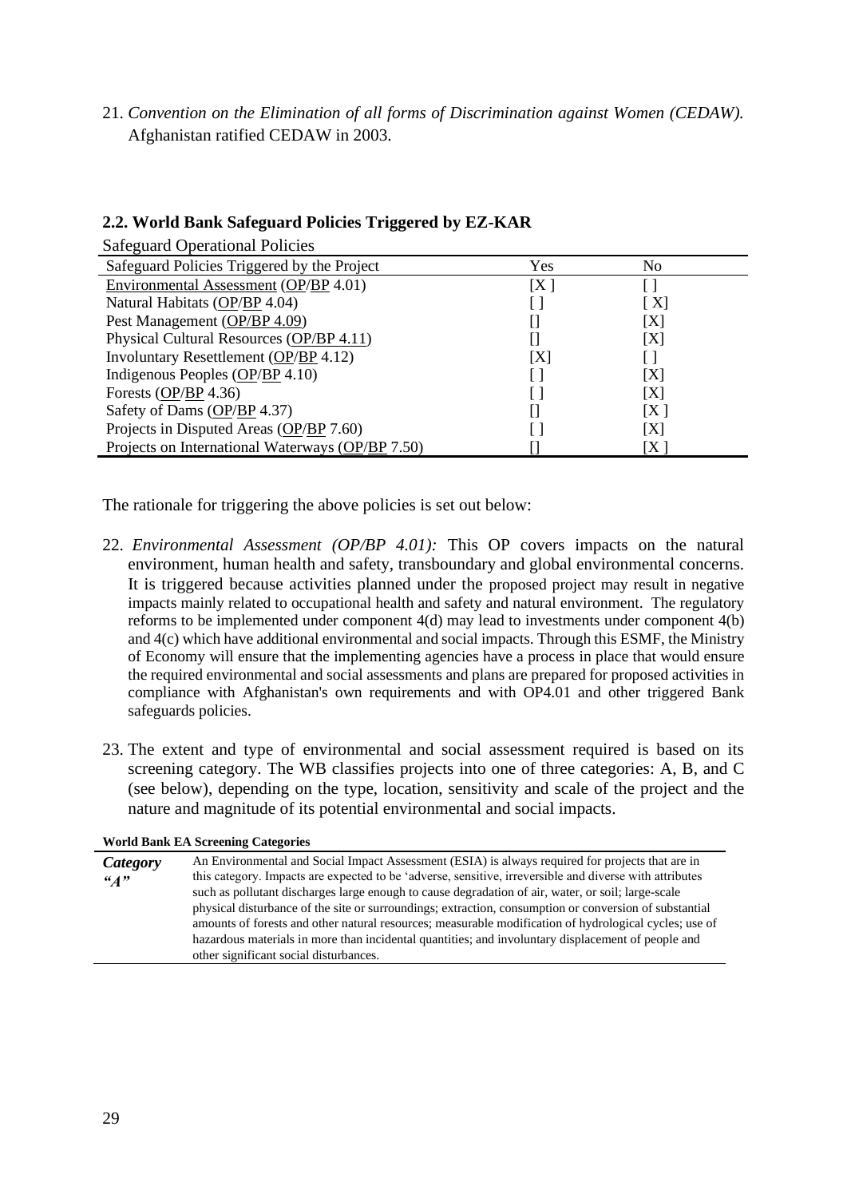21. *Convention on the Elimination of all forms of Discrimination against Women (CEDAW).* Afghanistan ratified CEDAW in 2003.

### 2.2. World Bank Safeguard Policies Triggered by EZ-KAR

Safeguard Operational Policies

| Safeguard Policies Triggered by the Project | Yes | No |
|---|---|---|
| Environmental Assessment (OP/BP 4.01) | [X ] | [ ] |
| Natural Habitats (OP/BP 4.04) | [ ] | [ X] |
| Pest Management (OP/BP 4.09) | [] | [X] |
| Physical Cultural Resources (OP/BP 4.11) | [] | [X] |
| Involuntary Resettlement (OP/BP 4.12) | [X] | [ ] |
| Indigenous Peoples (OP/BP 4.10) | [ ] | [X] |
| Forests (OP/BP 4.36) | [ ] | [X] |
| Safety of Dams (OP/BP 4.37) | [] | [X ] |
| Projects in Disputed Areas (OP/BP 7.60) | [ ] | [X] |
| Projects on International Waterways (OP/BP 7.50) | [] | [X ] |

The rationale for triggering the above policies is set out below:

22. *Environmental Assessment (OP/BP 4.01):* This OP covers impacts on the natural environment, human health and safety, transboundary and global environmental concerns. It is triggered because activities planned under the proposed project may result in negative impacts mainly related to occupational health and safety and natural environment. The regulatory reforms to be implemented under component 4(d) may lead to investments under component 4(b) and 4(c) which have additional environmental and social impacts. Through this ESMF, the Ministry of Economy will ensure that the implementing agencies have a process in place that would ensure the required environmental and social assessments and plans are prepared for proposed activities in compliance with Afghanistan's own requirements and with OP4.01 and other triggered Bank safeguards policies.

23. The extent and type of environmental and social assessment required is based on its screening category. The WB classifies projects into one of three categories: A, B, and C (see below), depending on the type, location, sensitivity and scale of the project and the nature and magnitude of its potential environmental and social impacts.

**World Bank EA Screening Categories**

| | |
|---|---|
| ***Category "A"*** | An Environmental and Social Impact Assessment (ESIA) is always required for projects that are in this category. Impacts are expected to be 'adverse, sensitive, irreversible and diverse with attributes such as pollutant discharges large enough to cause degradation of air, water, or soil; large-scale physical disturbance of the site or surroundings; extraction, consumption or conversion of substantial amounts of forests and other natural resources; measurable modification of hydrological cycles; use of hazardous materials in more than incidental quantities; and involuntary displacement of people and other significant social disturbances. |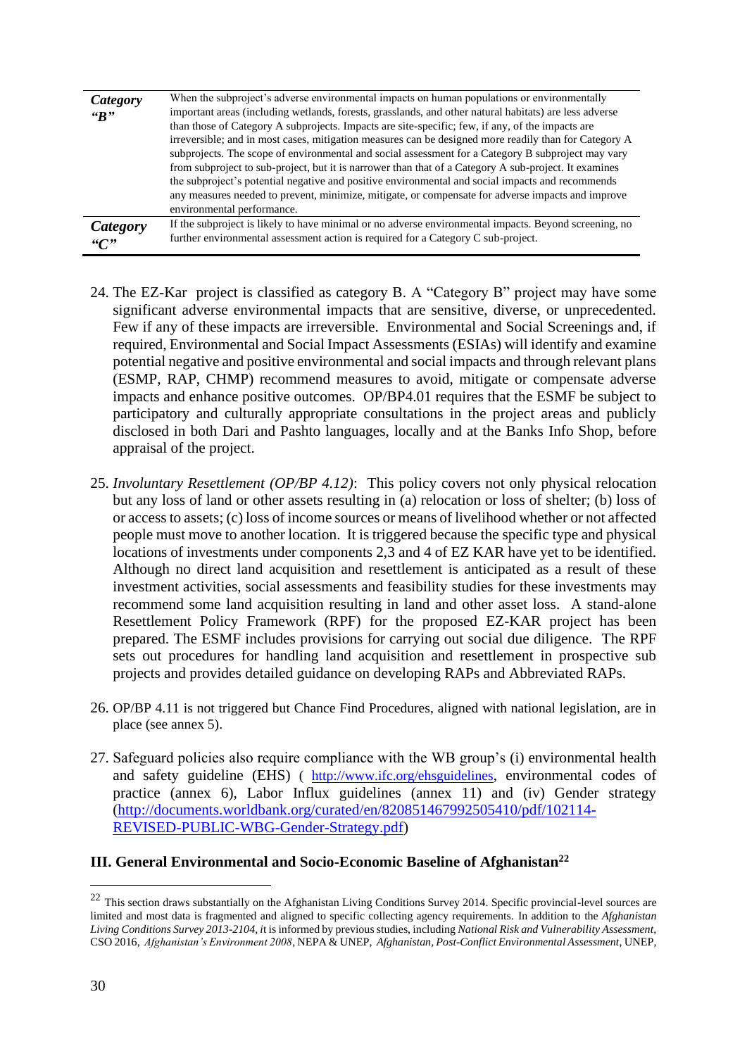| | |
|---|---|
| ***Category "B"*** | When the subproject's adverse environmental impacts on human populations or environmentally important areas (including wetlands, forests, grasslands, and other natural habitats) are less adverse than those of Category A subprojects. Impacts are site-specific; few, if any, of the impacts are irreversible; and in most cases, mitigation measures can be designed more readily than for Category A subprojects. The scope of environmental and social assessment for a Category B subproject may vary from subproject to sub-project, but it is narrower than that of a Category A sub-project. It examines the subproject's potential negative and positive environmental and social impacts and recommends any measures needed to prevent, minimize, mitigate, or compensate for adverse impacts and improve environmental performance. |
| ***Category "C"*** | If the subproject is likely to have minimal or no adverse environmental impacts. Beyond screening, no further environmental assessment action is required for a Category C sub-project. |

24. The EZ-Kar project is classified as category B. A "Category B" project may have some significant adverse environmental impacts that are sensitive, diverse, or unprecedented. Few if any of these impacts are irreversible. Environmental and Social Screenings and, if required, Environmental and Social Impact Assessments (ESIAs) will identify and examine potential negative and positive environmental and social impacts and through relevant plans (ESMP, RAP, CHMP) recommend measures to avoid, mitigate or compensate adverse impacts and enhance positive outcomes. OP/BP4.01 requires that the ESMF be subject to participatory and culturally appropriate consultations in the project areas and publicly disclosed in both Dari and Pashto languages, locally and at the Banks Info Shop, before appraisal of the project.

25. *Involuntary Resettlement (OP/BP 4.12)*: This policy covers not only physical relocation but any loss of land or other assets resulting in (a) relocation or loss of shelter; (b) loss of or access to assets; (c) loss of income sources or means of livelihood whether or not affected people must move to another location. It is triggered because the specific type and physical locations of investments under components 2,3 and 4 of EZ KAR have yet to be identified. Although no direct land acquisition and resettlement is anticipated as a result of these investment activities, social assessments and feasibility studies for these investments may recommend some land acquisition resulting in land and other asset loss. A stand-alone Resettlement Policy Framework (RPF) for the proposed EZ-KAR project has been prepared. The ESMF includes provisions for carrying out social due diligence. The RPF sets out procedures for handling land acquisition and resettlement in prospective sub projects and provides detailed guidance on developing RAPs and Abbreviated RAPs.

26. OP/BP 4.11 is not triggered but Chance Find Procedures, aligned with national legislation, are in place (see annex 5).

27. Safeguard policies also require compliance with the WB group's (i) environmental health and safety guideline (EHS) ( http://www.ifc.org/ehsguidelines, environmental codes of practice (annex 6), Labor Influx guidelines (annex 11) and (iv) Gender strategy (http://documents.worldbank.org/curated/en/820851467992505410/pdf/102114-REVISED-PUBLIC-WBG-Gender-Strategy.pdf)

### III. General Environmental and Socio-Economic Baseline of Afghanistan[22]

[22] This section draws substantially on the Afghanistan Living Conditions Survey 2014. Specific provincial-level sources are limited and most data is fragmented and aligned to specific collecting agency requirements. In addition to the *Afghanistan Living Conditions Survey 2013-2104*, it is informed by previous studies, including *National Risk and Vulnerability Assessment*, CSO 2016, *Afghanistan's Environment 2008*, NEPA & UNEP, *Afghanistan, Post-Conflict Environmental Assessment*, UNEP,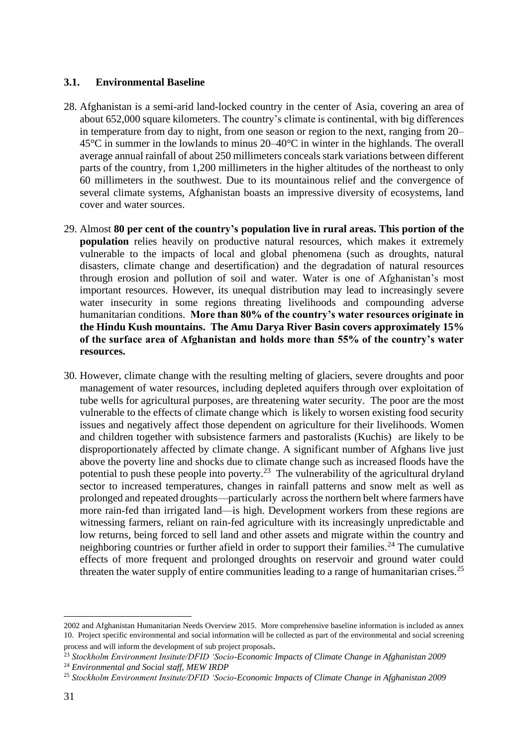### 3.1. Environmental Baseline

28. Afghanistan is a semi-arid land-locked country in the center of Asia, covering an area of about 652,000 square kilometers. The country's climate is continental, with big differences in temperature from day to night, from one season or region to the next, ranging from 20–45°C in summer in the lowlands to minus 20–40°C in winter in the highlands. The overall average annual rainfall of about 250 millimeters conceals stark variations between different parts of the country, from 1,200 millimeters in the higher altitudes of the northeast to only 60 millimeters in the southwest. Due to its mountainous relief and the convergence of several climate systems, Afghanistan boasts an impressive diversity of ecosystems, land cover and water sources.

29. Almost **80 per cent of the country's population live in rural areas. This portion of the population** relies heavily on productive natural resources, which makes it extremely vulnerable to the impacts of local and global phenomena (such as droughts, natural disasters, climate change and desertification) and the degradation of natural resources through erosion and pollution of soil and water. Water is one of Afghanistan's most important resources. However, its unequal distribution may lead to increasingly severe water insecurity in some regions threating livelihoods and compounding adverse humanitarian conditions. **More than 80% of the country's water resources originate in the Hindu Kush mountains. The Amu Darya River Basin covers approximately 15% of the surface area of Afghanistan and holds more than 55% of the country's water resources.**

30. However, climate change with the resulting melting of glaciers, severe droughts and poor management of water resources, including depleted aquifers through over exploitation of tube wells for agricultural purposes, are threatening water security. The poor are the most vulnerable to the effects of climate change which is likely to worsen existing food security issues and negatively affect those dependent on agriculture for their livelihoods. Women and children together with subsistence farmers and pastoralists (Kuchis) are likely to be disproportionately affected by climate change. A significant number of Afghans live just above the poverty line and shocks due to climate change such as increased floods have the potential to push these people into poverty.[23] The vulnerability of the agricultural dryland sector to increased temperatures, changes in rainfall patterns and snow melt as well as prolonged and repeated droughts—particularly across the northern belt where farmers have more rain-fed than irrigated land—is high. Development workers from these regions are witnessing farmers, reliant on rain-fed agriculture with its increasingly unpredictable and low returns, being forced to sell land and other assets and migrate within the country and neighboring countries or further afield in order to support their families.[24] The cumulative effects of more frequent and prolonged droughts on reservoir and ground water could threaten the water supply of entire communities leading to a range of humanitarian crises.[25]

---

2002 and Afghanistan Humanitarian Needs Overview 2015. More comprehensive baseline information is included as annex 10. Project specific environmental and social information will be collected as part of the environmental and social screening process and will inform the development of sub project proposals.

[23] *Stockholm Environment Insitute/DFID 'Socio-Economic Impacts of Climate Change in Afghanistan 2009*

[24] *Environmental and Social staff, MEW IRDP*

[25] *Stockholm Environment Insitute/DFID 'Socio-Economic Impacts of Climate Change in Afghanistan 2009*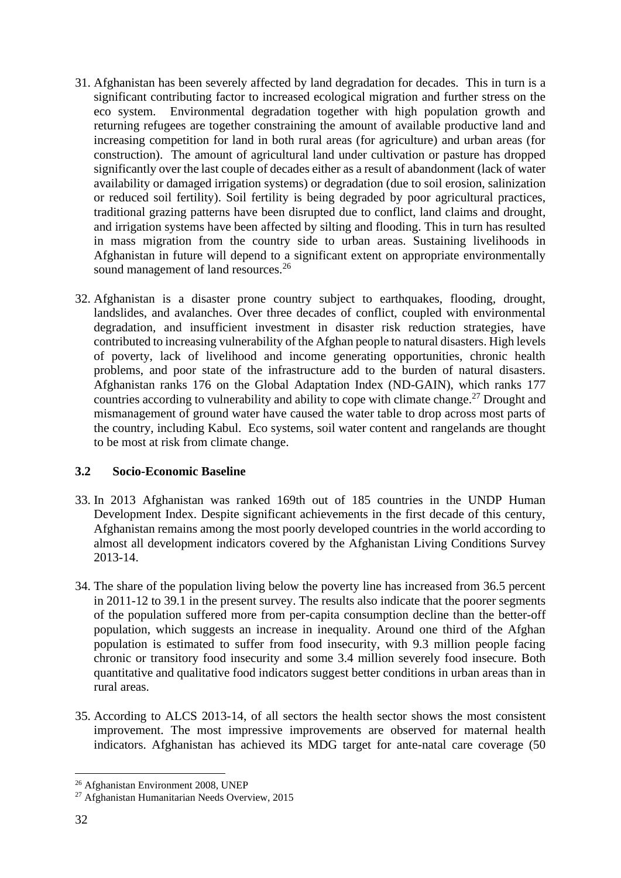31. Afghanistan has been severely affected by land degradation for decades. This in turn is a significant contributing factor to increased ecological migration and further stress on the eco system. Environmental degradation together with high population growth and returning refugees are together constraining the amount of available productive land and increasing competition for land in both rural areas (for agriculture) and urban areas (for construction). The amount of agricultural land under cultivation or pasture has dropped significantly over the last couple of decades either as a result of abandonment (lack of water availability or damaged irrigation systems) or degradation (due to soil erosion, salinization or reduced soil fertility). Soil fertility is being degraded by poor agricultural practices, traditional grazing patterns have been disrupted due to conflict, land claims and drought, and irrigation systems have been affected by silting and flooding. This in turn has resulted in mass migration from the country side to urban areas. Sustaining livelihoods in Afghanistan in future will depend to a significant extent on appropriate environmentally sound management of land resources.[26]

32. Afghanistan is a disaster prone country subject to earthquakes, flooding, drought, landslides, and avalanches. Over three decades of conflict, coupled with environmental degradation, and insufficient investment in disaster risk reduction strategies, have contributed to increasing vulnerability of the Afghan people to natural disasters. High levels of poverty, lack of livelihood and income generating opportunities, chronic health problems, and poor state of the infrastructure add to the burden of natural disasters. Afghanistan ranks 176 on the Global Adaptation Index (ND-GAIN), which ranks 177 countries according to vulnerability and ability to cope with climate change.[27] Drought and mismanagement of ground water have caused the water table to drop across most parts of the country, including Kabul. Eco systems, soil water content and rangelands are thought to be most at risk from climate change.

### 3.2 Socio-Economic Baseline

33. In 2013 Afghanistan was ranked 169th out of 185 countries in the UNDP Human Development Index. Despite significant achievements in the first decade of this century, Afghanistan remains among the most poorly developed countries in the world according to almost all development indicators covered by the Afghanistan Living Conditions Survey 2013-14.

34. The share of the population living below the poverty line has increased from 36.5 percent in 2011-12 to 39.1 in the present survey. The results also indicate that the poorer segments of the population suffered more from per-capita consumption decline than the better-off population, which suggests an increase in inequality. Around one third of the Afghan population is estimated to suffer from food insecurity, with 9.3 million people facing chronic or transitory food insecurity and some 3.4 million severely food insecure. Both quantitative and qualitative food indicators suggest better conditions in urban areas than in rural areas.

35. According to ALCS 2013-14, of all sectors the health sector shows the most consistent improvement. The most impressive improvements are observed for maternal health indicators. Afghanistan has achieved its MDG target for ante-natal care coverage (50

---

[26] Afghanistan Environment 2008, UNEP

[27] Afghanistan Humanitarian Needs Overview, 2015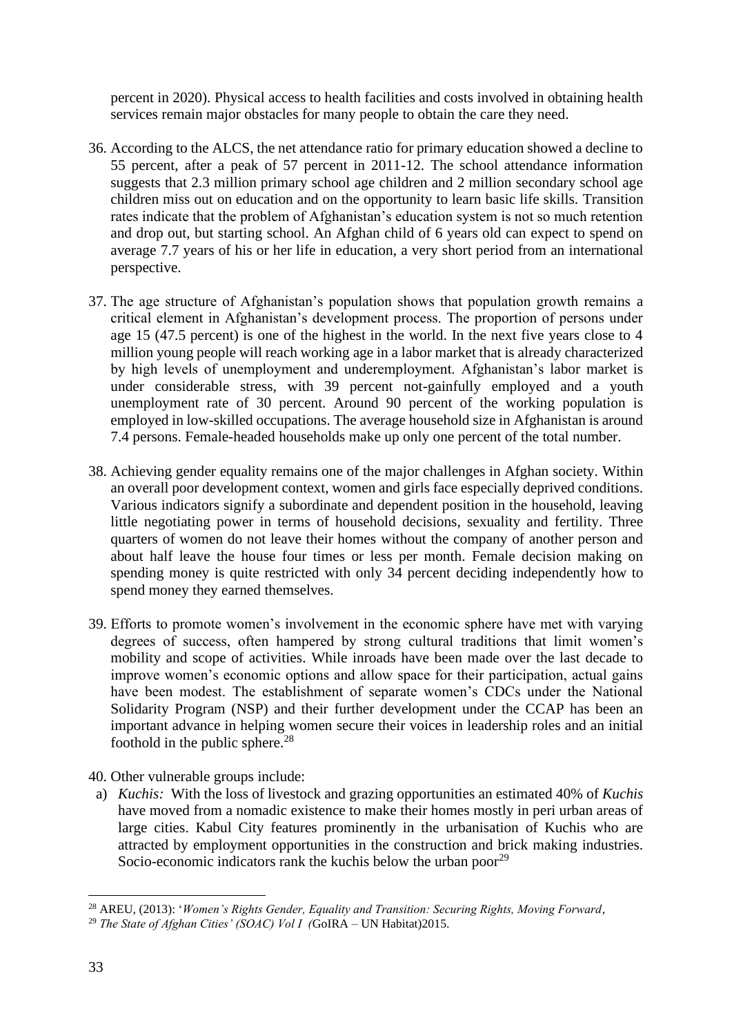percent in 2020). Physical access to health facilities and costs involved in obtaining health services remain major obstacles for many people to obtain the care they need.

36. According to the ALCS, the net attendance ratio for primary education showed a decline to 55 percent, after a peak of 57 percent in 2011-12. The school attendance information suggests that 2.3 million primary school age children and 2 million secondary school age children miss out on education and on the opportunity to learn basic life skills. Transition rates indicate that the problem of Afghanistan's education system is not so much retention and drop out, but starting school. An Afghan child of 6 years old can expect to spend on average 7.7 years of his or her life in education, a very short period from an international perspective.

37. The age structure of Afghanistan's population shows that population growth remains a critical element in Afghanistan's development process. The proportion of persons under age 15 (47.5 percent) is one of the highest in the world. In the next five years close to 4 million young people will reach working age in a labor market that is already characterized by high levels of unemployment and underemployment. Afghanistan's labor market is under considerable stress, with 39 percent not-gainfully employed and a youth unemployment rate of 30 percent. Around 90 percent of the working population is employed in low-skilled occupations. The average household size in Afghanistan is around 7.4 persons. Female-headed households make up only one percent of the total number.

38. Achieving gender equality remains one of the major challenges in Afghan society. Within an overall poor development context, women and girls face especially deprived conditions. Various indicators signify a subordinate and dependent position in the household, leaving little negotiating power in terms of household decisions, sexuality and fertility. Three quarters of women do not leave their homes without the company of another person and about half leave the house four times or less per month. Female decision making on spending money is quite restricted with only 34 percent deciding independently how to spend money they earned themselves.

39. Efforts to promote women's involvement in the economic sphere have met with varying degrees of success, often hampered by strong cultural traditions that limit women's mobility and scope of activities. While inroads have been made over the last decade to improve women's economic options and allow space for their participation, actual gains have been modest. The establishment of separate women's CDCs under the National Solidarity Program (NSP) and their further development under the CCAP has been an important advance in helping women secure their voices in leadership roles and an initial foothold in the public sphere.[28]

40. Other vulnerable groups include:

  a) *Kuchis:* With the loss of livestock and grazing opportunities an estimated 40% of *Kuchis* have moved from a nomadic existence to make their homes mostly in peri urban areas of large cities. Kabul City features prominently in the urbanisation of Kuchis who are attracted by employment opportunities in the construction and brick making industries. Socio-economic indicators rank the kuchis below the urban poor[29]

---

[28] AREU, (2013): '*Women's Rights Gender, Equality and Transition: Securing Rights, Moving Forward*,

[29] *The State of Afghan Cities' (SOAC) Vol I (*GoIRA – UN Habitat)2015.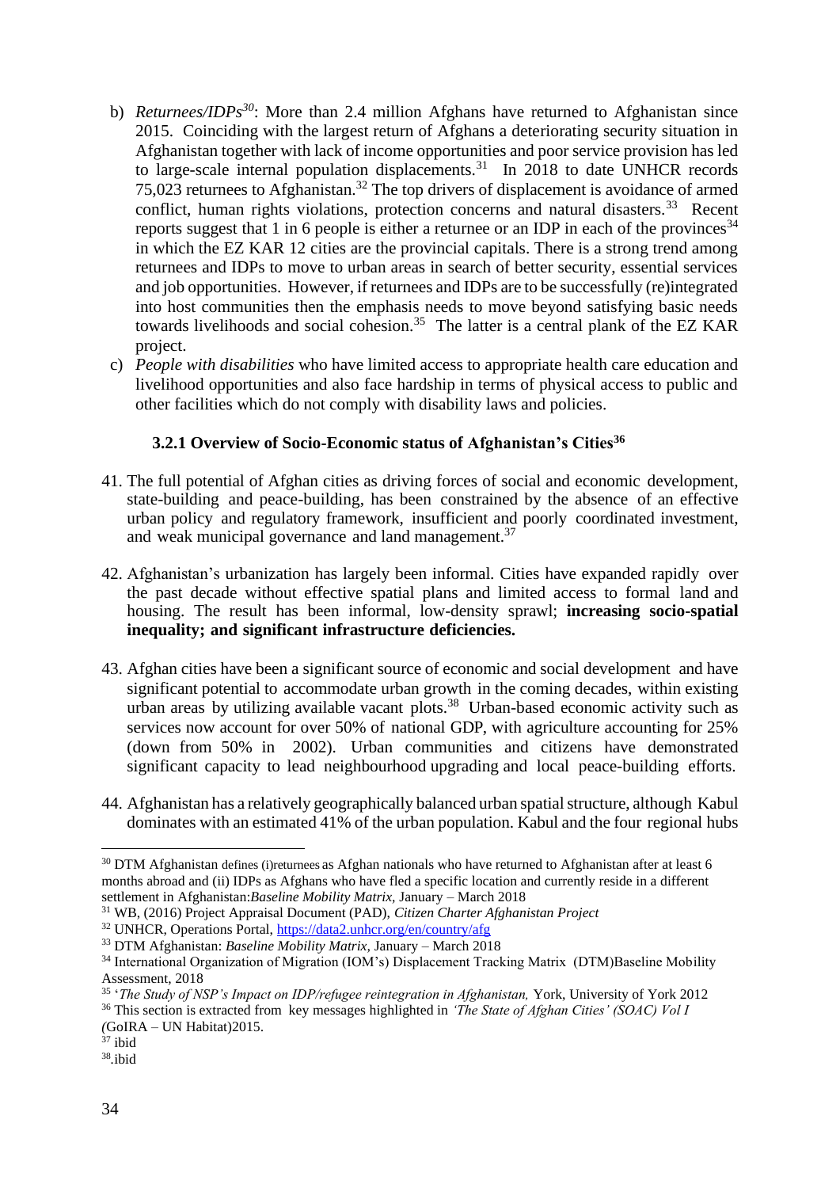b) *Returnees/IDPs*[30]: More than 2.4 million Afghans have returned to Afghanistan since 2015. Coinciding with the largest return of Afghans a deteriorating security situation in Afghanistan together with lack of income opportunities and poor service provision has led to large-scale internal population displacements.[31] In 2018 to date UNHCR records 75,023 returnees to Afghanistan.[32] The top drivers of displacement is avoidance of armed conflict, human rights violations, protection concerns and natural disasters.[33] Recent reports suggest that 1 in 6 people is either a returnee or an IDP in each of the provinces[34] in which the EZ KAR 12 cities are the provincial capitals. There is a strong trend among returnees and IDPs to move to urban areas in search of better security, essential services and job opportunities. However, if returnees and IDPs are to be successfully (re)integrated into host communities then the emphasis needs to move beyond satisfying basic needs towards livelihoods and social cohesion.[35] The latter is a central plank of the EZ KAR project.

c) *People with disabilities* who have limited access to appropriate health care education and livelihood opportunities and also face hardship in terms of physical access to public and other facilities which do not comply with disability laws and policies.

### 3.2.1 Overview of Socio-Economic status of Afghanistan's Cities[36]

41. The full potential of Afghan cities as driving forces of social and economic development, state-building and peace-building, has been constrained by the absence of an effective urban policy and regulatory framework, insufficient and poorly coordinated investment, and weak municipal governance and land management.[37]

42. Afghanistan's urbanization has largely been informal. Cities have expanded rapidly over the past decade without effective spatial plans and limited access to formal land and housing. The result has been informal, low-density sprawl; **increasing socio-spatial inequality; and significant infrastructure deficiencies.**

43. Afghan cities have been a significant source of economic and social development and have significant potential to accommodate urban growth in the coming decades, within existing urban areas by utilizing available vacant plots.[38] Urban-based economic activity such as services now account for over 50% of national GDP, with agriculture accounting for 25% (down from 50% in 2002). Urban communities and citizens have demonstrated significant capacity to lead neighbourhood upgrading and local peace-building efforts.

44. Afghanistan has a relatively geographically balanced urban spatial structure, although Kabul dominates with an estimated 41% of the urban population. Kabul and the four regional hubs

---

[30] DTM Afghanistan defines (i)returnees as Afghan nationals who have returned to Afghanistan after at least 6 months abroad and (ii) IDPs as Afghans who have fled a specific location and currently reside in a different settlement in Afghanistan:*Baseline Mobility Matrix,* January – March 2018

[31] WB, (2016) Project Appraisal Document (PAD), *Citizen Charter Afghanistan Project*

[32] UNHCR, Operations Portal, https://data2.unhcr.org/en/country/afg

[33] DTM Afghanistan: *Baseline Mobility Matrix,* January – March 2018

[34] International Organization of Migration (IOM's) Displacement Tracking Matrix (DTM)Baseline Mobility Assessment, 2018

[35] '*The Study of NSP's Impact on IDP/refugee reintegration in Afghanistan,* York, University of York 2012

[36] This section is extracted from key messages highlighted in *'The State of Afghan Cities' (SOAC) Vol I* (GoIRA – UN Habitat)2015.

[37] ibid

[38] ibid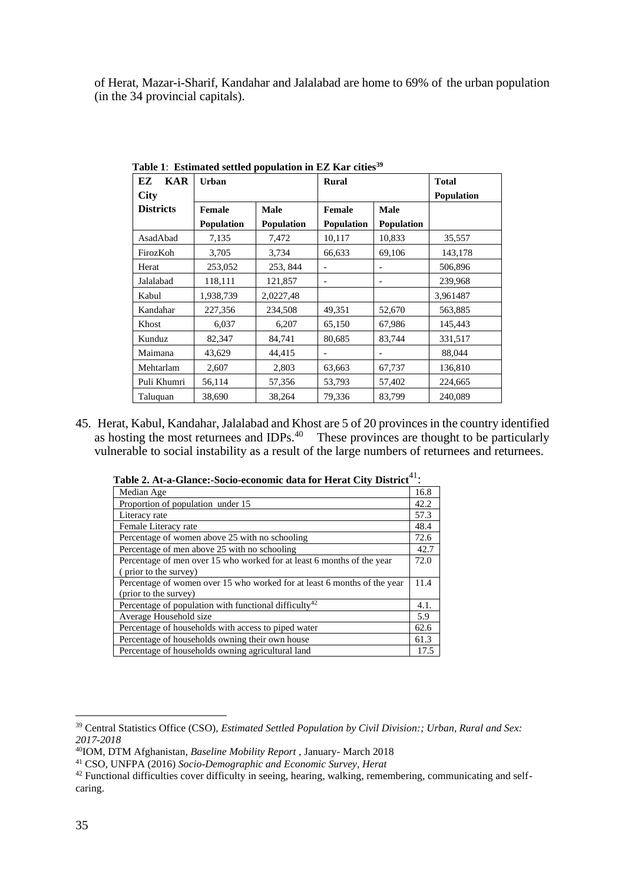of Herat, Mazar-i-Sharif, Kandahar and Jalalabad are home to 69% of the urban population (in the 34 provincial capitals).

**Table 1**: **Estimated settled population in EZ Kar cities**[39]

| EZ KAR City | Urban | | Rural | | Total Population |
|---|---|---|---|---|---|
| **Districts** | **Female Population** | **Male Population** | **Female Population** | **Male Population** | |
| AsadAbad | 7,135 | 7,472 | 10,117 | 10,833 | 35,557 |
| FirozKoh | 3,705 | 3,734 | 66,633 | 69,106 | 143,178 |
| Herat | 253,052 | 253, 844 | - | - | 506,896 |
| Jalalabad | 118,111 | 121,857 | - | - | 239,968 |
| Kabul | 1,938,739 | 2,0227,48 | | | 3,961487 |
| Kandahar | 227,356 | 234,508 | 49,351 | 52,670 | 563,885 |
| Khost | 6,037 | 6,207 | 65,150 | 67,986 | 145,443 |
| Kunduz | 82,347 | 84,741 | 80,685 | 83,744 | 331,517 |
| Maimana | 43,629 | 44,415 | - | - | 88,044 |
| Mehtarlam | 2,607 | 2,803 | 63,663 | 67,737 | 136,810 |
| Puli Khumri | 56,114 | 57,356 | 53,793 | 57,402 | 224,665 |
| Taluquan | 38,690 | 38,264 | 79,336 | 83,799 | 240,089 |

45. Herat, Kabul, Kandahar, Jalalabad and Khost are 5 of 20 provinces in the country identified as hosting the most returnees and IDPs.[40] These provinces are thought to be particularly vulnerable to social instability as a result of the large numbers of returnees and returnees.

**Table 2. At-a-Glance:-Socio-economic data for Herat City District**[41]**:**

| | |
|---|---|
| Median Age | 16.8 |
| Proportion of population under 15 | 42.2 |
| Literacy rate | 57.3 |
| Female Literacy rate | 48.4 |
| Percentage of women above 25 with no schooling | 72.6 |
| Percentage of men above 25 with no schooling | 42.7 |
| Percentage of men over 15 who worked for at least 6 months of the year ( prior to the survey) | 72.0 |
| Percentage of women over 15 who worked for at least 6 months of the year (prior to the survey) | 11.4 |
| Percentage of population with functional difficulty[42] | 4.1. |
| Average Household size | 5.9 |
| Percentage of households with access to piped water | 62.6 |
| Percentage of households owning their own house | 61.3 |
| Percentage of households owning agricultural land | 17.5 |

[39] Central Statistics Office (CSO), *Estimated Settled Population by Civil Division:; Urban, Rural and Sex: 2017-2018*

[40] IOM, DTM Afghanistan, *Baseline Mobility Report* , January- March 2018

[41] CSO, UNFPA (2016) *Socio-Demographic and Economic Survey, Herat*

[42] Functional difficulties cover difficulty in seeing, hearing, walking, remembering, communicating and self-caring.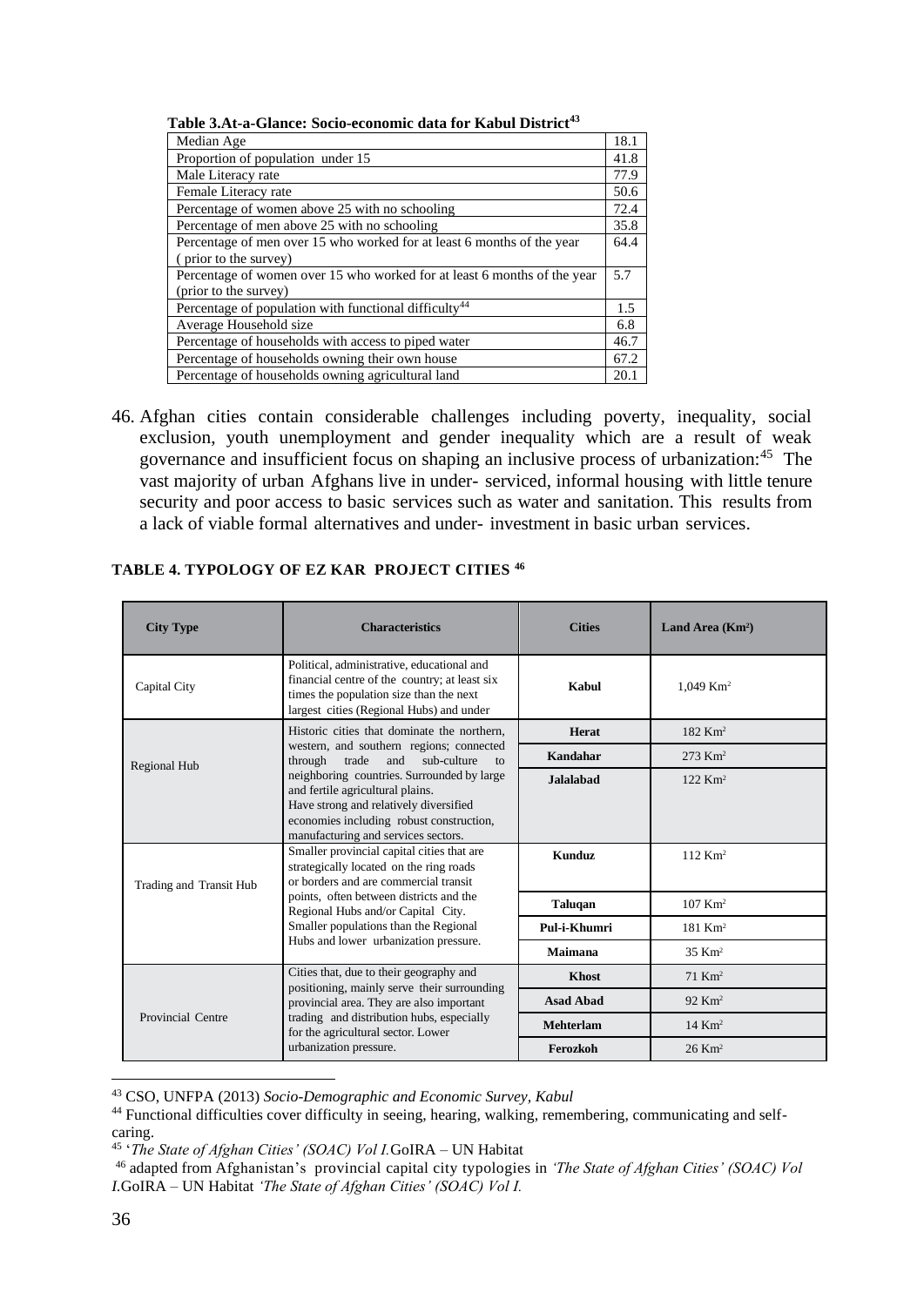**Table 3.At-a-Glance: Socio-economic data for Kabul District[43]**

| | |
|---|---|
| Median Age | 18.1 |
| Proportion of population under 15 | 41.8 |
| Male Literacy rate | 77.9 |
| Female Literacy rate | 50.6 |
| Percentage of women above 25 with no schooling | 72.4 |
| Percentage of men above 25 with no schooling | 35.8 |
| Percentage of men over 15 who worked for at least 6 months of the year (prior to the survey) | 64.4 |
| Percentage of women over 15 who worked for at least 6 months of the year (prior to the survey) | 5.7 |
| Percentage of population with functional difficulty[44] | 1.5 |
| Average Household size | 6.8 |
| Percentage of households with access to piped water | 46.7 |
| Percentage of households owning their own house | 67.2 |
| Percentage of households owning agricultural land | 20.1 |

46. Afghan cities contain considerable challenges including poverty, inequality, social exclusion, youth unemployment and gender inequality which are a result of weak governance and insufficient focus on shaping an inclusive process of urbanization:[45] The vast majority of urban Afghans live in under- serviced, informal housing with little tenure security and poor access to basic services such as water and sanitation. This results from a lack of viable formal alternatives and under- investment in basic urban services.

**TABLE 4. TYPOLOGY OF EZ KAR PROJECT CITIES [46]**

| City Type | Characteristics | Cities | Land Area (Km²) |
|---|---|---|---|
| Capital City | Political, administrative, educational and financial centre of the country; at least six times the population size than the next largest cities (Regional Hubs) and under | Kabul | 1,049 Km² |
| Regional Hub | Historic cities that dominate the northern, western, and southern regions; connected through trade and sub-culture to neighboring countries. Surrounded by large and fertile agricultural plains. Have strong and relatively diversified economies including robust construction, manufacturing and services sectors. | Herat | 182 Km² |
| | | Kandahar | 273 Km² |
| | | Jalalabad | 122 Km² |
| Trading and Transit Hub | Smaller provincial capital cities that are strategically located on the ring roads or borders and are commercial transit points, often between districts and the Regional Hubs and/or Capital City. Smaller populations than the Regional Hubs and lower urbanization pressure. | Kunduz | 112 Km² |
| | | Taluqan | 107 Km² |
| | | Pul-i-Khumri | 181 Km² |
| | | Maimana | 35 Km² |
| Provincial Centre | Cities that, due to their geography and positioning, mainly serve their surrounding provincial area. They are also important trading and distribution hubs, especially for the agricultural sector. Lower urbanization pressure. | Khost | 71 Km² |
| | | Asad Abad | 92 Km² |
| | | Mehterlam | 14 Km² |
| | | Ferozkoh | 26 Km² |

[43] CSO, UNFPA (2013) *Socio-Demographic and Economic Survey, Kabul*

[44] Functional difficulties cover difficulty in seeing, hearing, walking, remembering, communicating and self-caring.

[45] '*The State of Afghan Cities' (SOAC) Vol I.*GoIRA – UN Habitat

[46] adapted from Afghanistan's provincial capital city typologies in *'The State of Afghan Cities' (SOAC) Vol I.*GoIRA – UN Habitat *'The State of Afghan Cities' (SOAC) Vol I.*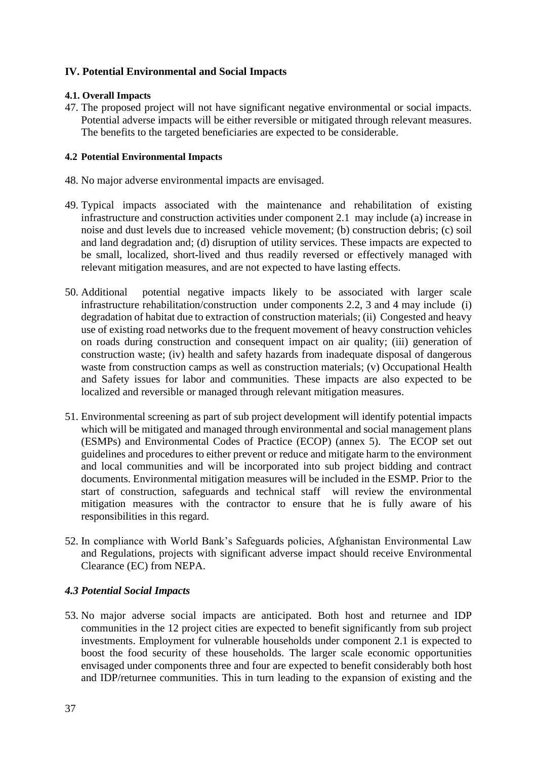## IV. Potential Environmental and Social Impacts

### 4.1. Overall Impacts

47. The proposed project will not have significant negative environmental or social impacts. Potential adverse impacts will be either reversible or mitigated through relevant measures. The benefits to the targeted beneficiaries are expected to be considerable.

### 4.2 Potential Environmental Impacts

48. No major adverse environmental impacts are envisaged.

49. Typical impacts associated with the maintenance and rehabilitation of existing infrastructure and construction activities under component 2.1 may include (a) increase in noise and dust levels due to increased vehicle movement; (b) construction debris; (c) soil and land degradation and; (d) disruption of utility services. These impacts are expected to be small, localized, short-lived and thus readily reversed or effectively managed with relevant mitigation measures, and are not expected to have lasting effects.

50. Additional potential negative impacts likely to be associated with larger scale infrastructure rehabilitation/construction under components 2.2, 3 and 4 may include (i) degradation of habitat due to extraction of construction materials; (ii) Congested and heavy use of existing road networks due to the frequent movement of heavy construction vehicles on roads during construction and consequent impact on air quality; (iii) generation of construction waste; (iv) health and safety hazards from inadequate disposal of dangerous waste from construction camps as well as construction materials; (v) Occupational Health and Safety issues for labor and communities. These impacts are also expected to be localized and reversible or managed through relevant mitigation measures.

51. Environmental screening as part of sub project development will identify potential impacts which will be mitigated and managed through environmental and social management plans (ESMPs) and Environmental Codes of Practice (ECOP) (annex 5). The ECOP set out guidelines and procedures to either prevent or reduce and mitigate harm to the environment and local communities and will be incorporated into sub project bidding and contract documents. Environmental mitigation measures will be included in the ESMP. Prior to the start of construction, safeguards and technical staff will review the environmental mitigation measures with the contractor to ensure that he is fully aware of his responsibilities in this regard.

52. In compliance with World Bank's Safeguards policies, Afghanistan Environmental Law and Regulations, projects with significant adverse impact should receive Environmental Clearance (EC) from NEPA.

### *4.3 Potential Social Impacts*

53. No major adverse social impacts are anticipated. Both host and returnee and IDP communities in the 12 project cities are expected to benefit significantly from sub project investments. Employment for vulnerable households under component 2.1 is expected to boost the food security of these households. The larger scale economic opportunities envisaged under components three and four are expected to benefit considerably both host and IDP/returnee communities. This in turn leading to the expansion of existing and the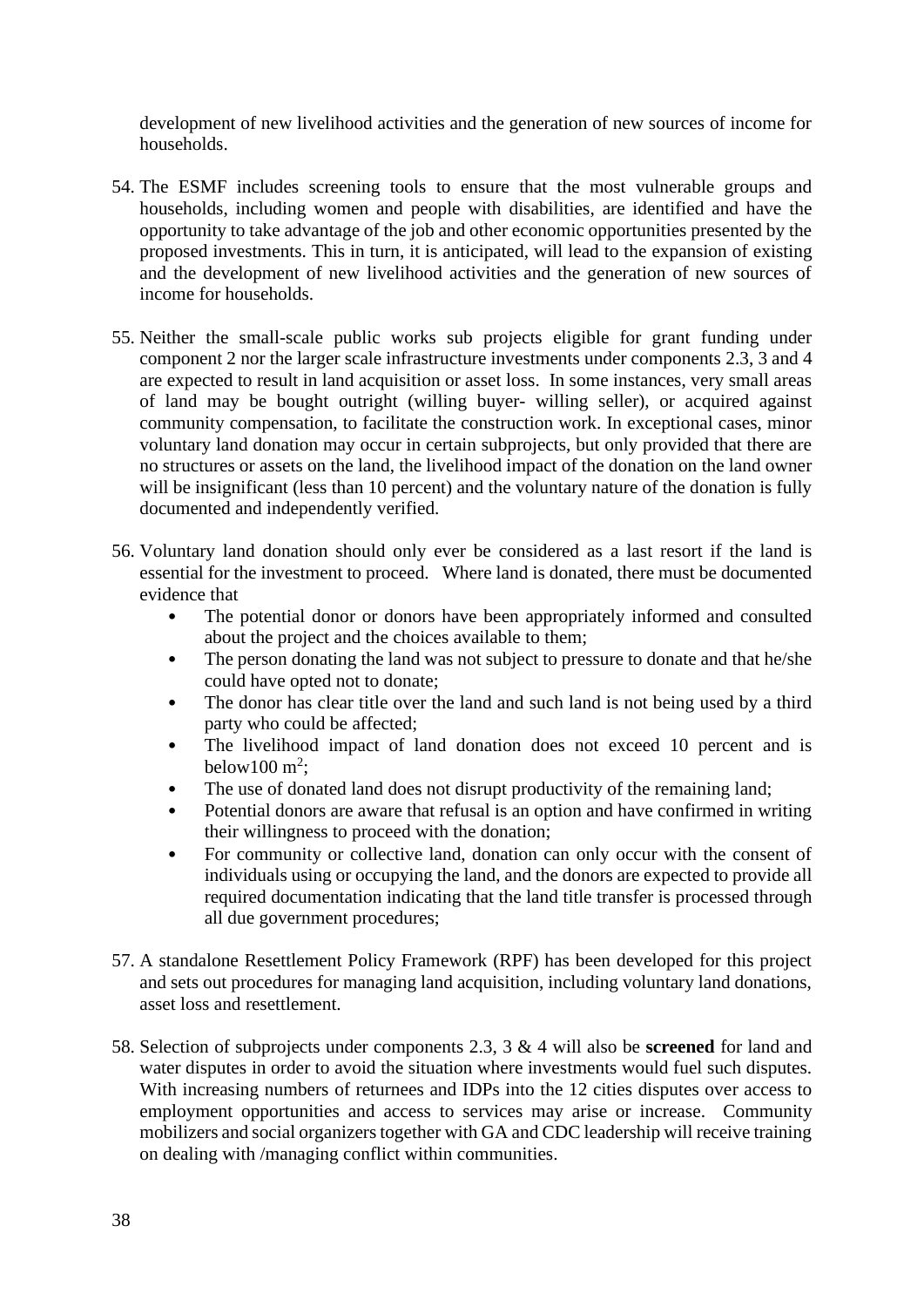development of new livelihood activities and the generation of new sources of income for households.

54. The ESMF includes screening tools to ensure that the most vulnerable groups and households, including women and people with disabilities, are identified and have the opportunity to take advantage of the job and other economic opportunities presented by the proposed investments. This in turn, it is anticipated, will lead to the expansion of existing and the development of new livelihood activities and the generation of new sources of income for households.

55. Neither the small-scale public works sub projects eligible for grant funding under component 2 nor the larger scale infrastructure investments under components 2.3, 3 and 4 are expected to result in land acquisition or asset loss. In some instances, very small areas of land may be bought outright (willing buyer- willing seller), or acquired against community compensation, to facilitate the construction work. In exceptional cases, minor voluntary land donation may occur in certain subprojects, but only provided that there are no structures or assets on the land, the livelihood impact of the donation on the land owner will be insignificant (less than 10 percent) and the voluntary nature of the donation is fully documented and independently verified.

56. Voluntary land donation should only ever be considered as a last resort if the land is essential for the investment to proceed. Where land is donated, there must be documented evidence that
    - The potential donor or donors have been appropriately informed and consulted about the project and the choices available to them;
    - The person donating the land was not subject to pressure to donate and that he/she could have opted not to donate;
    - The donor has clear title over the land and such land is not being used by a third party who could be affected;
    - The livelihood impact of land donation does not exceed 10 percent and is below100 $m^2$;
    - The use of donated land does not disrupt productivity of the remaining land;
    - Potential donors are aware that refusal is an option and have confirmed in writing their willingness to proceed with the donation;
    - For community or collective land, donation can only occur with the consent of individuals using or occupying the land, and the donors are expected to provide all required documentation indicating that the land title transfer is processed through all due government procedures;

57. A standalone Resettlement Policy Framework (RPF) has been developed for this project and sets out procedures for managing land acquisition, including voluntary land donations, asset loss and resettlement.

58. Selection of subprojects under components 2.3, 3 & 4 will also be **screened** for land and water disputes in order to avoid the situation where investments would fuel such disputes. With increasing numbers of returnees and IDPs into the 12 cities disputes over access to employment opportunities and access to services may arise or increase. Community mobilizers and social organizers together with GA and CDC leadership will receive training on dealing with /managing conflict within communities.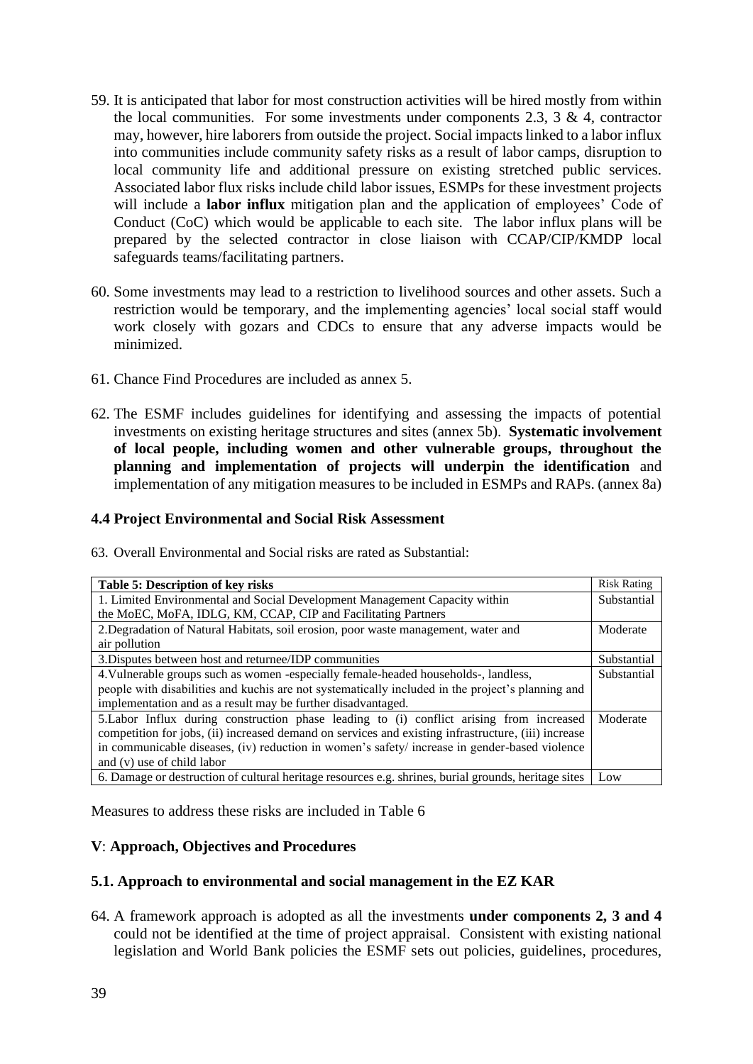59. It is anticipated that labor for most construction activities will be hired mostly from within the local communities. For some investments under components 2.3, 3 & 4, contractor may, however, hire laborers from outside the project. Social impacts linked to a labor influx into communities include community safety risks as a result of labor camps, disruption to local community life and additional pressure on existing stretched public services. Associated labor flux risks include child labor issues, ESMPs for these investment projects will include a **labor influx** mitigation plan and the application of employees' Code of Conduct (CoC) which would be applicable to each site. The labor influx plans will be prepared by the selected contractor in close liaison with CCAP/CIP/KMDP local safeguards teams/facilitating partners.

60. Some investments may lead to a restriction to livelihood sources and other assets. Such a restriction would be temporary, and the implementing agencies' local social staff would work closely with gozars and CDCs to ensure that any adverse impacts would be minimized.

61. Chance Find Procedures are included as annex 5.

62. The ESMF includes guidelines for identifying and assessing the impacts of potential investments on existing heritage structures and sites (annex 5b). **Systematic involvement of local people, including women and other vulnerable groups, throughout the planning and implementation of projects will underpin the identification** and implementation of any mitigation measures to be included in ESMPs and RAPs. (annex 8a)

### 4.4 Project Environmental and Social Risk Assessment

63. Overall Environmental and Social risks are rated as Substantial:

| **Table 5: Description of key risks** | Risk Rating |
|---|---|
| 1. Limited Environmental and Social Development Management Capacity within the MoEC, MoFA, IDLG, KM, CCAP, CIP and Facilitating Partners | Substantial |
| 2.Degradation of Natural Habitats, soil erosion, poor waste management, water and air pollution | Moderate |
| 3.Disputes between host and returnee/IDP communities | Substantial |
| 4.Vulnerable groups such as women -especially female-headed households-, landless, people with disabilities and kuchis are not systematically included in the project's planning and implementation and as a result may be further disadvantaged. | Substantial |
| 5.Labor Influx during construction phase leading to (i) conflict arising from increased competition for jobs, (ii) increased demand on services and existing infrastructure, (iii) increase in communicable diseases, (iv) reduction in women's safety/ increase in gender-based violence and (v) use of child labor | Moderate |
| 6. Damage or destruction of cultural heritage resources e.g. shrines, burial grounds, heritage sites | Low |

Measures to address these risks are included in Table 6

## V: Approach, Objectives and Procedures

### 5.1. Approach to environmental and social management in the EZ KAR

64. A framework approach is adopted as all the investments **under components 2, 3 and 4** could not be identified at the time of project appraisal. Consistent with existing national legislation and World Bank policies the ESMF sets out policies, guidelines, procedures,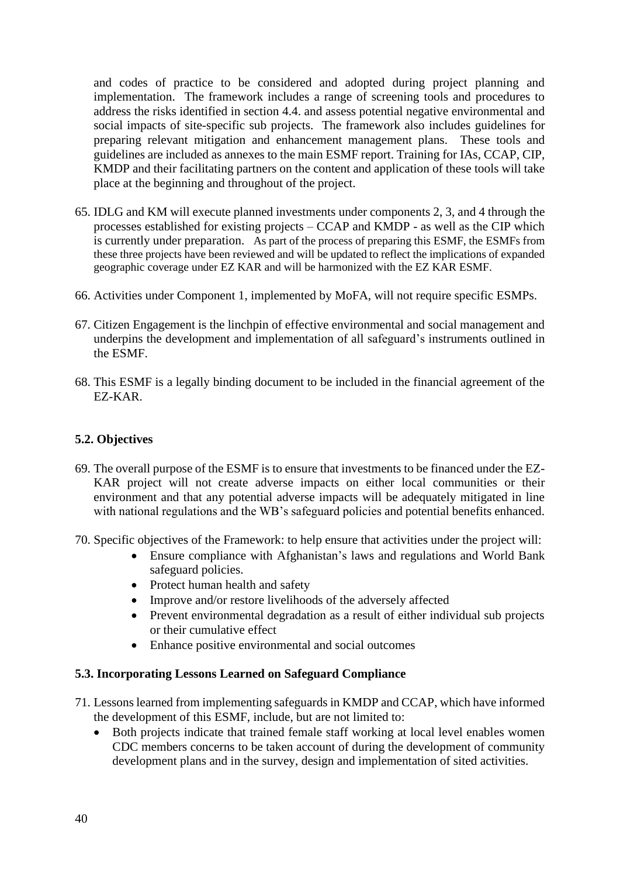and codes of practice to be considered and adopted during project planning and implementation. The framework includes a range of screening tools and procedures to address the risks identified in section 4.4. and assess potential negative environmental and social impacts of site-specific sub projects. The framework also includes guidelines for preparing relevant mitigation and enhancement management plans. These tools and guidelines are included as annexes to the main ESMF report. Training for IAs, CCAP, CIP, KMDP and their facilitating partners on the content and application of these tools will take place at the beginning and throughout of the project.

65. IDLG and KM will execute planned investments under components 2, 3, and 4 through the processes established for existing projects – CCAP and KMDP - as well as the CIP which is currently under preparation. As part of the process of preparing this ESMF, the ESMFs from these three projects have been reviewed and will be updated to reflect the implications of expanded geographic coverage under EZ KAR and will be harmonized with the EZ KAR ESMF.

66. Activities under Component 1, implemented by MoFA, will not require specific ESMPs.

67. Citizen Engagement is the linchpin of effective environmental and social management and underpins the development and implementation of all safeguard's instruments outlined in the ESMF.

68. This ESMF is a legally binding document to be included in the financial agreement of the EZ-KAR.

### 5.2. Objectives

69. The overall purpose of the ESMF is to ensure that investments to be financed under the EZ-KAR project will not create adverse impacts on either local communities or their environment and that any potential adverse impacts will be adequately mitigated in line with national regulations and the WB's safeguard policies and potential benefits enhanced.

70. Specific objectives of the Framework: to help ensure that activities under the project will:
    - Ensure compliance with Afghanistan's laws and regulations and World Bank safeguard policies.
    - Protect human health and safety
    - Improve and/or restore livelihoods of the adversely affected
    - Prevent environmental degradation as a result of either individual sub projects or their cumulative effect
    - Enhance positive environmental and social outcomes

### 5.3. Incorporating Lessons Learned on Safeguard Compliance

71. Lessons learned from implementing safeguards in KMDP and CCAP, which have informed the development of this ESMF, include, but are not limited to:
    - Both projects indicate that trained female staff working at local level enables women CDC members concerns to be taken account of during the development of community development plans and in the survey, design and implementation of sited activities.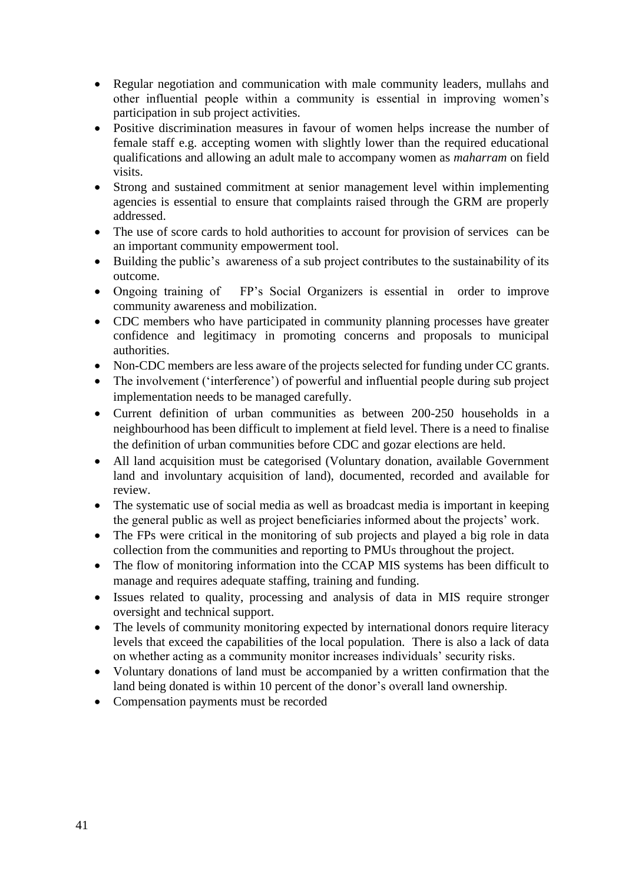- Regular negotiation and communication with male community leaders, mullahs and other influential people within a community is essential in improving women's participation in sub project activities.
- Positive discrimination measures in favour of women helps increase the number of female staff e.g. accepting women with slightly lower than the required educational qualifications and allowing an adult male to accompany women as *maharram* on field visits.
- Strong and sustained commitment at senior management level within implementing agencies is essential to ensure that complaints raised through the GRM are properly addressed.
- The use of score cards to hold authorities to account for provision of services can be an important community empowerment tool.
- Building the public's awareness of a sub project contributes to the sustainability of its outcome.
- Ongoing training of FP's Social Organizers is essential in order to improve community awareness and mobilization.
- CDC members who have participated in community planning processes have greater confidence and legitimacy in promoting concerns and proposals to municipal authorities.
- Non-CDC members are less aware of the projects selected for funding under CC grants.
- The involvement ('interference') of powerful and influential people during sub project implementation needs to be managed carefully.
- Current definition of urban communities as between 200-250 households in a neighbourhood has been difficult to implement at field level. There is a need to finalise the definition of urban communities before CDC and gozar elections are held.
- All land acquisition must be categorised (Voluntary donation, available Government land and involuntary acquisition of land), documented, recorded and available for review.
- The systematic use of social media as well as broadcast media is important in keeping the general public as well as project beneficiaries informed about the projects' work.
- The FPs were critical in the monitoring of sub projects and played a big role in data collection from the communities and reporting to PMUs throughout the project.
- The flow of monitoring information into the CCAP MIS systems has been difficult to manage and requires adequate staffing, training and funding.
- Issues related to quality, processing and analysis of data in MIS require stronger oversight and technical support.
- The levels of community monitoring expected by international donors require literacy levels that exceed the capabilities of the local population. There is also a lack of data on whether acting as a community monitor increases individuals' security risks.
- Voluntary donations of land must be accompanied by a written confirmation that the land being donated is within 10 percent of the donor's overall land ownership.
- Compensation payments must be recorded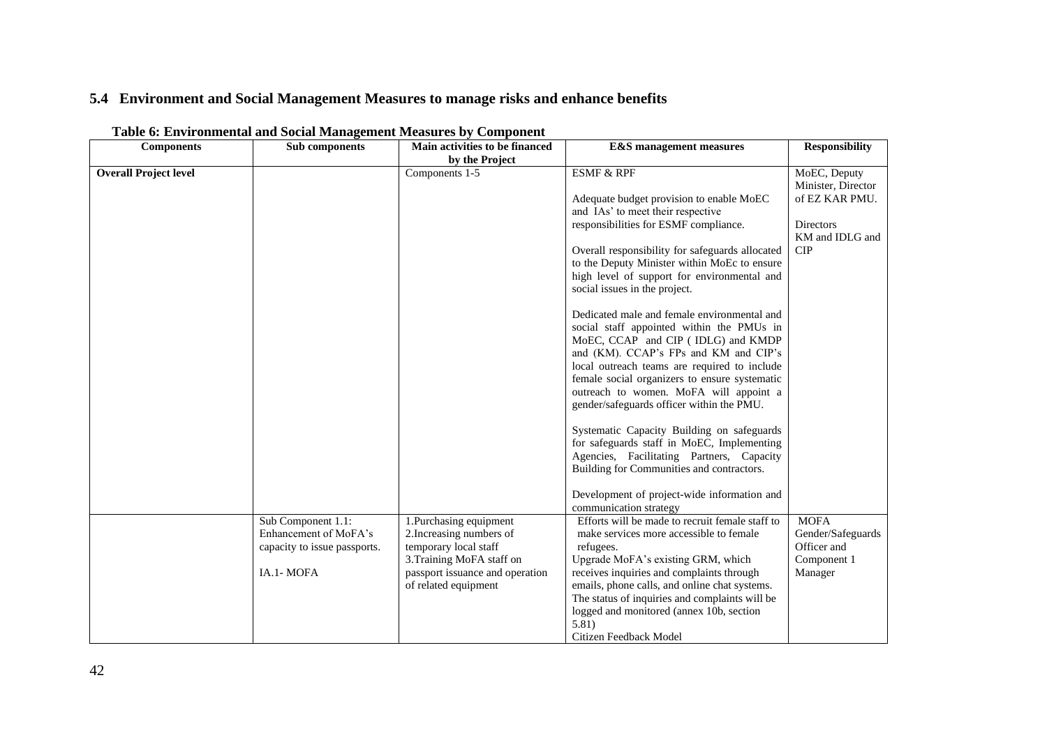## 5.4 Environment and Social Management Measures to manage risks and enhance benefits

**Table 6: Environmental and Social Management Measures by Component**

| Components | Sub components | Main activities to be financed by the Project | E&S management measures | Responsibility |
|---|---|---|---|---|
| **Overall Project level** | | Components 1-5 | ESMF & RPF<br><br>Adequate budget provision to enable MoEC and IAs' to meet their respective responsibilities for ESMF compliance.<br><br>Overall responsibility for safeguards allocated to the Deputy Minister within MoEc to ensure high level of support for environmental and social issues in the project.<br><br>Dedicated male and female environmental and social staff appointed within the PMUs in MoEC, CCAP and CIP ( IDLG) and KMDP and (KM). CCAP's FPs and KM and CIP's local outreach teams are required to include female social organizers to ensure systematic outreach to women. MoFA will appoint a gender/safeguards officer within the PMU.<br><br>Systematic Capacity Building on safeguards for safeguards staff in MoEC, Implementing Agencies, Facilitating Partners, Capacity Building for Communities and contractors.<br><br>Development of project-wide information and communication strategy | MoEC, Deputy Minister, Director of EZ KAR PMU.<br><br>Directors KM and IDLG and CIP |
| | Sub Component 1.1: Enhancement of MoFA's capacity to issue passports.<br><br>IA.1- MOFA | 1.Purchasing equipment<br>2.Increasing numbers of temporary local staff<br>3.Training MoFA staff on passport issuance and operation of related equipment | Efforts will be made to recruit female staff to make services more accessible to female refugees.<br>Upgrade MoFA's existing GRM, which receives inquiries and complaints through emails, phone calls, and online chat systems. The status of inquiries and complaints will be logged and monitored (annex 10b, section 5.81)<br>Citizen Feedback Model | MOFA Gender/Safeguards Officer and Component 1 Manager |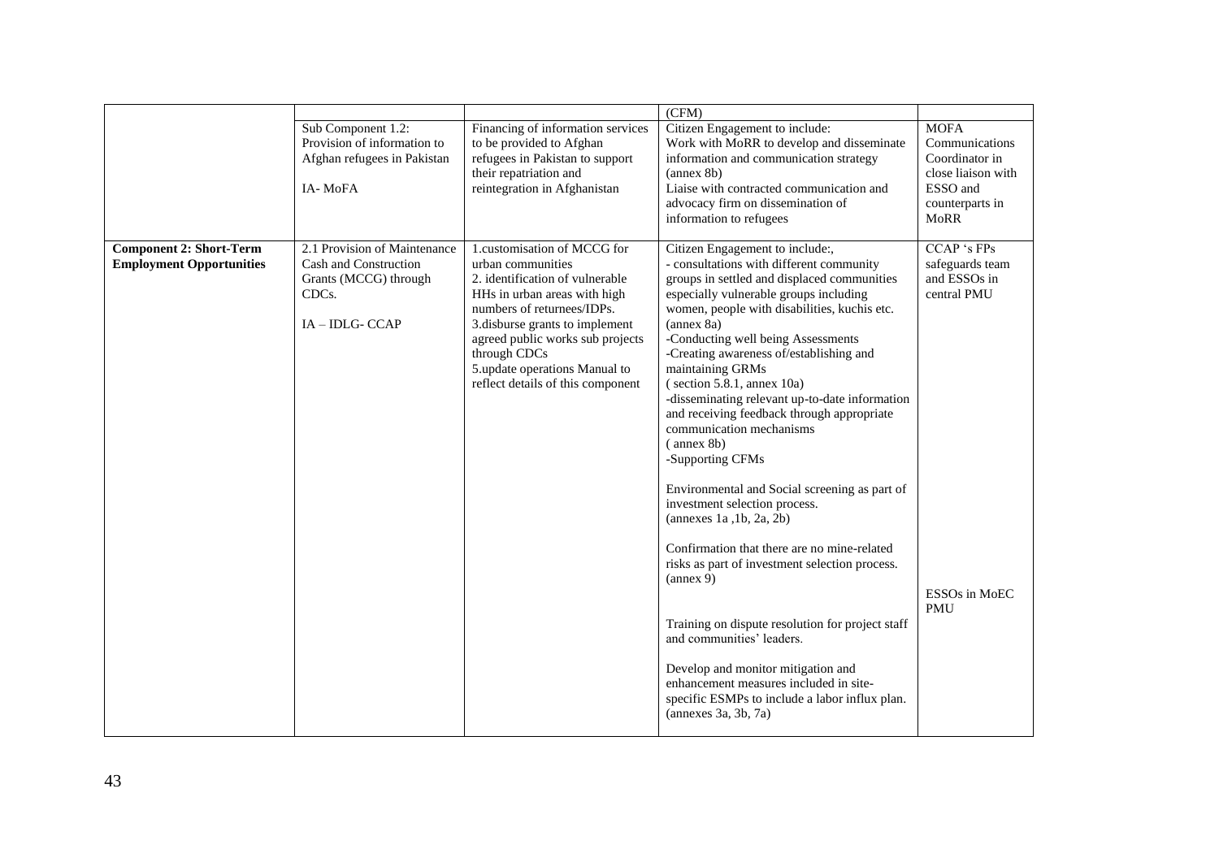| | | | | |
|---|---|---|---|---|
| | | | (CFM) | |
| | Sub Component 1.2: Provision of information to Afghan refugees in Pakistan<br><br>IA- MoFA | Financing of information services to be provided to Afghan refugees in Pakistan to support their repatriation and reintegration in Afghanistan | Citizen Engagement to include:<br>Work with MoRR to develop and disseminate information and communication strategy (annex 8b)<br>Liaise with contracted communication and advocacy firm on dissemination of information to refugees | MOFA Communications Coordinator in close liaison with ESSO and counterparts in MoRR |
| **Component 2: Short-Term Employment Opportunities** | 2.1 Provision of Maintenance Cash and Construction Grants (MCCG) through CDCs.<br><br>IA – IDLG- CCAP | 1.customisation of MCCG for urban communities<br>2. identification of vulnerable HHs in urban areas with high numbers of returnees/IDPs.<br>3.disburse grants to implement agreed public works sub projects through CDCs<br>5.update operations Manual to reflect details of this component | Citizen Engagement to include:,<br>- consultations with different community groups in settled and displaced communities especially vulnerable groups including women, people with disabilities, kuchis etc. (annex 8a)<br>-Conducting well being Assessments<br>-Creating awareness of/establishing and maintaining GRMs<br>( section 5.8.1, annex 10a)<br>-disseminating relevant up-to-date information and receiving feedback through appropriate communication mechanisms<br>( annex 8b)<br>-Supporting CFMs<br><br>Environmental and Social screening as part of investment selection process.<br>(annexes 1a ,1b, 2a, 2b)<br><br>Confirmation that there are no mine-related risks as part of investment selection process.<br>(annex 9)<br><br>Training on dispute resolution for project staff and communities' leaders.<br><br>Develop and monitor mitigation and enhancement measures included in site-specific ESMPs to include a labor influx plan.<br>(annexes 3a, 3b, 7a) | CCAP 's FPs safeguards team and ESSOs in central PMU<br><br>ESSOs in MoEC PMU |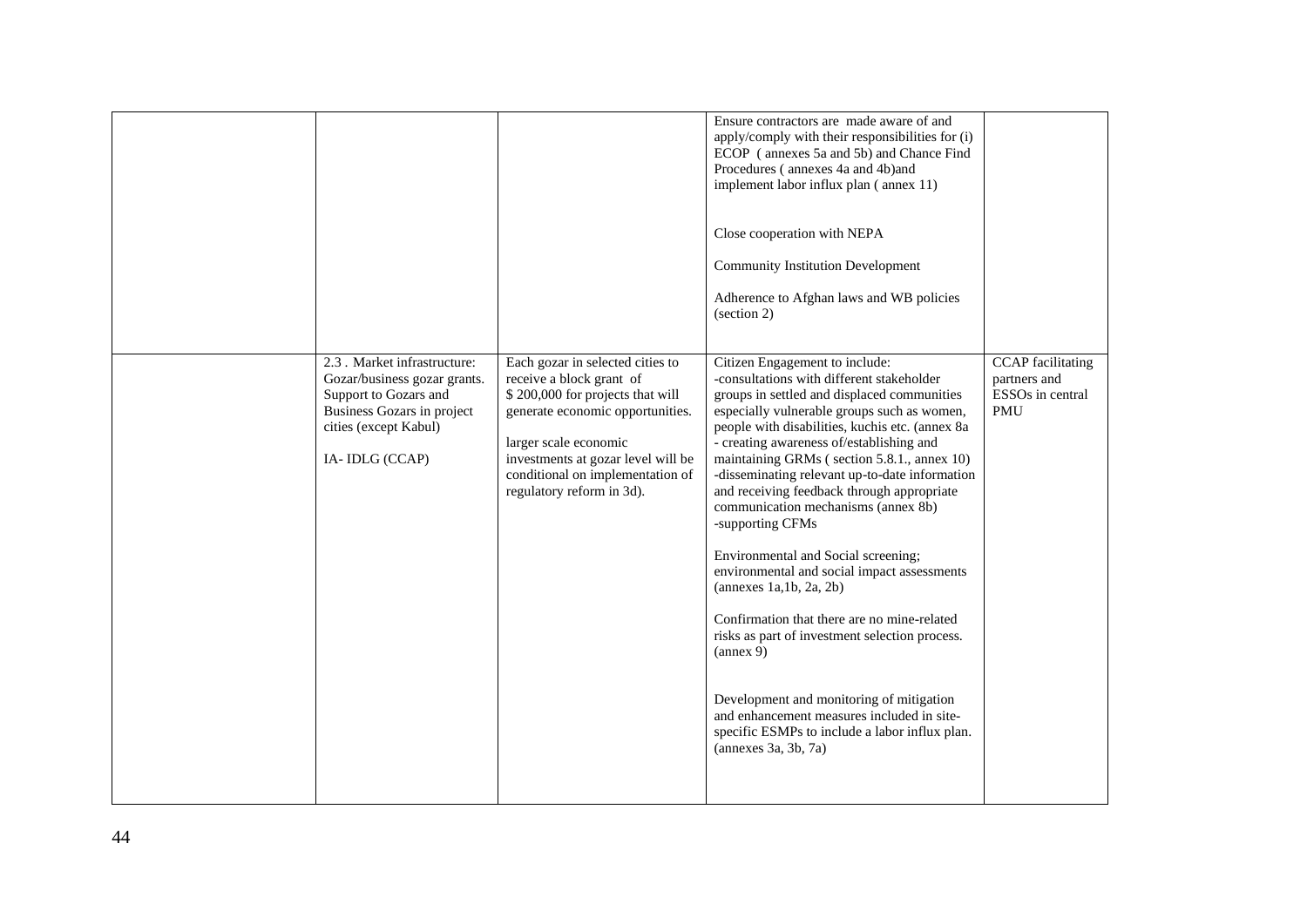|  |  |  |  |  |
|---|---|---|---|---|
|  |  |  | Ensure contractors are made aware of and apply/comply with their responsibilities for (i) ECOP ( annexes 5a and 5b) and Chance Find Procedures ( annexes 4a and 4b)and implement labor influx plan ( annex 11)<br><br>Close cooperation with NEPA<br><br>Community Institution Development<br><br>Adherence to Afghan laws and WB policies (section 2) |  |
|  | 2.3 . Market infrastructure: Gozar/business gozar grants. Support to Gozars and Business Gozars in project cities (except Kabul)<br><br>IA- IDLG (CCAP) | Each gozar in selected cities to receive a block grant of $ 200,000 for projects that will generate economic opportunities.<br><br>larger scale economic investments at gozar level will be conditional on implementation of regulatory reform in 3d). | Citizen Engagement to include:<br>-consultations with different stakeholder groups in settled and displaced communities especially vulnerable groups such as women, people with disabilities, kuchis etc. (annex 8a<br>- creating awareness of/establishing and maintaining GRMs ( section 5.8.1., annex 10)<br>-disseminating relevant up-to-date information and receiving feedback through appropriate communication mechanisms (annex 8b)<br>-supporting CFMs<br><br>Environmental and Social screening; environmental and social impact assessments (annexes 1a,1b, 2a, 2b)<br><br>Confirmation that there are no mine-related risks as part of investment selection process. (annex 9)<br><br>Development and monitoring of mitigation and enhancement measures included in site-specific ESMPs to include a labor influx plan. (annexes 3a, 3b, 7a) | CCAP facilitating partners and ESSOs in central PMU |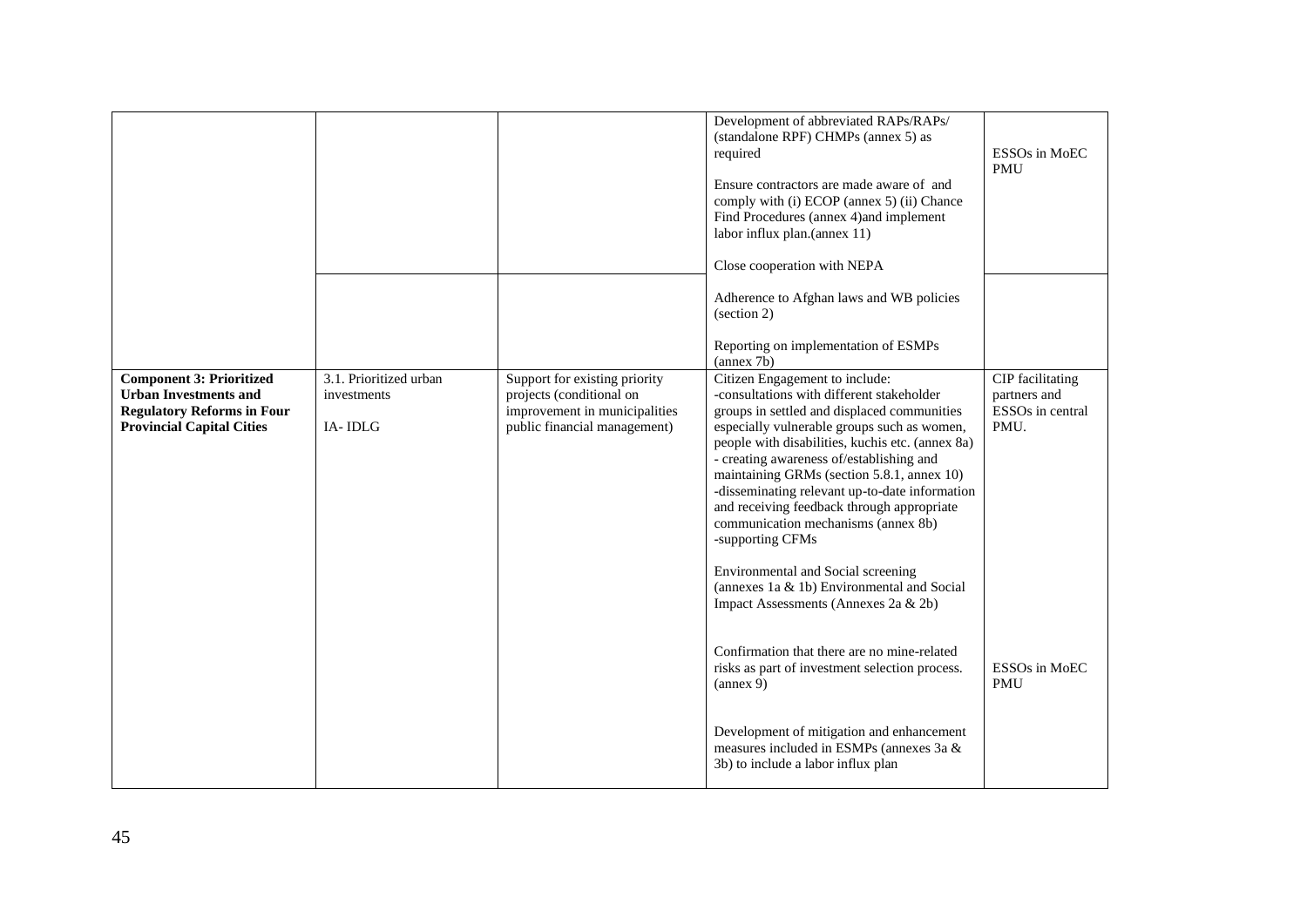| | | | | |
|---|---|---|---|---|
| | | | Development of abbreviated RAPs/RAPs/ (standalone RPF) CHMPs (annex 5) as required<br><br>Ensure contractors are made aware of and comply with (i) ECOP (annex 5) (ii) Chance Find Procedures (annex 4)and implement labor influx plan.(annex 11)<br><br>Close cooperation with NEPA | ESSOs in MoEC PMU |
| | | | Adherence to Afghan laws and WB policies (section 2)<br><br>Reporting on implementation of ESMPs (annex 7b) | |
| **Component 3: Prioritized Urban Investments and Regulatory Reforms in Four Provincial Capital Cities** | 3.1. Prioritized urban investments<br><br>IA- IDLG | Support for existing priority projects (conditional on improvement in municipalities public financial management) | Citizen Engagement to include:<br>-consultations with different stakeholder groups in settled and displaced communities especially vulnerable groups such as women, people with disabilities, kuchis etc. (annex 8a)<br>- creating awareness of/establishing and maintaining GRMs (section 5.8.1, annex 10)<br>-disseminating relevant up-to-date information and receiving feedback through appropriate communication mechanisms (annex 8b)<br>-supporting CFMs<br><br>Environmental and Social screening (annexes 1a & 1b) Environmental and Social Impact Assessments (Annexes 2a & 2b)<br><br>Confirmation that there are no mine-related risks as part of investment selection process. (annex 9)<br><br>Development of mitigation and enhancement measures included in ESMPs (annexes 3a & 3b) to include a labor influx plan | CIP facilitating partners and ESSOs in central PMU.<br><br>ESSOs in MoEC PMU |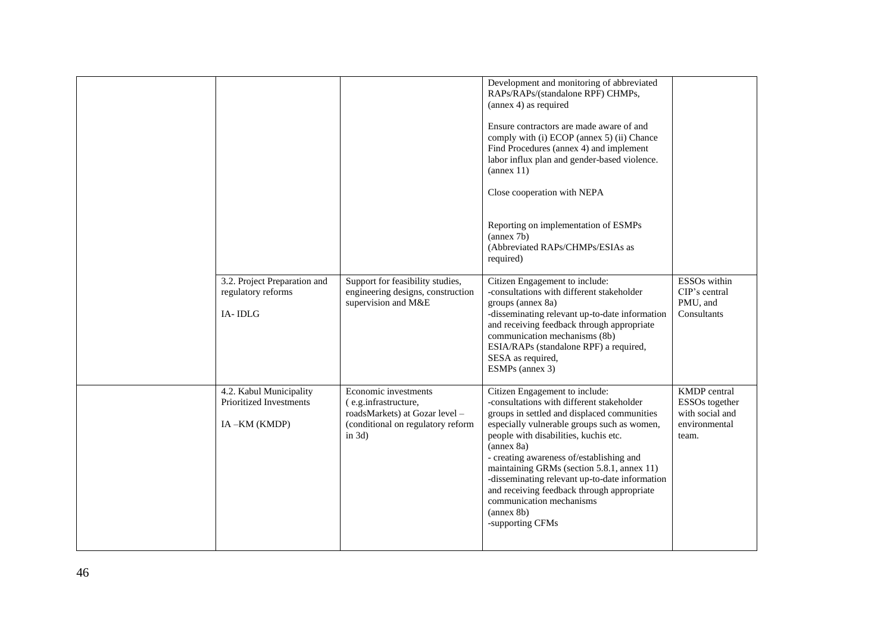| | | | | |
|---|---|---|---|---|
| | | | Development and monitoring of abbreviated RAPs/RAPs/(standalone RPF) CHMPs, (annex 4) as required<br><br>Ensure contractors are made aware of and comply with (i) ECOP (annex 5) (ii) Chance Find Procedures (annex 4) and implement labor influx plan and gender-based violence. (annex 11)<br><br>Close cooperation with NEPA<br><br>Reporting on implementation of ESMPs (annex 7b)<br>(Abbreviated RAPs/CHMPs/ESIAs as required) | |
| | 3.2. Project Preparation and regulatory reforms<br><br>IA- IDLG | Support for feasibility studies, engineering designs, construction supervision and M&E | Citizen Engagement to include:<br>-consultations with different stakeholder groups (annex 8a)<br>-disseminating relevant up-to-date information and receiving feedback through appropriate communication mechanisms (8b)<br>ESIA/RAPs (standalone RPF) a required,<br>SESA as required,<br>ESMPs (annex 3) | ESSOs within CIP's central PMU, and Consultants |
| | 4.2. Kabul Municipality Prioritized Investments<br><br>IA –KM (KMDP) | Economic investments ( e.g.infrastructure, roadsMarkets) at Gozar level – (conditional on regulatory reform in 3d) | Citizen Engagement to include:<br>-consultations with different stakeholder groups in settled and displaced communities especially vulnerable groups such as women, people with disabilities, kuchis etc. (annex 8a)<br>- creating awareness of/establishing and maintaining GRMs (section 5.8.1, annex 11)<br>-disseminating relevant up-to-date information and receiving feedback through appropriate communication mechanisms (annex 8b)<br>-supporting CFMs | KMDP central ESSOs together with social and environmental team. |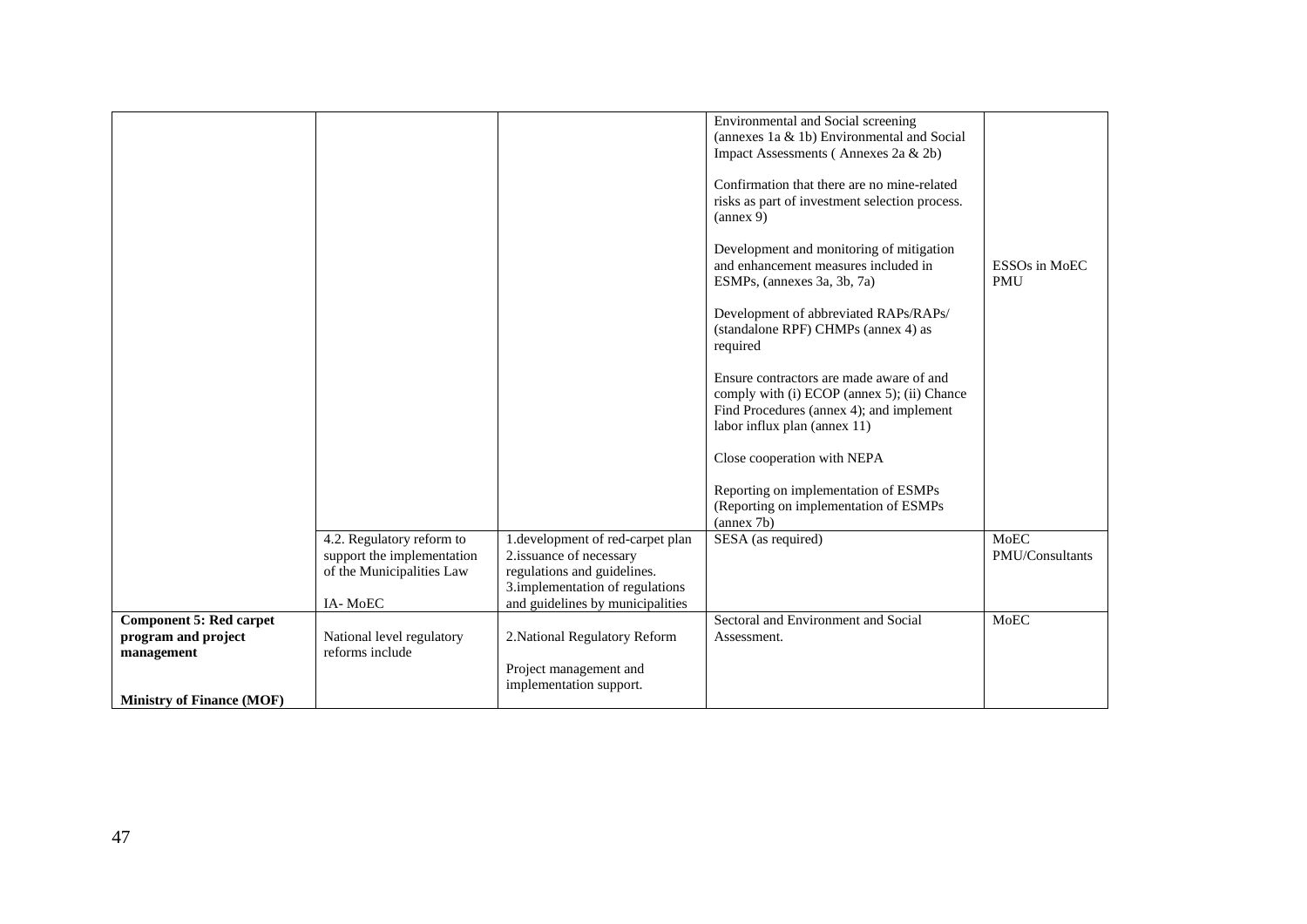| | | | | |
|---|---|---|---|---|
| | | | Environmental and Social screening (annexes 1a & 1b) Environmental and Social Impact Assessments ( Annexes 2a & 2b)<br><br>Confirmation that there are no mine-related risks as part of investment selection process. (annex 9)<br><br>Development and monitoring of mitigation and enhancement measures included in ESMPs, (annexes 3a, 3b, 7a)<br><br>Development of abbreviated RAPs/RAPs/ (standalone RPF) CHMPs (annex 4) as required<br><br>Ensure contractors are made aware of and comply with (i) ECOP (annex 5); (ii) Chance Find Procedures (annex 4); and implement labor influx plan (annex 11)<br><br>Close cooperation with NEPA<br><br>Reporting on implementation of ESMPs (Reporting on implementation of ESMPs (annex 7b) | ESSOs in MoEC PMU |
| | 4.2. Regulatory reform to support the implementation of the Municipalities Law<br><br>IA- MoEC | 1.development of red-carpet plan<br>2.issuance of necessary regulations and guidelines.<br>3.implementation of regulations and guidelines by municipalities | SESA (as required) | MoEC PMU/Consultants |
| **Component 5: Red carpet program and project management**<br><br>**Ministry of Finance (MOF)** | National level regulatory reforms include | 2.National Regulatory Reform<br><br>Project management and implementation support. | Sectoral and Environment and Social Assessment. | MoEC |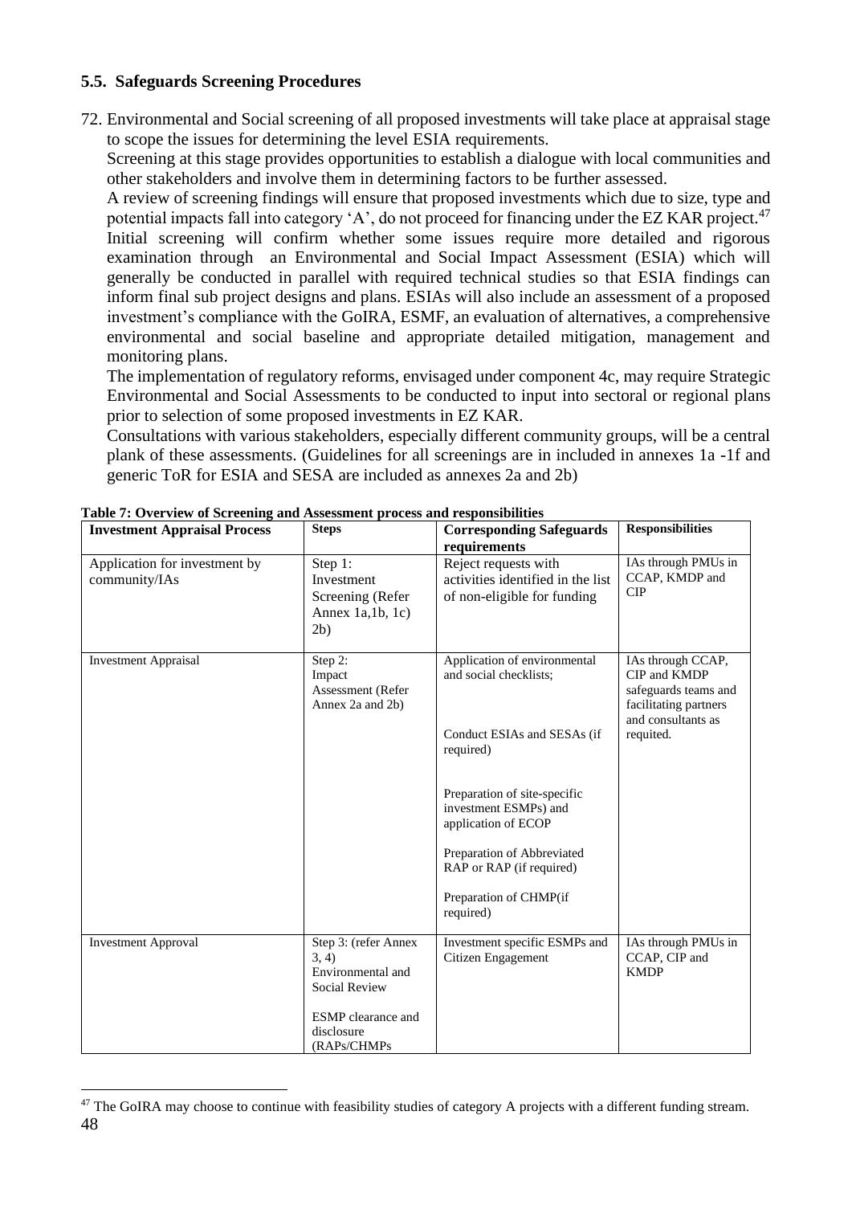### 5.5. Safeguards Screening Procedures

72. Environmental and Social screening of all proposed investments will take place at appraisal stage to scope the issues for determining the level ESIA requirements.
    Screening at this stage provides opportunities to establish a dialogue with local communities and other stakeholders and involve them in determining factors to be further assessed.
    A review of screening findings will ensure that proposed investments which due to size, type and potential impacts fall into category 'A', do not proceed for financing under the EZ KAR project.[47]
    Initial screening will confirm whether some issues require more detailed and rigorous examination through an Environmental and Social Impact Assessment (ESIA) which will generally be conducted in parallel with required technical studies so that ESIA findings can inform final sub project designs and plans. ESIAs will also include an assessment of a proposed investment's compliance with the GoIRA, ESMF, an evaluation of alternatives, a comprehensive environmental and social baseline and appropriate detailed mitigation, management and monitoring plans.
    The implementation of regulatory reforms, envisaged under component 4c, may require Strategic Environmental and Social Assessments to be conducted to input into sectoral or regional plans prior to selection of some proposed investments in EZ KAR.
    Consultations with various stakeholders, especially different community groups, will be a central plank of these assessments. (Guidelines for all screenings are in included in annexes 1a -1f and generic ToR for ESIA and SESA are included as annexes 2a and 2b)

**Table 7: Overview of Screening and Assessment process and responsibilities**

| Investment Appraisal Process | Steps | Corresponding Safeguards requirements | Responsibilities |
|---|---|---|---|
| Application for investment by community/IAs | Step 1: Investment Screening (Refer Annex 1a,1b, 1c) 2b) | Reject requests with activities identified in the list of non-eligible for funding | IAs through PMUs in CCAP, KMDP and CIP |
| Investment Appraisal | Step 2: Impact Assessment (Refer Annex 2a and 2b) | Application of environmental and social checklists;<br><br>Conduct ESIAs and SESAs (if required)<br><br>Preparation of site-specific investment ESMPs) and application of ECOP<br><br>Preparation of Abbreviated RAP or RAP (if required)<br><br>Preparation of CHMP(if required) | IAs through CCAP, CIP and KMDP safeguards teams and facilitating partners and consultants as requited. |
| Investment Approval | Step 3: (refer Annex 3, 4) Environmental and Social Review<br><br>ESMP clearance and disclosure (RAPs/CHMPs | Investment specific ESMPs and Citizen Engagement | IAs through PMUs in CCAP, CIP and KMDP |

[47] The GoIRA may choose to continue with feasibility studies of category A projects with a different funding stream.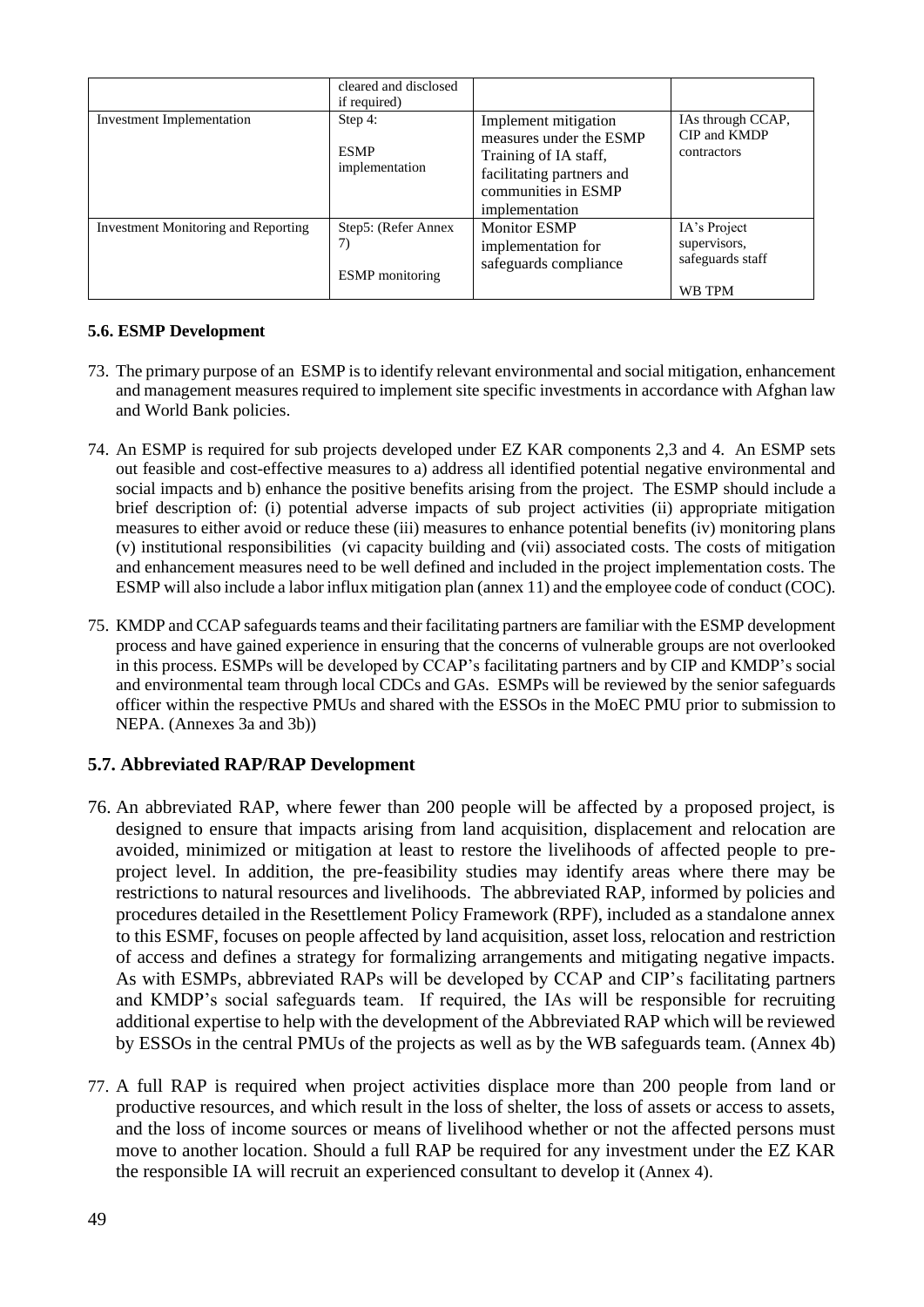| | cleared and disclosed if required) | | |
|---|---|---|---|
| Investment Implementation | Step 4: ESMP implementation | Implement mitigation measures under the ESMP Training of IA staff, facilitating partners and communities in ESMP implementation | IAs through CCAP, CIP and KMDP contractors |
| Investment Monitoring and Reporting | Step5: (Refer Annex 7) ESMP monitoring | Monitor ESMP implementation for safeguards compliance | IA's Project supervisors, safeguards staff WB TPM |

### 5.6. ESMP Development

73. The primary purpose of an ESMP is to identify relevant environmental and social mitigation, enhancement and management measures required to implement site specific investments in accordance with Afghan law and World Bank policies.

74. An ESMP is required for sub projects developed under EZ KAR components 2,3 and 4. An ESMP sets out feasible and cost-effective measures to a) address all identified potential negative environmental and social impacts and b) enhance the positive benefits arising from the project. The ESMP should include a brief description of: (i) potential adverse impacts of sub project activities (ii) appropriate mitigation measures to either avoid or reduce these (iii) measures to enhance potential benefits (iv) monitoring plans (v) institutional responsibilities (vi capacity building and (vii) associated costs. The costs of mitigation and enhancement measures need to be well defined and included in the project implementation costs. The ESMP will also include a labor influx mitigation plan (annex 11) and the employee code of conduct (COC).

75. KMDP and CCAP safeguards teams and their facilitating partners are familiar with the ESMP development process and have gained experience in ensuring that the concerns of vulnerable groups are not overlooked in this process. ESMPs will be developed by CCAP's facilitating partners and by CIP and KMDP's social and environmental team through local CDCs and GAs. ESMPs will be reviewed by the senior safeguards officer within the respective PMUs and shared with the ESSOs in the MoEC PMU prior to submission to NEPA. (Annexes 3a and 3b))

### 5.7. Abbreviated RAP/RAP Development

76. An abbreviated RAP, where fewer than 200 people will be affected by a proposed project, is designed to ensure that impacts arising from land acquisition, displacement and relocation are avoided, minimized or mitigation at least to restore the livelihoods of affected people to pre-project level. In addition, the pre-feasibility studies may identify areas where there may be restrictions to natural resources and livelihoods. The abbreviated RAP, informed by policies and procedures detailed in the Resettlement Policy Framework (RPF), included as a standalone annex to this ESMF, focuses on people affected by land acquisition, asset loss, relocation and restriction of access and defines a strategy for formalizing arrangements and mitigating negative impacts. As with ESMPs, abbreviated RAPs will be developed by CCAP and CIP's facilitating partners and KMDP's social safeguards team. If required, the IAs will be responsible for recruiting additional expertise to help with the development of the Abbreviated RAP which will be reviewed by ESSOs in the central PMUs of the projects as well as by the WB safeguards team. (Annex 4b)

77. A full RAP is required when project activities displace more than 200 people from land or productive resources, and which result in the loss of shelter, the loss of assets or access to assets, and the loss of income sources or means of livelihood whether or not the affected persons must move to another location. Should a full RAP be required for any investment under the EZ KAR the responsible IA will recruit an experienced consultant to develop it (Annex 4).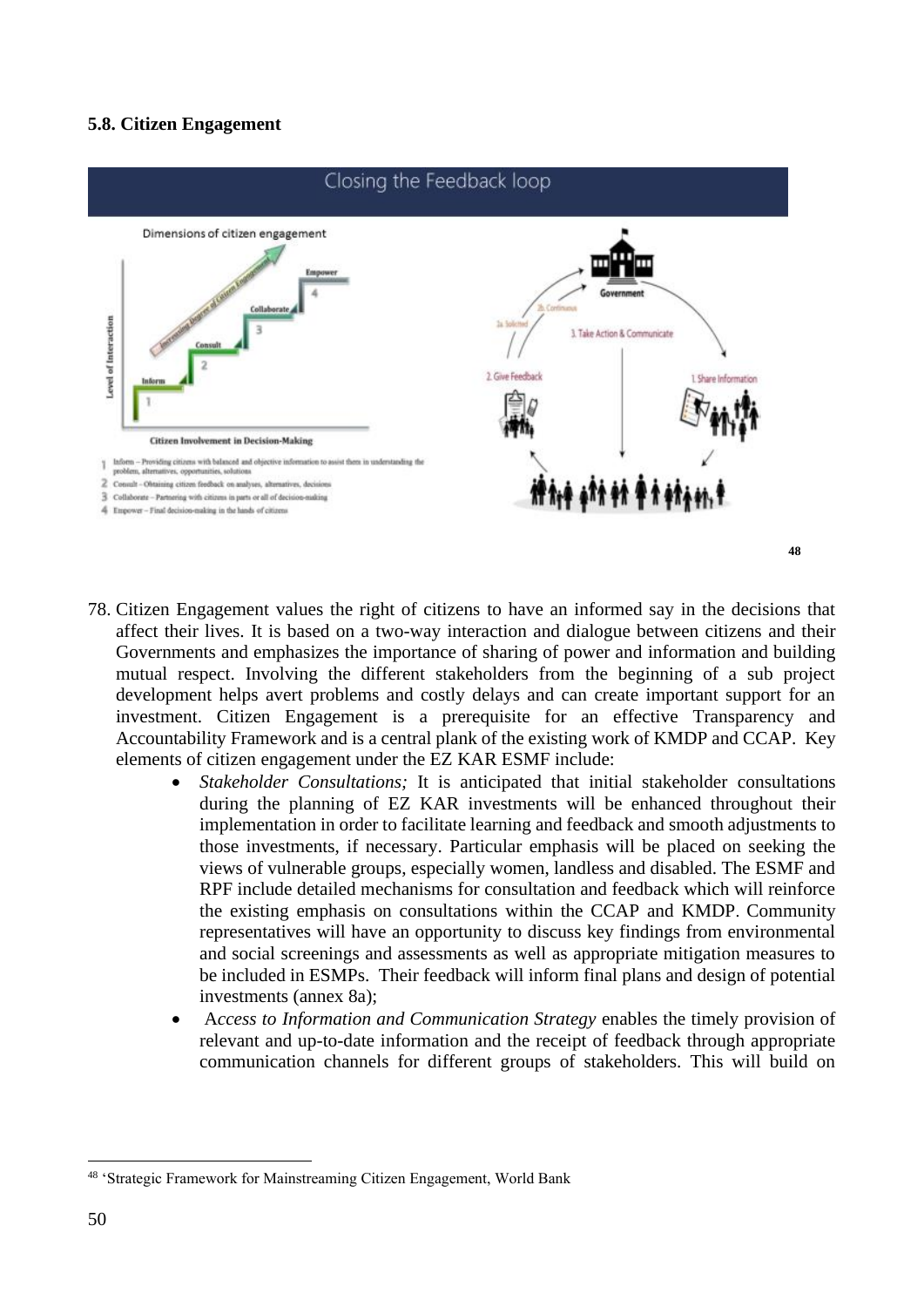### 5.8. Citizen Engagement

Closing the Feedback loop

Dimensions of citizen engagement

1 Inform – Providing citizens with balanced and objective information to assist them in understanding the problem, alternatives, opportunities, solutions
2 Consult – Obtaining citizen feedback on analyses, alternatives, decisions
3 Collaborate – Partnering with citizens in parts or all of decision-making
4 Empower – Final decision-making in the hands of citizens

[48]

78. Citizen Engagement values the right of citizens to have an informed say in the decisions that affect their lives. It is based on a two-way interaction and dialogue between citizens and their Governments and emphasizes the importance of sharing of power and information and building mutual respect. Involving the different stakeholders from the beginning of a sub project development helps avert problems and costly delays and can create important support for an investment. Citizen Engagement is a prerequisite for an effective Transparency and Accountability Framework and is a central plank of the existing work of KMDP and CCAP. Key elements of citizen engagement under the EZ KAR ESMF include:
    - *Stakeholder Consultations;* It is anticipated that initial stakeholder consultations during the planning of EZ KAR investments will be enhanced throughout their implementation in order to facilitate learning and feedback and smooth adjustments to those investments, if necessary. Particular emphasis will be placed on seeking the views of vulnerable groups, especially women, landless and disabled. The ESMF and RPF include detailed mechanisms for consultation and feedback which will reinforce the existing emphasis on consultations within the CCAP and KMDP. Community representatives will have an opportunity to discuss key findings from environmental and social screenings and assessments as well as appropriate mitigation measures to be included in ESMPs. Their feedback will inform final plans and design of potential investments (annex 8a);
    - *Access to Information and Communication Strategy* enables the timely provision of relevant and up-to-date information and the receipt of feedback through appropriate communication channels for different groups of stakeholders. This will build on

[48] 'Strategic Framework for Mainstreaming Citizen Engagement, World Bank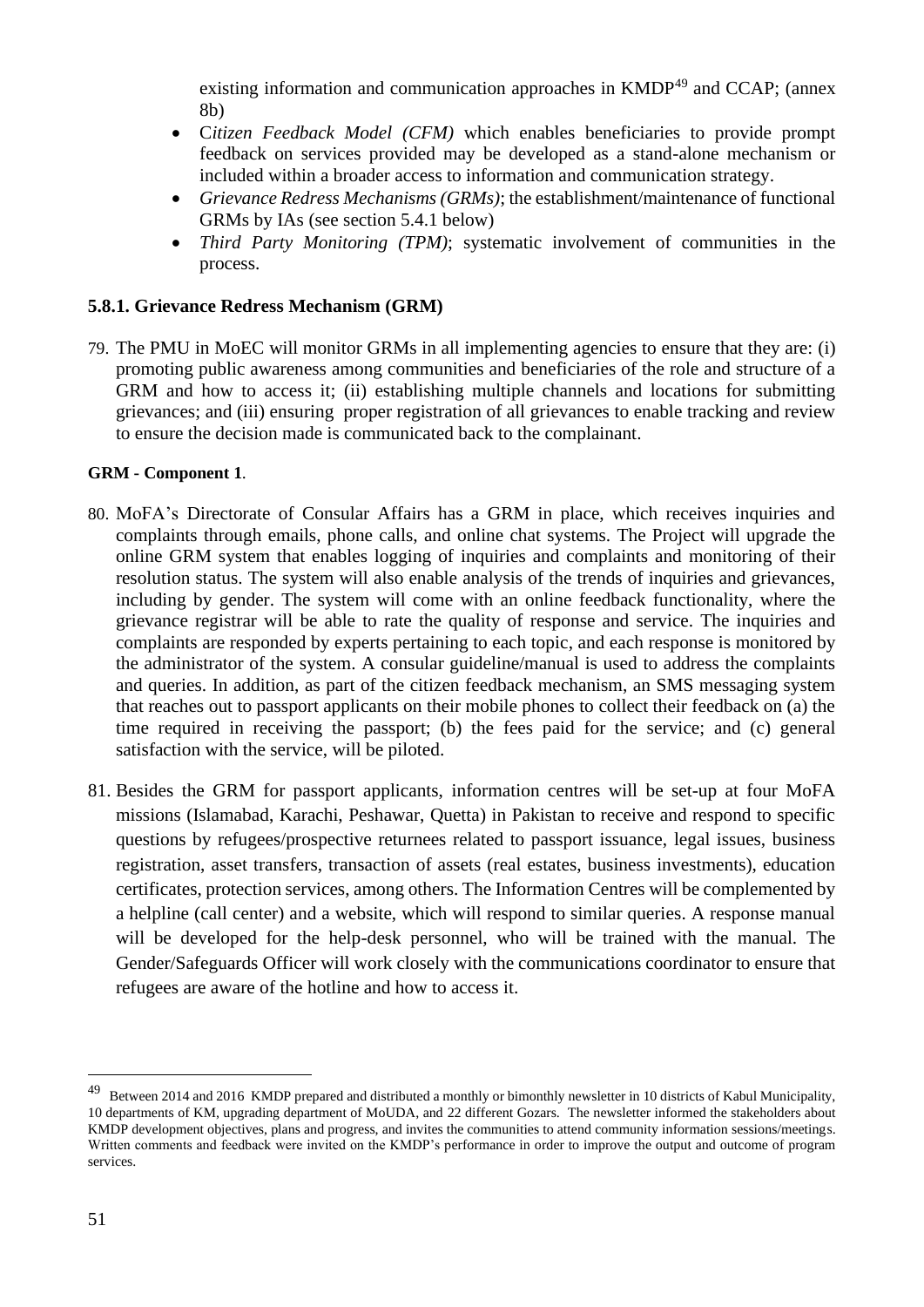existing information and communication approaches in KMDP[49] and CCAP; (annex 8b)

- *Citizen Feedback Model (CFM)* which enables beneficiaries to provide prompt feedback on services provided may be developed as a stand-alone mechanism or included within a broader access to information and communication strategy.
- *Grievance Redress Mechanisms (GRMs)*; the establishment/maintenance of functional GRMs by IAs (see section 5.4.1 below)
- *Third Party Monitoring (TPM)*; systematic involvement of communities in the process.

### 5.8.1. Grievance Redress Mechanism (GRM)

79. The PMU in MoEC will monitor GRMs in all implementing agencies to ensure that they are: (i) promoting public awareness among communities and beneficiaries of the role and structure of a GRM and how to access it; (ii) establishing multiple channels and locations for submitting grievances; and (iii) ensuring proper registration of all grievances to enable tracking and review to ensure the decision made is communicated back to the complainant.

**GRM - Component 1**.

80. MoFA's Directorate of Consular Affairs has a GRM in place, which receives inquiries and complaints through emails, phone calls, and online chat systems. The Project will upgrade the online GRM system that enables logging of inquiries and complaints and monitoring of their resolution status. The system will also enable analysis of the trends of inquiries and grievances, including by gender. The system will come with an online feedback functionality, where the grievance registrar will be able to rate the quality of response and service. The inquiries and complaints are responded by experts pertaining to each topic, and each response is monitored by the administrator of the system. A consular guideline/manual is used to address the complaints and queries. In addition, as part of the citizen feedback mechanism, an SMS messaging system that reaches out to passport applicants on their mobile phones to collect their feedback on (a) the time required in receiving the passport; (b) the fees paid for the service; and (c) general satisfaction with the service, will be piloted.

81. Besides the GRM for passport applicants, information centres will be set-up at four MoFA missions (Islamabad, Karachi, Peshawar, Quetta) in Pakistan to receive and respond to specific questions by refugees/prospective returnees related to passport issuance, legal issues, business registration, asset transfers, transaction of assets (real estates, business investments), education certificates, protection services, among others. The Information Centres will be complemented by a helpline (call center) and a website, which will respond to similar queries. A response manual will be developed for the help-desk personnel, who will be trained with the manual. The Gender/Safeguards Officer will work closely with the communications coordinator to ensure that refugees are aware of the hotline and how to access it.

---

[49] Between 2014 and 2016 KMDP prepared and distributed a monthly or bimonthly newsletter in 10 districts of Kabul Municipality, 10 departments of KM, upgrading department of MoUDA, and 22 different Gozars. The newsletter informed the stakeholders about KMDP development objectives, plans and progress, and invites the communities to attend community information sessions/meetings. Written comments and feedback were invited on the KMDP's performance in order to improve the output and outcome of program services.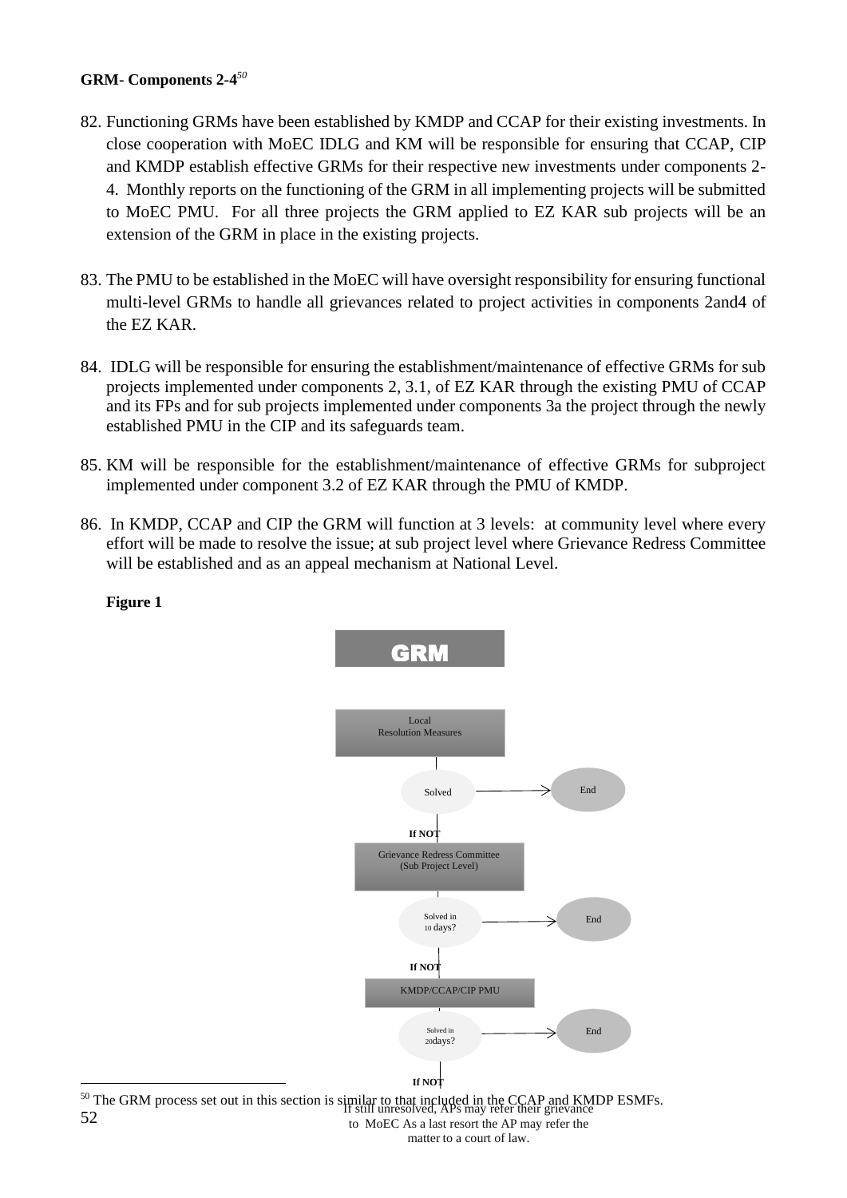**GRM- Components 2-4**[50]

82. Functioning GRMs have been established by KMDP and CCAP for their existing investments. In close cooperation with MoEC IDLG and KM will be responsible for ensuring that CCAP, CIP and KMDP establish effective GRMs for their respective new investments under components 2-4. Monthly reports on the functioning of the GRM in all implementing projects will be submitted to MoEC PMU. For all three projects the GRM applied to EZ KAR sub projects will be an extension of the GRM in place in the existing projects.

83. The PMU to be established in the MoEC will have oversight responsibility for ensuring functional multi-level GRMs to handle all grievances related to project activities in components 2and4 of the EZ KAR.

84. IDLG will be responsible for ensuring the establishment/maintenance of effective GRMs for sub projects implemented under components 2, 3.1, of EZ KAR through the existing PMU of CCAP and its FPs and for sub projects implemented under components 3a the project through the newly established PMU in the CIP and its safeguards team.

85. KM will be responsible for the establishment/maintenance of effective GRMs for subproject implemented under component 3.2 of EZ KAR through the PMU of KMDP.

86. In KMDP, CCAP and CIP the GRM will function at 3 levels: at community level where every effort will be made to resolve the issue; at sub project level where Grievance Redress Committee will be established and as an appeal mechanism at National Level.

**Figure 1**

GRM

Local Resolution Measures → Solved → End

If NOT

Grievance Redress Committee (Sub Project Level) → Solved in 10 days? → End

If NOT

KMDP/CCAP/CIP PMU → Solved in 20days? → End

If NOT

If still unresolved, APs may refer their grievance to MoEC As a last resort the AP may refer the matter to a court of law.

[50] The GRM process set out in this section is similar to that included in the CCAP and KMDP ESMFs.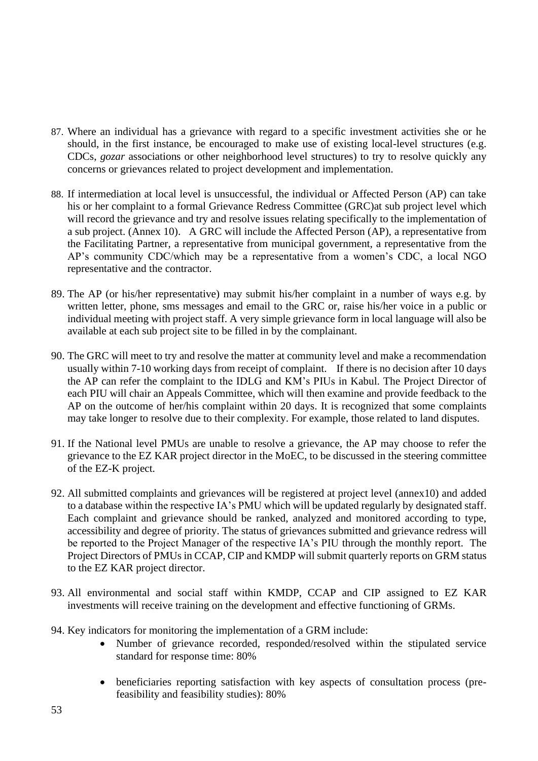87. Where an individual has a grievance with regard to a specific investment activities she or he should, in the first instance, be encouraged to make use of existing local-level structures (e.g. CDCs, *gozar* associations or other neighborhood level structures) to try to resolve quickly any concerns or grievances related to project development and implementation.

88. If intermediation at local level is unsuccessful, the individual or Affected Person (AP) can take his or her complaint to a formal Grievance Redress Committee (GRC)at sub project level which will record the grievance and try and resolve issues relating specifically to the implementation of a sub project. (Annex 10). A GRC will include the Affected Person (AP), a representative from the Facilitating Partner, a representative from municipal government, a representative from the AP's community CDC/which may be a representative from a women's CDC, a local NGO representative and the contractor.

89. The AP (or his/her representative) may submit his/her complaint in a number of ways e.g. by written letter, phone, sms messages and email to the GRC or, raise his/her voice in a public or individual meeting with project staff. A very simple grievance form in local language will also be available at each sub project site to be filled in by the complainant.

90. The GRC will meet to try and resolve the matter at community level and make a recommendation usually within 7-10 working days from receipt of complaint. If there is no decision after 10 days the AP can refer the complaint to the IDLG and KM's PIUs in Kabul. The Project Director of each PIU will chair an Appeals Committee, which will then examine and provide feedback to the AP on the outcome of her/his complaint within 20 days. It is recognized that some complaints may take longer to resolve due to their complexity. For example, those related to land disputes.

91. If the National level PMUs are unable to resolve a grievance, the AP may choose to refer the grievance to the EZ KAR project director in the MoEC, to be discussed in the steering committee of the EZ-K project.

92. All submitted complaints and grievances will be registered at project level (annex10) and added to a database within the respective IA's PMU which will be updated regularly by designated staff. Each complaint and grievance should be ranked, analyzed and monitored according to type, accessibility and degree of priority. The status of grievances submitted and grievance redress will be reported to the Project Manager of the respective IA's PIU through the monthly report. The Project Directors of PMUs in CCAP, CIP and KMDP will submit quarterly reports on GRM status to the EZ KAR project director.

93. All environmental and social staff within KMDP, CCAP and CIP assigned to EZ KAR investments will receive training on the development and effective functioning of GRMs.

94. Key indicators for monitoring the implementation of a GRM include:
    - Number of grievance recorded, responded/resolved within the stipulated service standard for response time: 80%
    - beneficiaries reporting satisfaction with key aspects of consultation process (pre-feasibility and feasibility studies): 80%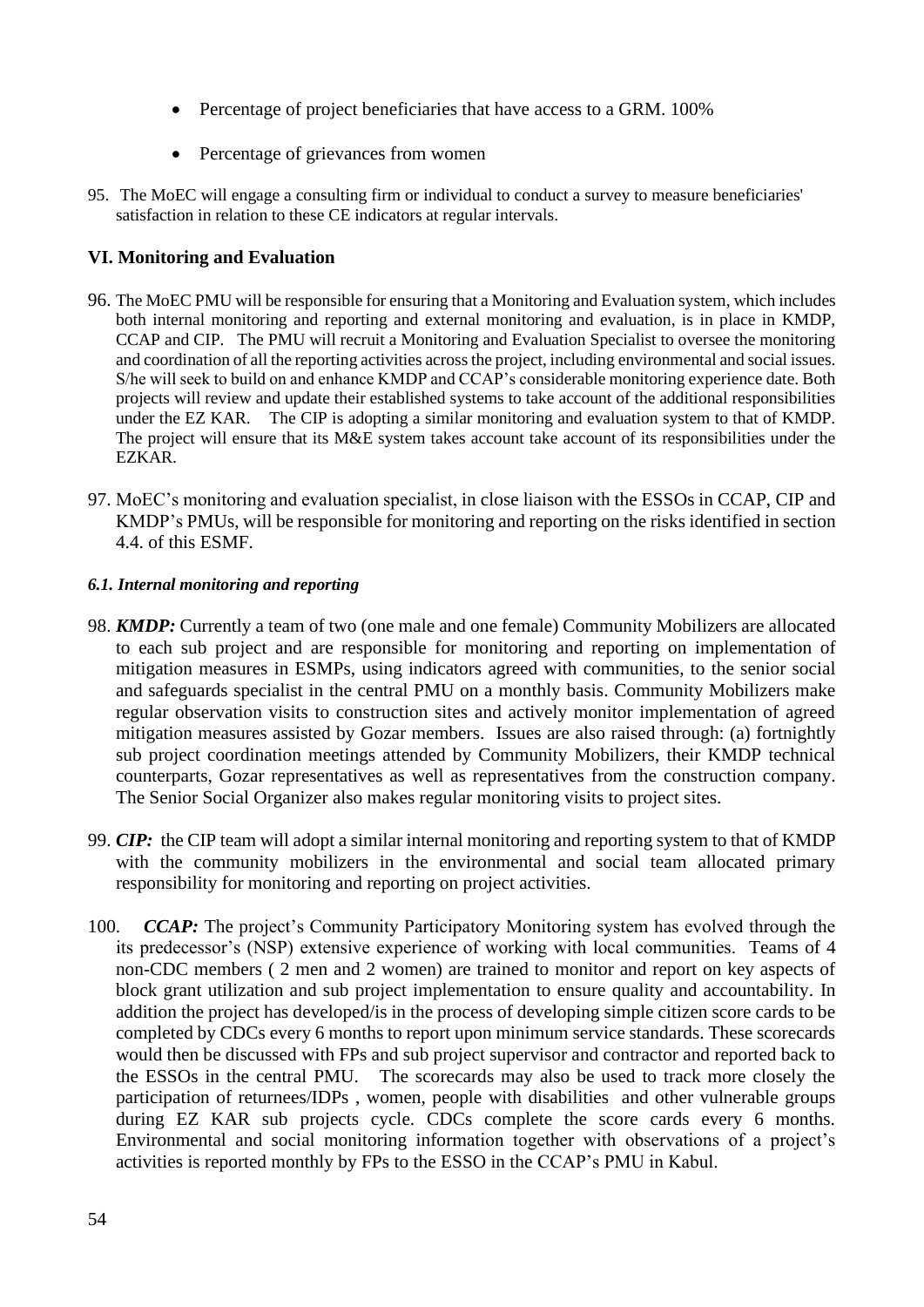- Percentage of project beneficiaries that have access to a GRM. 100%
- Percentage of grievances from women

95. The MoEC will engage a consulting firm or individual to conduct a survey to measure beneficiaries' satisfaction in relation to these CE indicators at regular intervals.

## VI. Monitoring and Evaluation

96. The MoEC PMU will be responsible for ensuring that a Monitoring and Evaluation system, which includes both internal monitoring and reporting and external monitoring and evaluation, is in place in KMDP, CCAP and CIP. The PMU will recruit a Monitoring and Evaluation Specialist to oversee the monitoring and coordination of all the reporting activities across the project, including environmental and social issues. S/he will seek to build on and enhance KMDP and CCAP's considerable monitoring experience date. Both projects will review and update their established systems to take account of the additional responsibilities under the EZ KAR. The CIP is adopting a similar monitoring and evaluation system to that of KMDP. The project will ensure that its M&E system takes account take account of its responsibilities under the EZKAR.

97. MoEC's monitoring and evaluation specialist, in close liaison with the ESSOs in CCAP, CIP and KMDP's PMUs, will be responsible for monitoring and reporting on the risks identified in section 4.4. of this ESMF.

### *6.1. Internal monitoring and reporting*

98. ***KMDP:*** Currently a team of two (one male and one female) Community Mobilizers are allocated to each sub project and are responsible for monitoring and reporting on implementation of mitigation measures in ESMPs, using indicators agreed with communities, to the senior social and safeguards specialist in the central PMU on a monthly basis. Community Mobilizers make regular observation visits to construction sites and actively monitor implementation of agreed mitigation measures assisted by Gozar members. Issues are also raised through: (a) fortnightly sub project coordination meetings attended by Community Mobilizers, their KMDP technical counterparts, Gozar representatives as well as representatives from the construction company. The Senior Social Organizer also makes regular monitoring visits to project sites.

99. ***CIP:*** the CIP team will adopt a similar internal monitoring and reporting system to that of KMDP with the community mobilizers in the environmental and social team allocated primary responsibility for monitoring and reporting on project activities.

100. ***CCAP:*** The project's Community Participatory Monitoring system has evolved through the its predecessor's (NSP) extensive experience of working with local communities. Teams of 4 non-CDC members ( 2 men and 2 women) are trained to monitor and report on key aspects of block grant utilization and sub project implementation to ensure quality and accountability. In addition the project has developed/is in the process of developing simple citizen score cards to be completed by CDCs every 6 months to report upon minimum service standards. These scorecards would then be discussed with FPs and sub project supervisor and contractor and reported back to the ESSOs in the central PMU. The scorecards may also be used to track more closely the participation of returnees/IDPs , women, people with disabilities and other vulnerable groups during EZ KAR sub projects cycle. CDCs complete the score cards every 6 months. Environmental and social monitoring information together with observations of a project's activities is reported monthly by FPs to the ESSO in the CCAP's PMU in Kabul.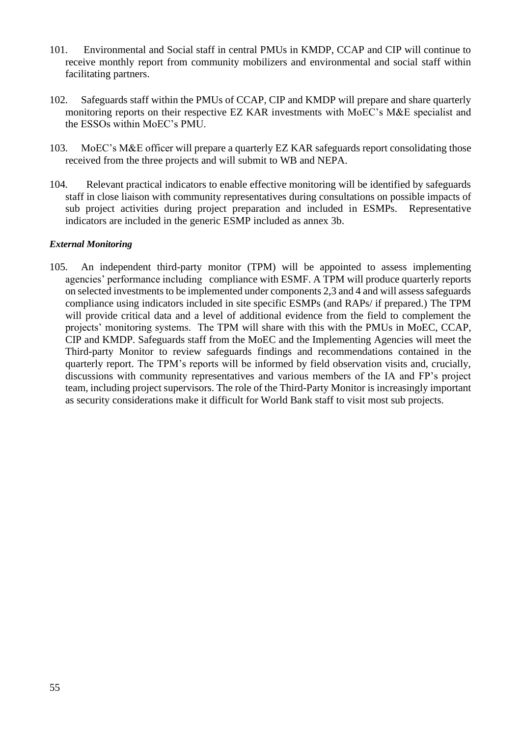101. Environmental and Social staff in central PMUs in KMDP, CCAP and CIP will continue to receive monthly report from community mobilizers and environmental and social staff within facilitating partners.

102. Safeguards staff within the PMUs of CCAP, CIP and KMDP will prepare and share quarterly monitoring reports on their respective EZ KAR investments with MoEC's M&E specialist and the ESSOs within MoEC's PMU.

103. MoEC's M&E officer will prepare a quarterly EZ KAR safeguards report consolidating those received from the three projects and will submit to WB and NEPA.

104. Relevant practical indicators to enable effective monitoring will be identified by safeguards staff in close liaison with community representatives during consultations on possible impacts of sub project activities during project preparation and included in ESMPs. Representative indicators are included in the generic ESMP included as annex 3b.

***External Monitoring***

105. An independent third-party monitor (TPM) will be appointed to assess implementing agencies' performance including compliance with ESMF. A TPM will produce quarterly reports on selected investments to be implemented under components 2,3 and 4 and will assess safeguards compliance using indicators included in site specific ESMPs (and RAPs/ if prepared.) The TPM will provide critical data and a level of additional evidence from the field to complement the projects' monitoring systems. The TPM will share with this with the PMUs in MoEC, CCAP, CIP and KMDP. Safeguards staff from the MoEC and the Implementing Agencies will meet the Third-party Monitor to review safeguards findings and recommendations contained in the quarterly report. The TPM's reports will be informed by field observation visits and, crucially, discussions with community representatives and various members of the IA and FP's project team, including project supervisors. The role of the Third-Party Monitor is increasingly important as security considerations make it difficult for World Bank staff to visit most sub projects.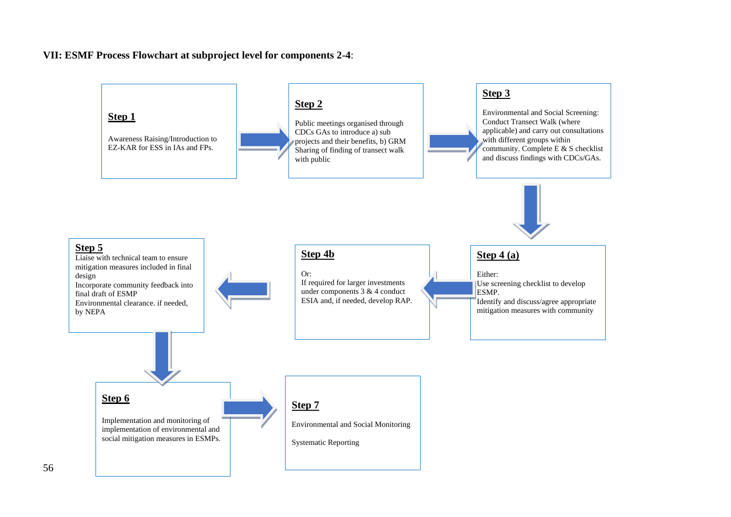**VII: ESMF Process Flowchart at subproject level for components 2-4**:

**Step 1**

Awareness Raising/Introduction to EZ-KAR for ESS in IAs and FPs.

**Step 2**

Public meetings organised through CDCs GAs to introduce a) sub projects and their benefits, b) GRM Sharing of finding of transect walk with public

**Step 3**

Environmental and Social Screening: Conduct Transect Walk (where applicable) and carry out consultations with different groups within community. Complete E & S checklist and discuss findings with CDCs/GAs.

**Step 4 (a)**

Either:
Use screening checklist to develop ESMP.
Identify and discuss/agree appropriate mitigation measures with community

**Step 4b**

Or:
If required for larger investments under components 3 & 4 conduct ESIA and, if needed, develop RAP.

**Step 5**

Liaise with technical team to ensure mitigation measures included in final design
Incorporate community feedback into final draft of ESMP
Environmental clearance. if needed, by NEPA

**Step 6**

Implementation and monitoring of implementation of environmental and social mitigation measures in ESMPs.

**Step 7**

Environmental and Social Monitoring

Systematic Reporting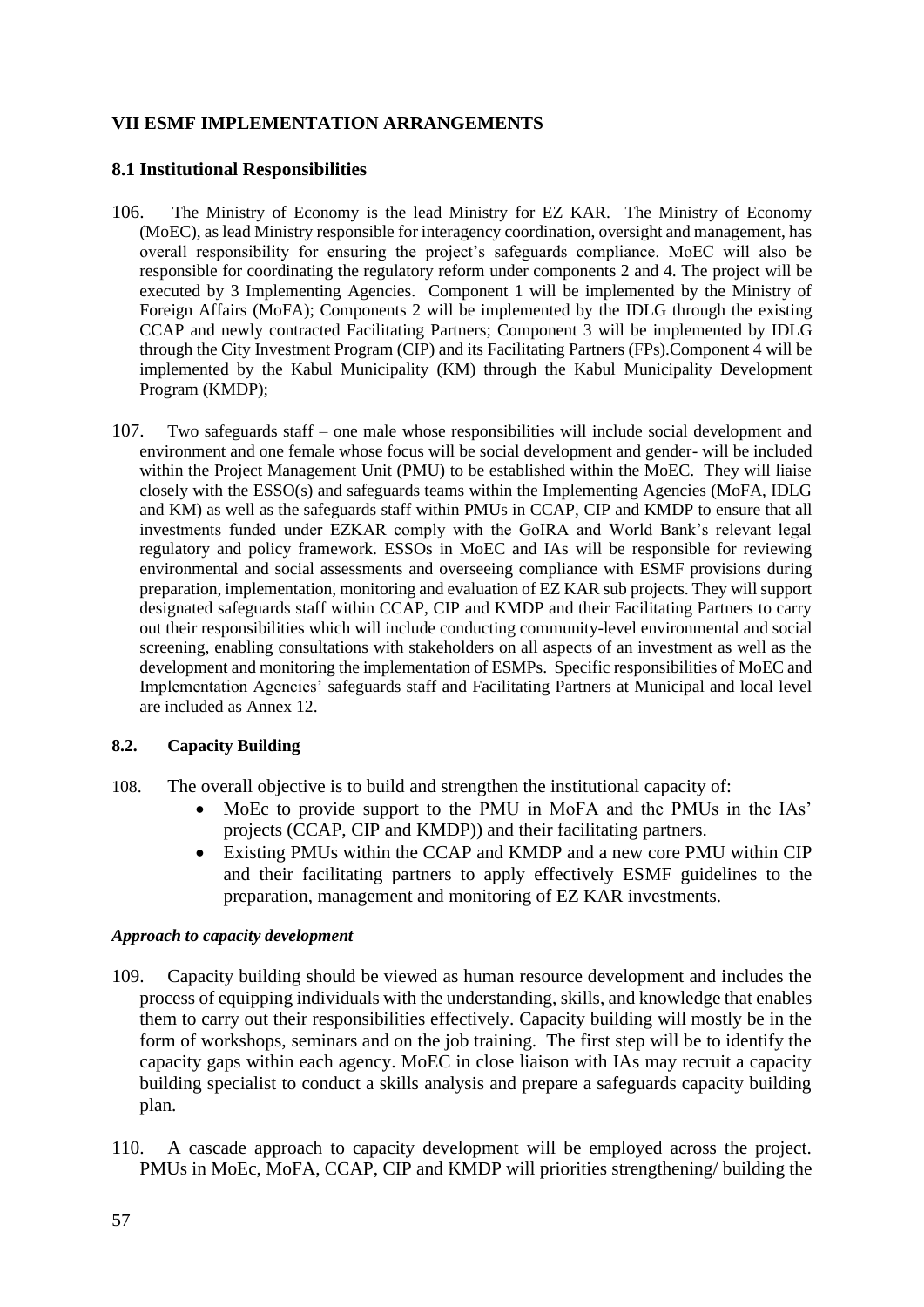## VII ESMF IMPLEMENTATION ARRANGEMENTS

### 8.1 Institutional Responsibilities

106. The Ministry of Economy is the lead Ministry for EZ KAR. The Ministry of Economy (MoEC), as lead Ministry responsible for interagency coordination, oversight and management, has overall responsibility for ensuring the project's safeguards compliance. MoEC will also be responsible for coordinating the regulatory reform under components 2 and 4. The project will be executed by 3 Implementing Agencies. Component 1 will be implemented by the Ministry of Foreign Affairs (MoFA); Components 2 will be implemented by the IDLG through the existing CCAP and newly contracted Facilitating Partners; Component 3 will be implemented by IDLG through the City Investment Program (CIP) and its Facilitating Partners (FPs).Component 4 will be implemented by the Kabul Municipality (KM) through the Kabul Municipality Development Program (KMDP);

107. Two safeguards staff – one male whose responsibilities will include social development and environment and one female whose focus will be social development and gender- will be included within the Project Management Unit (PMU) to be established within the MoEC. They will liaise closely with the ESSO(s) and safeguards teams within the Implementing Agencies (MoFA, IDLG and KM) as well as the safeguards staff within PMUs in CCAP, CIP and KMDP to ensure that all investments funded under EZKAR comply with the GoIRA and World Bank's relevant legal regulatory and policy framework. ESSOs in MoEC and IAs will be responsible for reviewing environmental and social assessments and overseeing compliance with ESMF provisions during preparation, implementation, monitoring and evaluation of EZ KAR sub projects. They will support designated safeguards staff within CCAP, CIP and KMDP and their Facilitating Partners to carry out their responsibilities which will include conducting community-level environmental and social screening, enabling consultations with stakeholders on all aspects of an investment as well as the development and monitoring the implementation of ESMPs. Specific responsibilities of MoEC and Implementation Agencies' safeguards staff and Facilitating Partners at Municipal and local level are included as Annex 12.

### 8.2. Capacity Building

108. The overall objective is to build and strengthen the institutional capacity of:
- MoEc to provide support to the PMU in MoFA and the PMUs in the IAs' projects (CCAP, CIP and KMDP)) and their facilitating partners.
- Existing PMUs within the CCAP and KMDP and a new core PMU within CIP and their facilitating partners to apply effectively ESMF guidelines to the preparation, management and monitoring of EZ KAR investments.

#### *Approach to capacity development*

109. Capacity building should be viewed as human resource development and includes the process of equipping individuals with the understanding, skills, and knowledge that enables them to carry out their responsibilities effectively. Capacity building will mostly be in the form of workshops, seminars and on the job training. The first step will be to identify the capacity gaps within each agency. MoEC in close liaison with IAs may recruit a capacity building specialist to conduct a skills analysis and prepare a safeguards capacity building plan.

110. A cascade approach to capacity development will be employed across the project. PMUs in MoEc, MoFA, CCAP, CIP and KMDP will priorities strengthening/ building the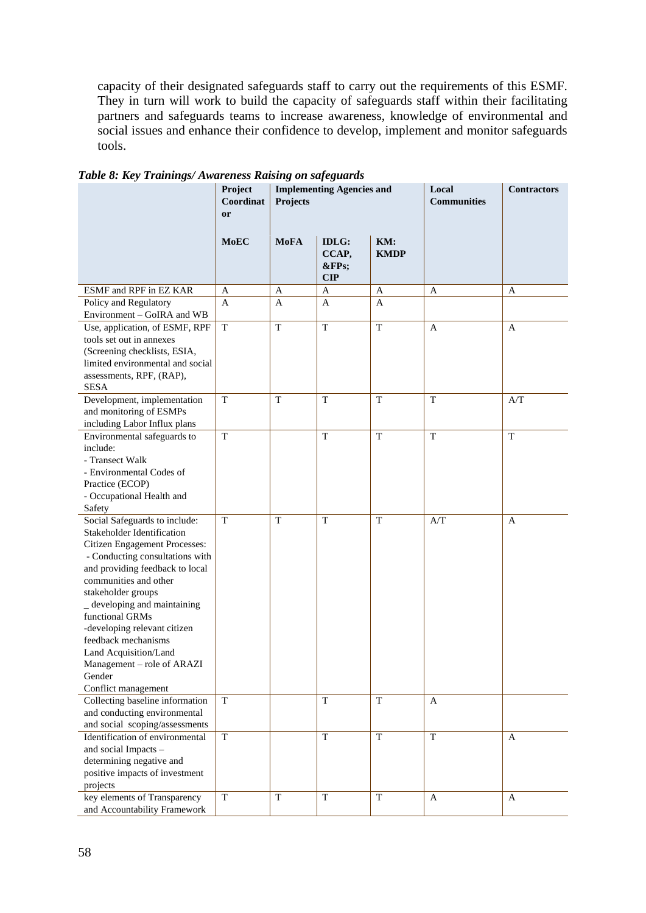capacity of their designated safeguards staff to carry out the requirements of this ESMF. They in turn will work to build the capacity of safeguards staff within their facilitating partners and safeguards teams to increase awareness, knowledge of environmental and social issues and enhance their confidence to develop, implement and monitor safeguards tools.

***Table 8: Key Trainings/ Awareness Raising on safeguards***

| | Project Coordinator | Implementing Agencies and Projects | | | Local Communities | Contractors |
|---|---|---|---|---|---|---|
| | **MoEC** | **MoFA** | **IDLG: CCAP, &FPs; CIP** | **KM: KMDP** | | |
| ESMF and RPF in EZ KAR | A | A | A | A | A | A |
| Policy and Regulatory Environment – GoIRA and WB | A | A | A | A | | |
| Use, application, of ESMF, RPF tools set out in annexes (Screening checklists, ESIA, limited environmental and social assessments, RPF, (RAP), SESA | T | T | T | T | A | A |
| Development, implementation and monitoring of ESMPs including Labor Influx plans | T | T | T | T | T | A/T |
| Environmental safeguards to include:<br>- Transect Walk<br>- Environmental Codes of Practice (ECOP)<br>- Occupational Health and Safety | T | | T | T | T | T |
| Social Safeguards to include:<br>Stakeholder Identification<br>Citizen Engagement Processes:<br>- Conducting consultations with and providing feedback to local communities and other stakeholder groups<br>_ developing and maintaining functional GRMs<br>-developing relevant citizen feedback mechanisms<br>Land Acquisition/Land Management – role of ARAZI<br>Gender<br>Conflict management | T | T | T | T | A/T | A |
| Collecting baseline information and conducting environmental and social scoping/assessments | T | | T | T | A | |
| Identification of environmental and social Impacts – determining negative and positive impacts of investment projects | T | | T | T | T | A |
| key elements of Transparency and Accountability Framework | T | T | T | T | A | A |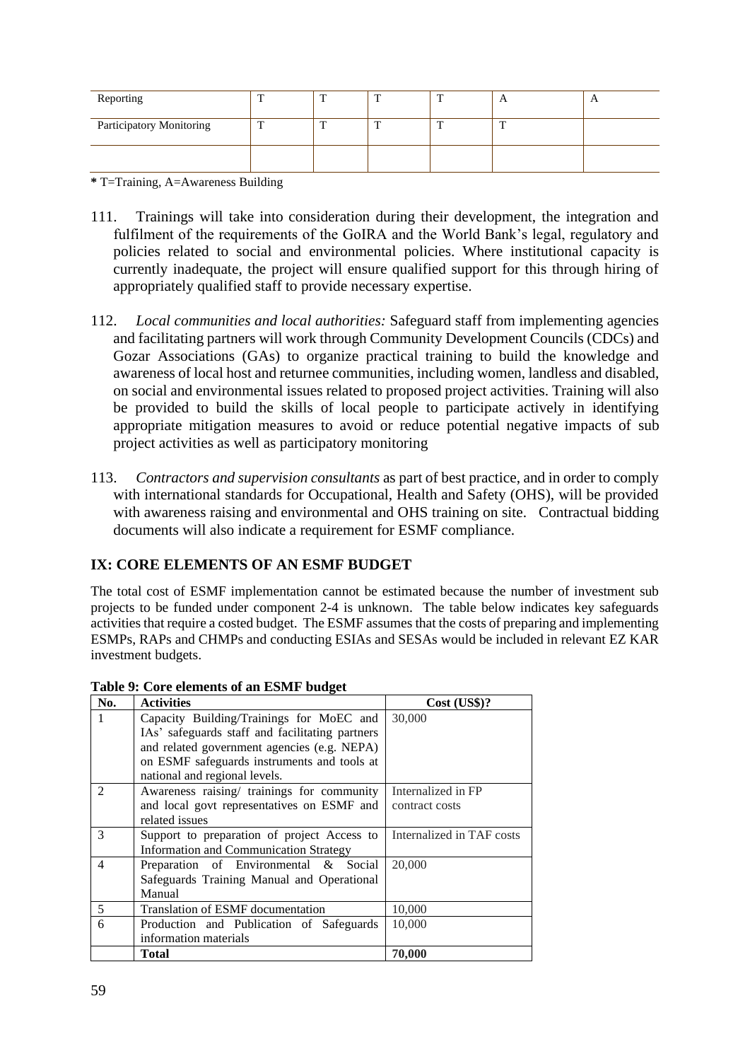| Reporting | T | T | T | T | A | A |
|---|---|---|---|---|---|---|
| Participatory Monitoring | T | T | T | T | T | |
| | | | | | | |

**\*** T=Training, A=Awareness Building

111. Trainings will take into consideration during their development, the integration and fulfilment of the requirements of the GoIRA and the World Bank's legal, regulatory and policies related to social and environmental policies. Where institutional capacity is currently inadequate, the project will ensure qualified support for this through hiring of appropriately qualified staff to provide necessary expertise.

112. *Local communities and local authorities:* Safeguard staff from implementing agencies and facilitating partners will work through Community Development Councils (CDCs) and Gozar Associations (GAs) to organize practical training to build the knowledge and awareness of local host and returnee communities, including women, landless and disabled, on social and environmental issues related to proposed project activities. Training will also be provided to build the skills of local people to participate actively in identifying appropriate mitigation measures to avoid or reduce potential negative impacts of sub project activities as well as participatory monitoring

113. *Contractors and supervision consultants* as part of best practice, and in order to comply with international standards for Occupational, Health and Safety (OHS), will be provided with awareness raising and environmental and OHS training on site. Contractual bidding documents will also indicate a requirement for ESMF compliance.

## IX: CORE ELEMENTS OF AN ESMF BUDGET

The total cost of ESMF implementation cannot be estimated because the number of investment sub projects to be funded under component 2-4 is unknown. The table below indicates key safeguards activities that require a costed budget. The ESMF assumes that the costs of preparing and implementing ESMPs, RAPs and CHMPs and conducting ESIAs and SESAs would be included in relevant EZ KAR investment budgets.

**Table 9: Core elements of an ESMF budget**

| No. | Activities | Cost (US$)? |
|---|---|---|
| 1 | Capacity Building/Trainings for MoEC and IAs' safeguards staff and facilitating partners and related government agencies (e.g. NEPA) on ESMF safeguards instruments and tools at national and regional levels. | 30,000 |
| 2 | Awareness raising/ trainings for community and local govt representatives on ESMF and related issues | Internalized in FP contract costs |
| 3 | Support to preparation of project Access to Information and Communication Strategy | Internalized in TAF costs |
| 4 | Preparation of Environmental & Social Safeguards Training Manual and Operational Manual | 20,000 |
| 5 | Translation of ESMF documentation | 10,000 |
| 6 | Production and Publication of Safeguards information materials | 10,000 |
| | **Total** | **70,000** |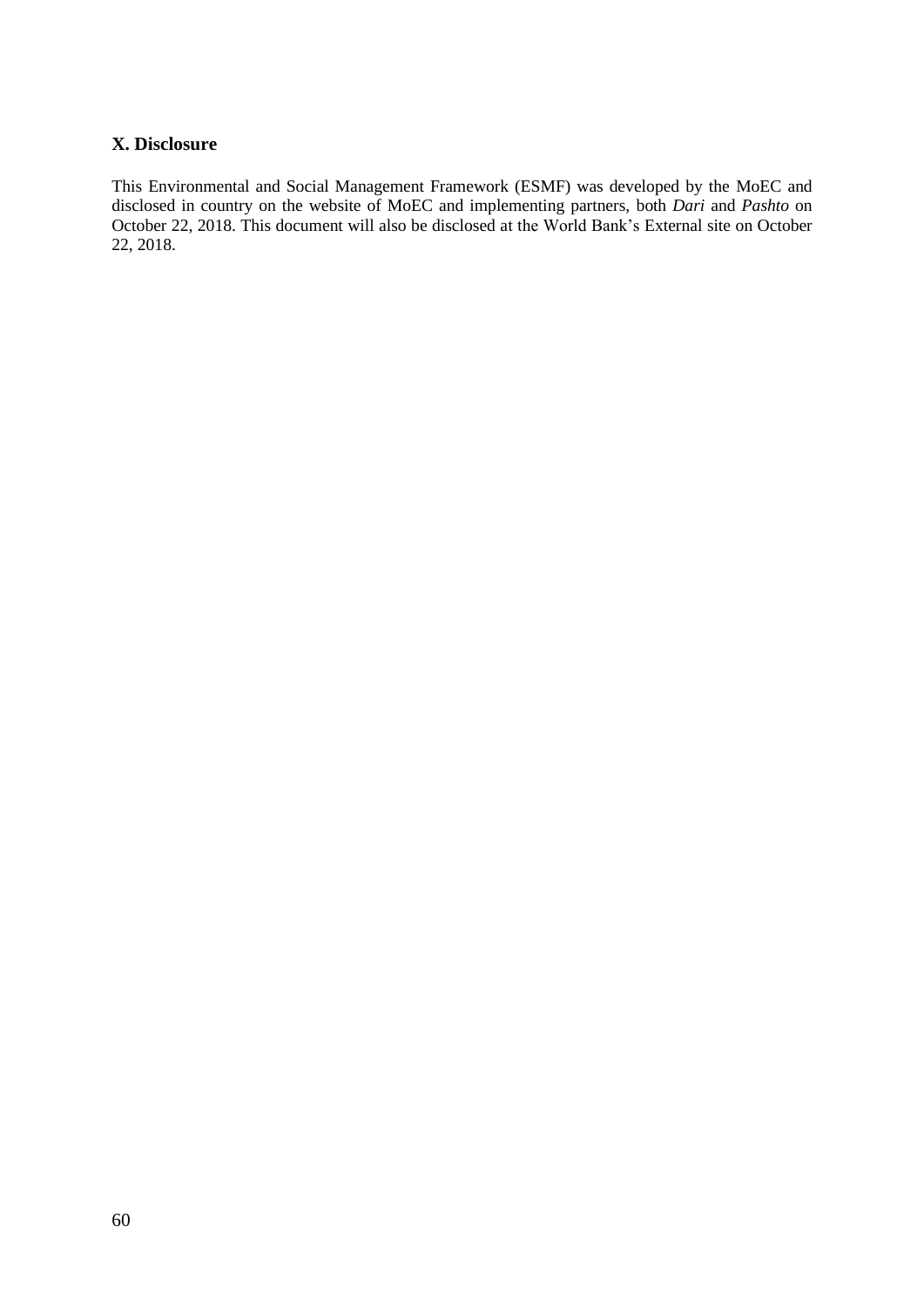## X. Disclosure

This Environmental and Social Management Framework (ESMF) was developed by the MoEC and disclosed in country on the website of MoEC and implementing partners, both *Dari* and *Pashto* on October 22, 2018. This document will also be disclosed at the World Bank's External site on October 22, 2018.